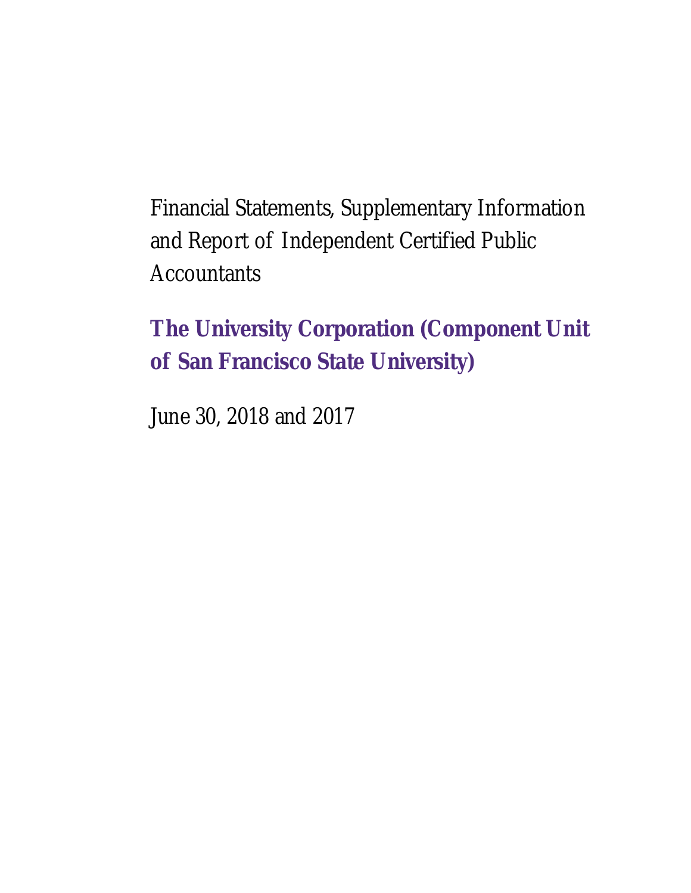Financial Statements, Supplementary Information and Report of Independent Certified Public Accountants

# The University Corporation (Component Unit of San Francisco State University)

June 30, 2018 and 2017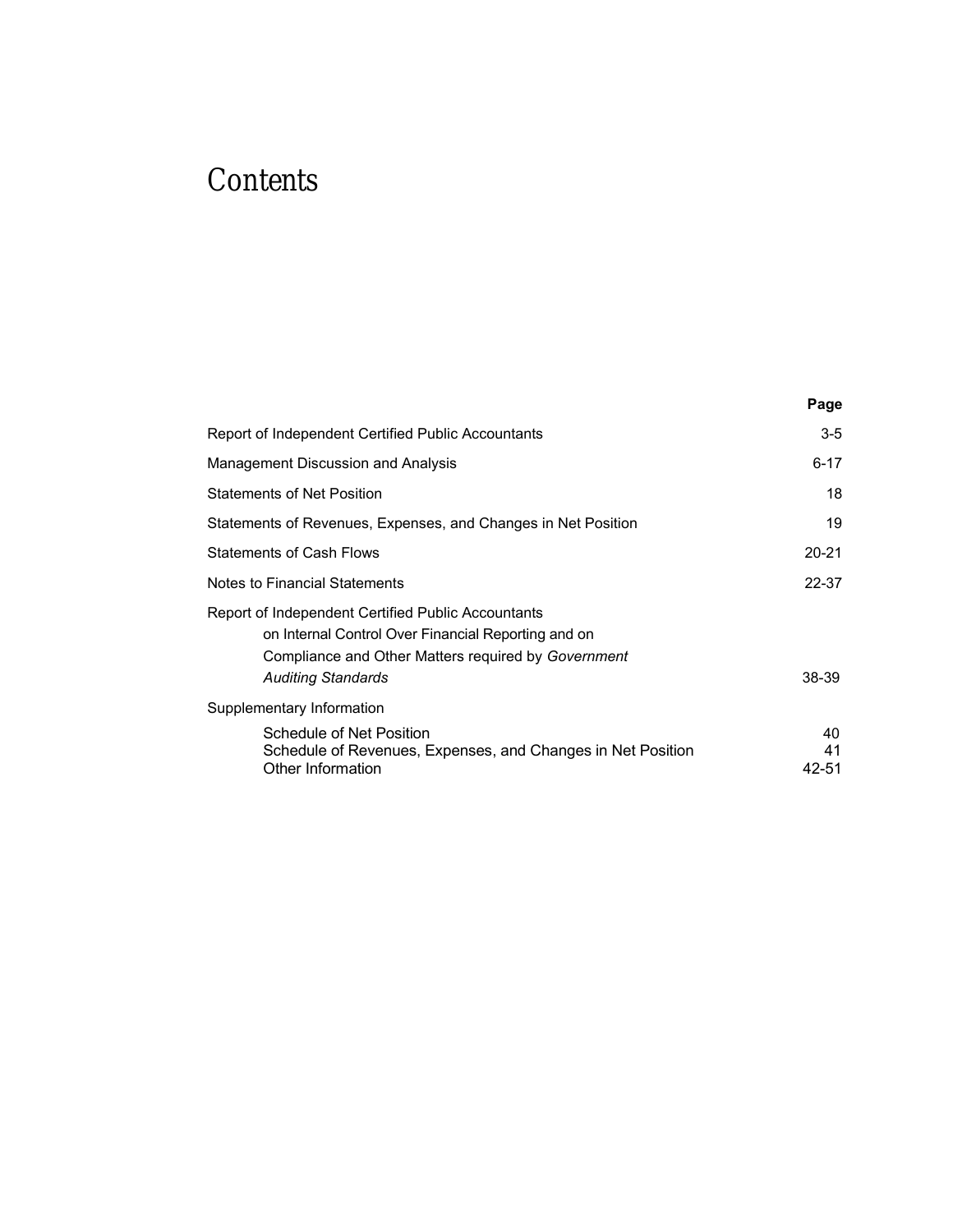# Contents

| | Page |
|---|---|
| Report of Independent Certified Public Accountants | 3-5 |
| Management Discussion and Analysis | 6-17 |
| Statements of Net Position | 18 |
| Statements of Revenues, Expenses, and Changes in Net Position | 19 |
| Statements of Cash Flows | 20-21 |
| Notes to Financial Statements | 22-37 |
| Report of Independent Certified Public Accountants on Internal Control Over Financial Reporting and on Compliance and Other Matters required by *Government Auditing Standards* | 38-39 |
| Supplementary Information | |
| Schedule of Net Position | 40 |
| Schedule of Revenues, Expenses, and Changes in Net Position | 41 |
| Other Information | 42-51 |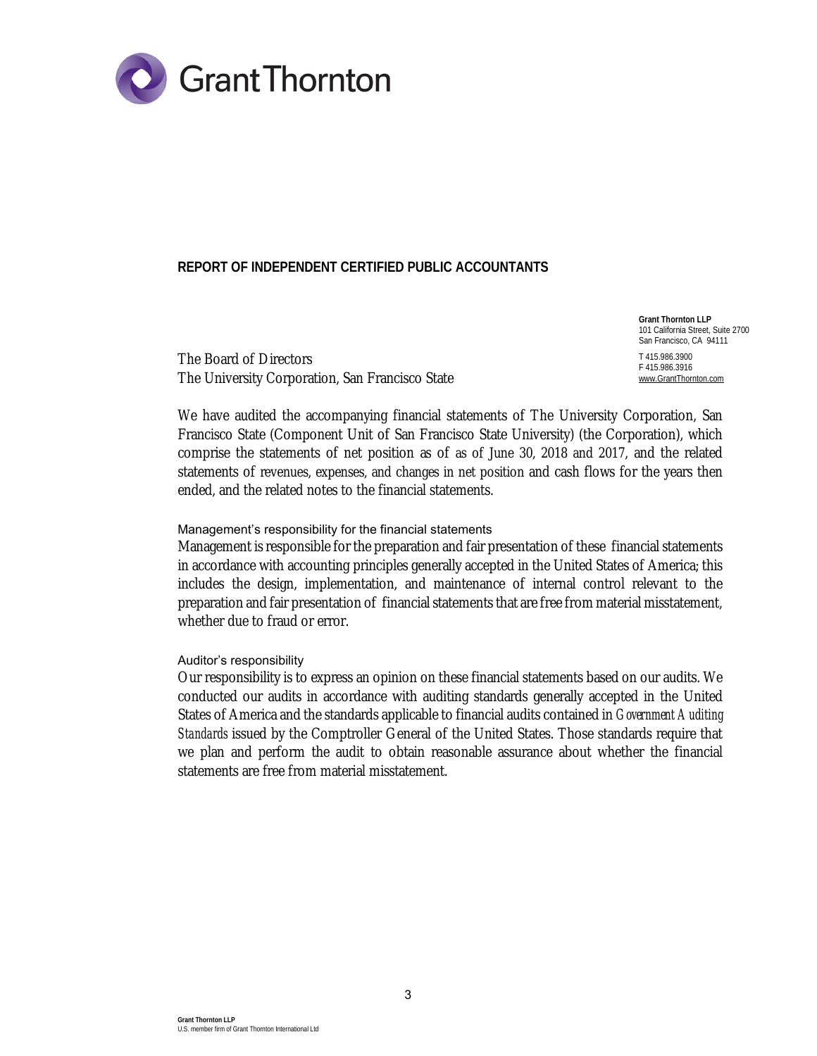Grant Thornton

## REPORT OF INDEPENDENT CERTIFIED PUBLIC ACCOUNTANTS

**Grant Thornton LLP**
101 California Street, Suite 2700
San Francisco, CA 94111

T 415.986.3900
F 415.986.3916
www.GrantThornton.com

The Board of Directors
The University Corporation, San Francisco State

We have audited the accompanying financial statements of The University Corporation, San Francisco State (Component Unit of San Francisco State University) (the Corporation), which comprise the statements of net position as of as of June 30, 2018 and 2017, and the related statements of revenues, expenses, and changes in net position and cash flows for the years then ended, and the related notes to the financial statements.

### Management's responsibility for the financial statements

Management is responsible for the preparation and fair presentation of these financial statements in accordance with accounting principles generally accepted in the United States of America; this includes the design, implementation, and maintenance of internal control relevant to the preparation and fair presentation of financial statements that are free from material misstatement, whether due to fraud or error.

### Auditor's responsibility

Our responsibility is to express an opinion on these financial statements based on our audits. We conducted our audits in accordance with auditing standards generally accepted in the United States of America and the standards applicable to financial audits contained in *Government Auditing Standards* issued by the Comptroller General of the United States. Those standards require that we plan and perform the audit to obtain reasonable assurance about whether the financial statements are free from material misstatement.

**Grant Thornton LLP**
U.S. member firm of Grant Thornton International Ltd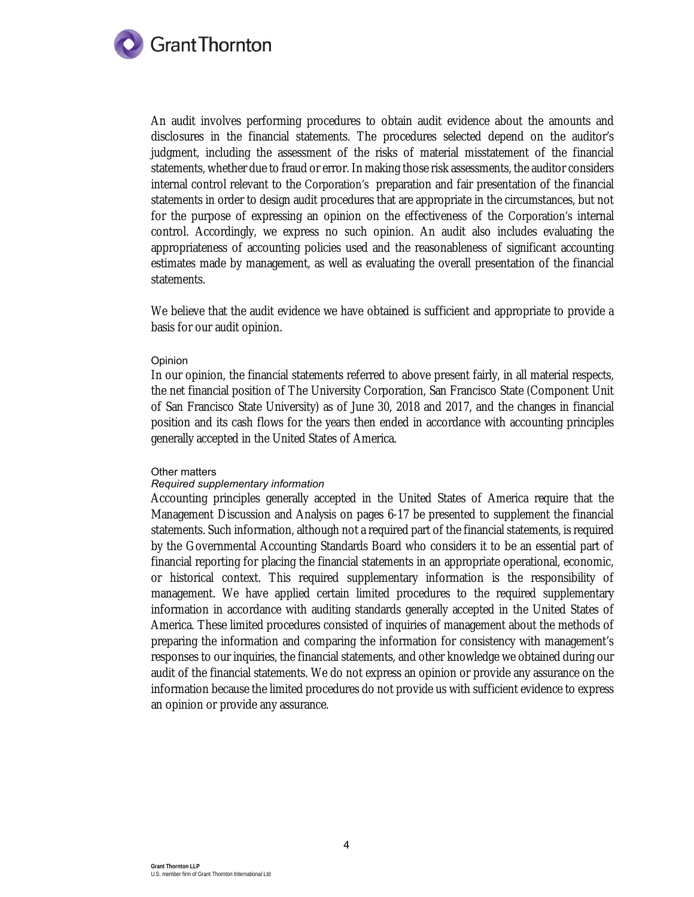An audit involves performing procedures to obtain audit evidence about the amounts and disclosures in the financial statements. The procedures selected depend on the auditor's judgment, including the assessment of the risks of material misstatement of the financial statements, whether due to fraud or error. In making those risk assessments, the auditor considers internal control relevant to the Corporation's preparation and fair presentation of the financial statements in order to design audit procedures that are appropriate in the circumstances, but not for the purpose of expressing an opinion on the effectiveness of the Corporation's internal control. Accordingly, we express no such opinion. An audit also includes evaluating the appropriateness of accounting policies used and the reasonableness of significant accounting estimates made by management, as well as evaluating the overall presentation of the financial statements.

We believe that the audit evidence we have obtained is sufficient and appropriate to provide a basis for our audit opinion.

### Opinion

In our opinion, the financial statements referred to above present fairly, in all material respects, the net financial position of The University Corporation, San Francisco State (Component Unit of San Francisco State University) as of June 30, 2018 and 2017, and the changes in financial position and its cash flows for the years then ended in accordance with accounting principles generally accepted in the United States of America.

### Other matters

*Required supplementary information*

Accounting principles generally accepted in the United States of America require that the Management Discussion and Analysis on pages 6-17 be presented to supplement the financial statements. Such information, although not a required part of the financial statements, is required by the Governmental Accounting Standards Board who considers it to be an essential part of financial reporting for placing the financial statements in an appropriate operational, economic, or historical context. This required supplementary information is the responsibility of management. We have applied certain limited procedures to the required supplementary information in accordance with auditing standards generally accepted in the United States of America. These limited procedures consisted of inquiries of management about the methods of preparing the information and comparing the information for consistency with management's responses to our inquiries, the financial statements, and other knowledge we obtained during our audit of the financial statements. We do not express an opinion or provide any assurance on the information because the limited procedures do not provide us with sufficient evidence to express an opinion or provide any assurance.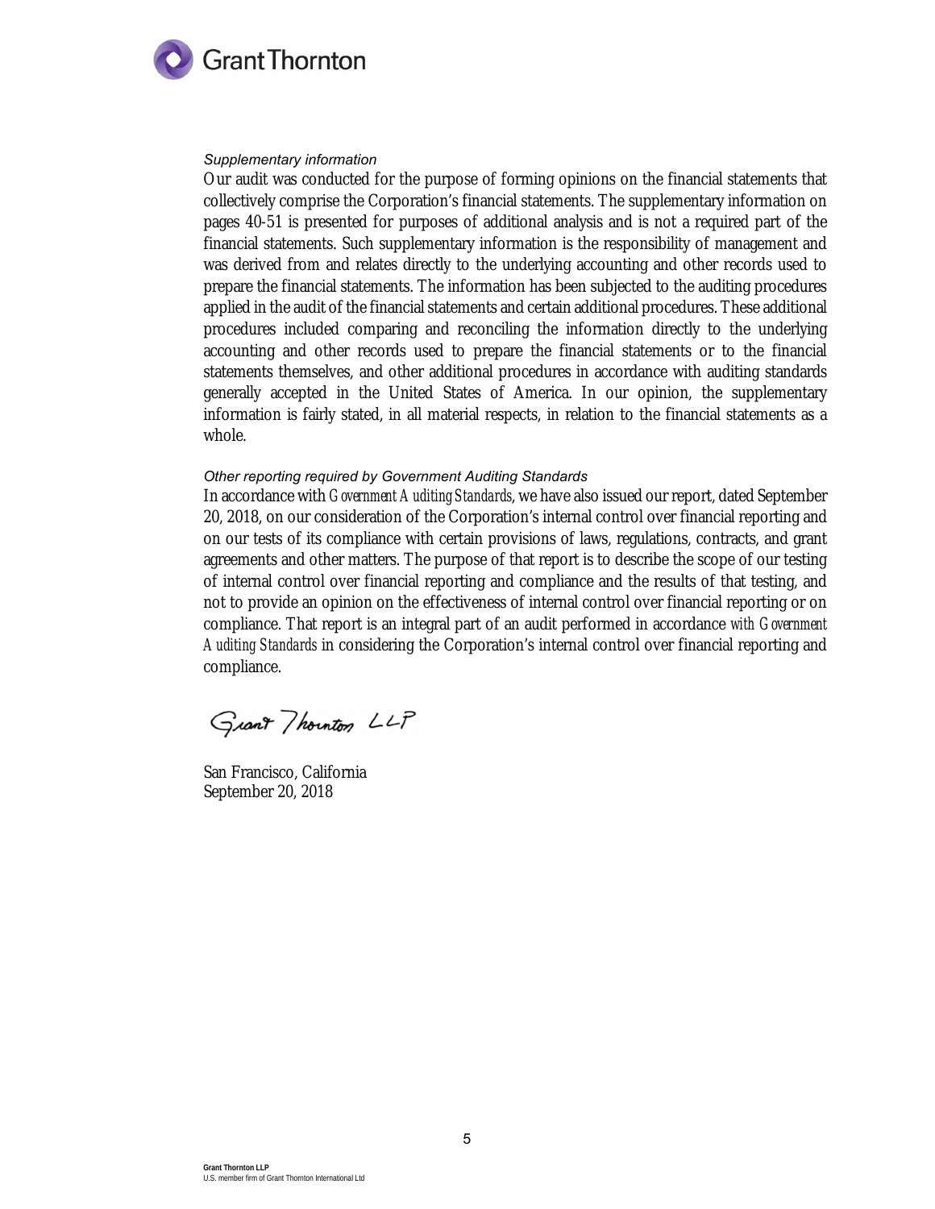*Supplementary information*

Our audit was conducted for the purpose of forming opinions on the financial statements that collectively comprise the Corporation's financial statements. The supplementary information on pages 40-51 is presented for purposes of additional analysis and is not a required part of the financial statements. Such supplementary information is the responsibility of management and was derived from and relates directly to the underlying accounting and other records used to prepare the financial statements. The information has been subjected to the auditing procedures applied in the audit of the financial statements and certain additional procedures. These additional procedures included comparing and reconciling the information directly to the underlying accounting and other records used to prepare the financial statements or to the financial statements themselves, and other additional procedures in accordance with auditing standards generally accepted in the United States of America. In our opinion, the supplementary information is fairly stated, in all material respects, in relation to the financial statements as a whole.

*Other reporting required by Government Auditing Standards*

In accordance with *Government Auditing Standards*, we have also issued our report, dated September 20, 2018, on our consideration of the Corporation's internal control over financial reporting and on our tests of its compliance with certain provisions of laws, regulations, contracts, and grant agreements and other matters. The purpose of that report is to describe the scope of our testing of internal control over financial reporting and compliance and the results of that testing, and not to provide an opinion on the effectiveness of internal control over financial reporting or on compliance. That report is an integral part of an audit performed in accordance *with Government Auditing Standards* in considering the Corporation's internal control over financial reporting and compliance.

Grant Thornton LLP

San Francisco, California
September 20, 2018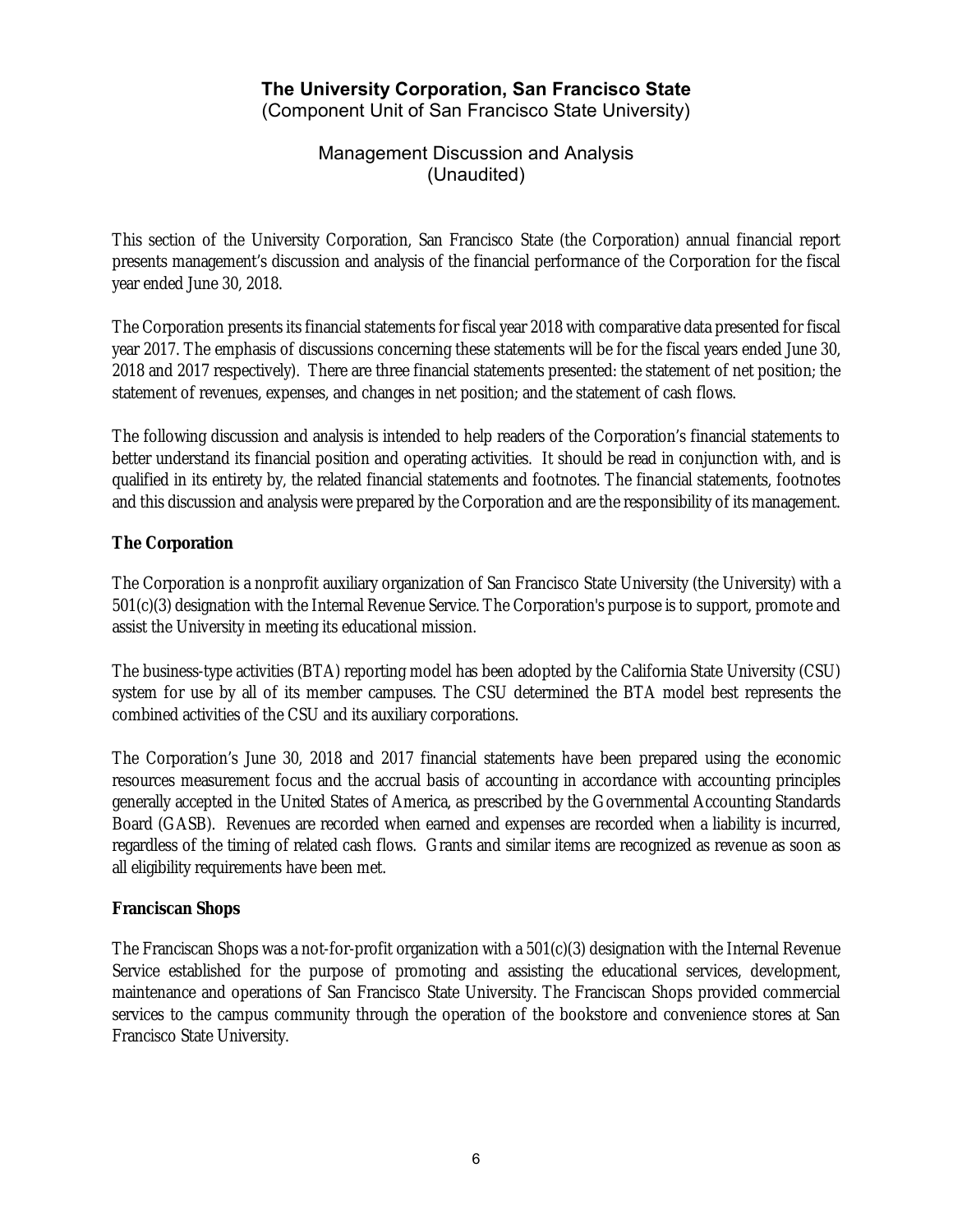# The University Corporation, San Francisco State

(Component Unit of San Francisco State University)

## Management Discussion and Analysis
(Unaudited)

This section of the University Corporation, San Francisco State (the Corporation) annual financial report presents management's discussion and analysis of the financial performance of the Corporation for the fiscal year ended June 30, 2018.

The Corporation presents its financial statements for fiscal year 2018 with comparative data presented for fiscal year 2017. The emphasis of discussions concerning these statements will be for the fiscal years ended June 30, 2018 and 2017 respectively). There are three financial statements presented: the statement of net position; the statement of revenues, expenses, and changes in net position; and the statement of cash flows.

The following discussion and analysis is intended to help readers of the Corporation's financial statements to better understand its financial position and operating activities. It should be read in conjunction with, and is qualified in its entirety by, the related financial statements and footnotes. The financial statements, footnotes and this discussion and analysis were prepared by the Corporation and are the responsibility of its management.

**The Corporation**

The Corporation is a nonprofit auxiliary organization of San Francisco State University (the University) with a 501(c)(3) designation with the Internal Revenue Service. The Corporation's purpose is to support, promote and assist the University in meeting its educational mission.

The business-type activities (BTA) reporting model has been adopted by the California State University (CSU) system for use by all of its member campuses. The CSU determined the BTA model best represents the combined activities of the CSU and its auxiliary corporations.

The Corporation's June 30, 2018 and 2017 financial statements have been prepared using the economic resources measurement focus and the accrual basis of accounting in accordance with accounting principles generally accepted in the United States of America, as prescribed by the Governmental Accounting Standards Board (GASB). Revenues are recorded when earned and expenses are recorded when a liability is incurred, regardless of the timing of related cash flows. Grants and similar items are recognized as revenue as soon as all eligibility requirements have been met.

**Franciscan Shops**

The Franciscan Shops was a not-for-profit organization with a 501(c)(3) designation with the Internal Revenue Service established for the purpose of promoting and assisting the educational services, development, maintenance and operations of San Francisco State University. The Franciscan Shops provided commercial services to the campus community through the operation of the bookstore and convenience stores at San Francisco State University.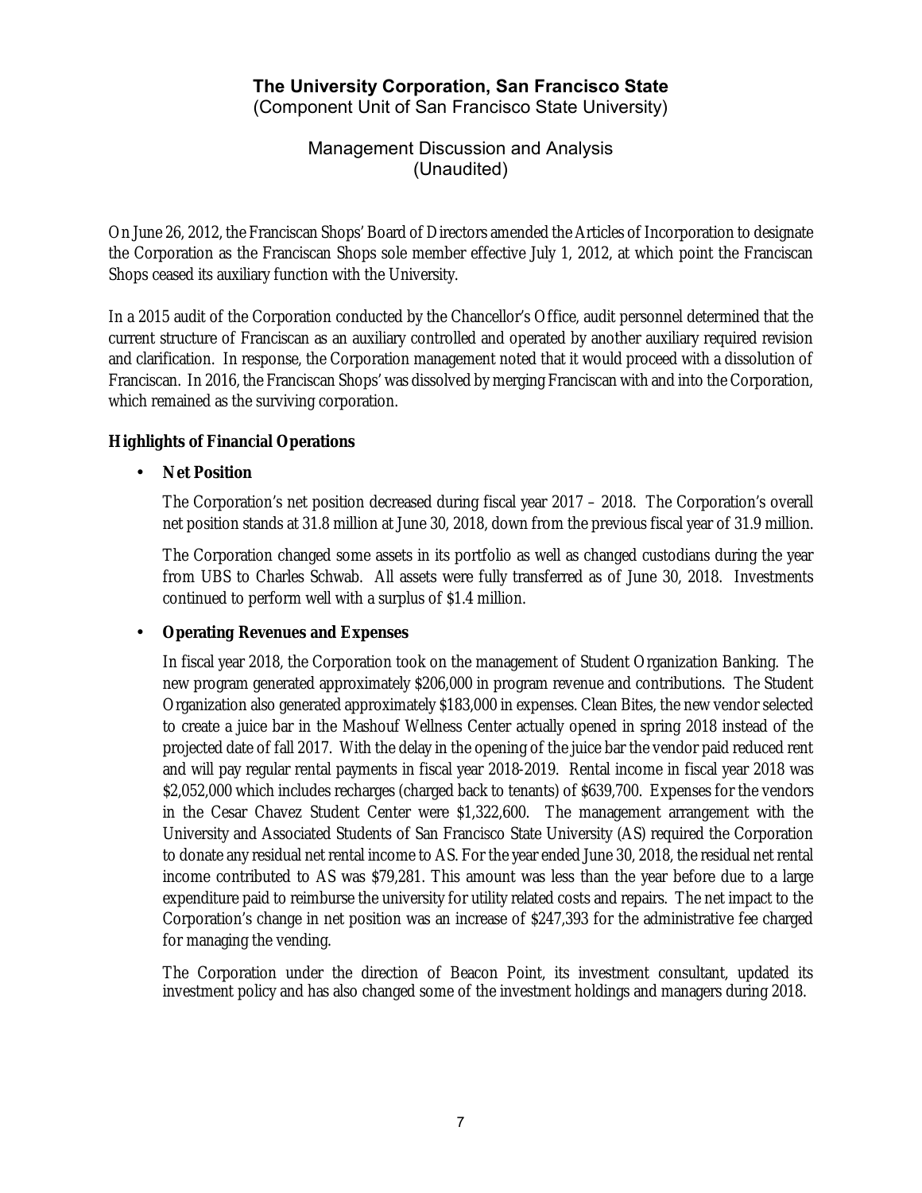# The University Corporation, San Francisco State
(Component Unit of San Francisco State University)

## Management Discussion and Analysis
(Unaudited)

On June 26, 2012, the Franciscan Shops' Board of Directors amended the Articles of Incorporation to designate the Corporation as the Franciscan Shops sole member effective July 1, 2012, at which point the Franciscan Shops ceased its auxiliary function with the University.

In a 2015 audit of the Corporation conducted by the Chancellor's Office, audit personnel determined that the current structure of Franciscan as an auxiliary controlled and operated by another auxiliary required revision and clarification. In response, the Corporation management noted that it would proceed with a dissolution of Franciscan. In 2016, the Franciscan Shops' was dissolved by merging Franciscan with and into the Corporation, which remained as the surviving corporation.

**Highlights of Financial Operations**

- **Net Position**

  The Corporation's net position decreased during fiscal year 2017 – 2018. The Corporation's overall net position stands at 31.8 million at June 30, 2018, down from the previous fiscal year of 31.9 million.

  The Corporation changed some assets in its portfolio as well as changed custodians during the year from UBS to Charles Schwab. All assets were fully transferred as of June 30, 2018. Investments continued to perform well with a surplus of $1.4 million.

- **Operating Revenues and Expenses**

  In fiscal year 2018, the Corporation took on the management of Student Organization Banking. The new program generated approximately $206,000 in program revenue and contributions. The Student Organization also generated approximately $183,000 in expenses. Clean Bites, the new vendor selected to create a juice bar in the Mashouf Wellness Center actually opened in spring 2018 instead of the projected date of fall 2017. With the delay in the opening of the juice bar the vendor paid reduced rent and will pay regular rental payments in fiscal year 2018-2019. Rental income in fiscal year 2018 was $2,052,000 which includes recharges (charged back to tenants) of $639,700. Expenses for the vendors in the Cesar Chavez Student Center were $1,322,600. The management arrangement with the University and Associated Students of San Francisco State University (AS) required the Corporation to donate any residual net rental income to AS. For the year ended June 30, 2018, the residual net rental income contributed to AS was $79,281. This amount was less than the year before due to a large expenditure paid to reimburse the university for utility related costs and repairs. The net impact to the Corporation's change in net position was an increase of $247,393 for the administrative fee charged for managing the vending.

  The Corporation under the direction of Beacon Point, its investment consultant, updated its investment policy and has also changed some of the investment holdings and managers during 2018.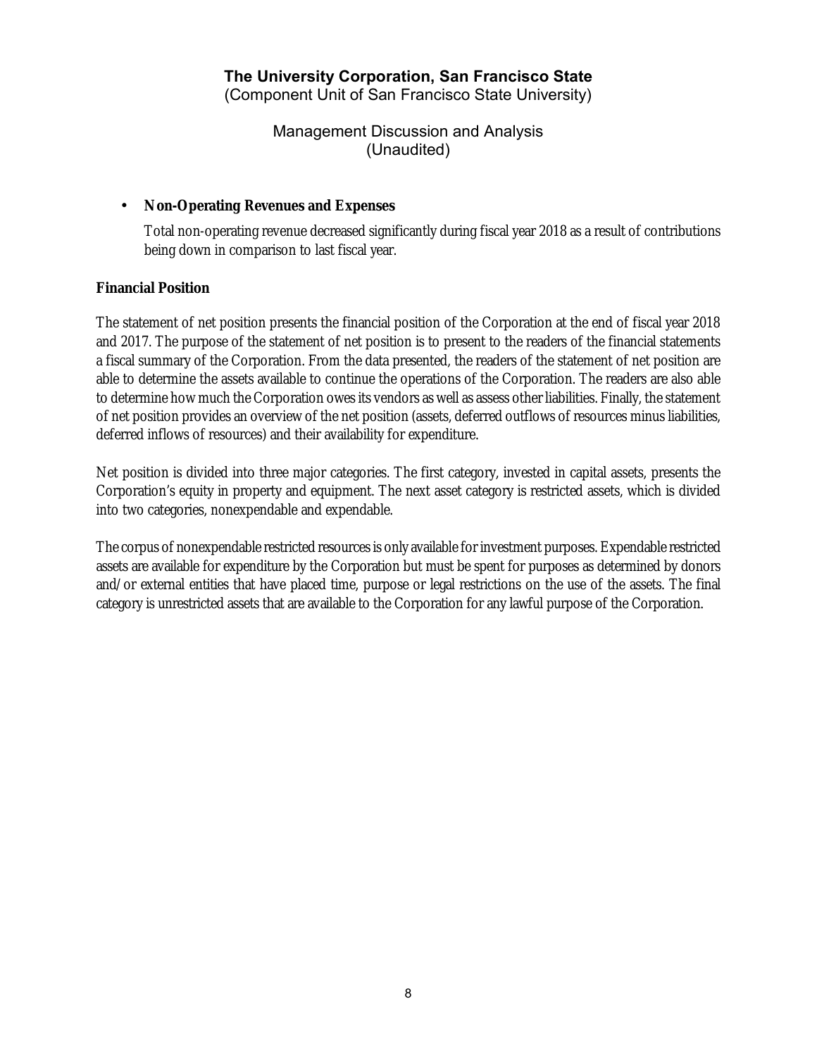- **Non-Operating Revenues and Expenses**

  Total non-operating revenue decreased significantly during fiscal year 2018 as a result of contributions being down in comparison to last fiscal year.

**Financial Position**

The statement of net position presents the financial position of the Corporation at the end of fiscal year 2018 and 2017. The purpose of the statement of net position is to present to the readers of the financial statements a fiscal summary of the Corporation. From the data presented, the readers of the statement of net position are able to determine the assets available to continue the operations of the Corporation. The readers are also able to determine how much the Corporation owes its vendors as well as assess other liabilities. Finally, the statement of net position provides an overview of the net position (assets, deferred outflows of resources minus liabilities, deferred inflows of resources) and their availability for expenditure.

Net position is divided into three major categories. The first category, invested in capital assets, presents the Corporation's equity in property and equipment. The next asset category is restricted assets, which is divided into two categories, nonexpendable and expendable.

The corpus of nonexpendable restricted resources is only available for investment purposes. Expendable restricted assets are available for expenditure by the Corporation but must be spent for purposes as determined by donors and/or external entities that have placed time, purpose or legal restrictions on the use of the assets. The final category is unrestricted assets that are available to the Corporation for any lawful purpose of the Corporation.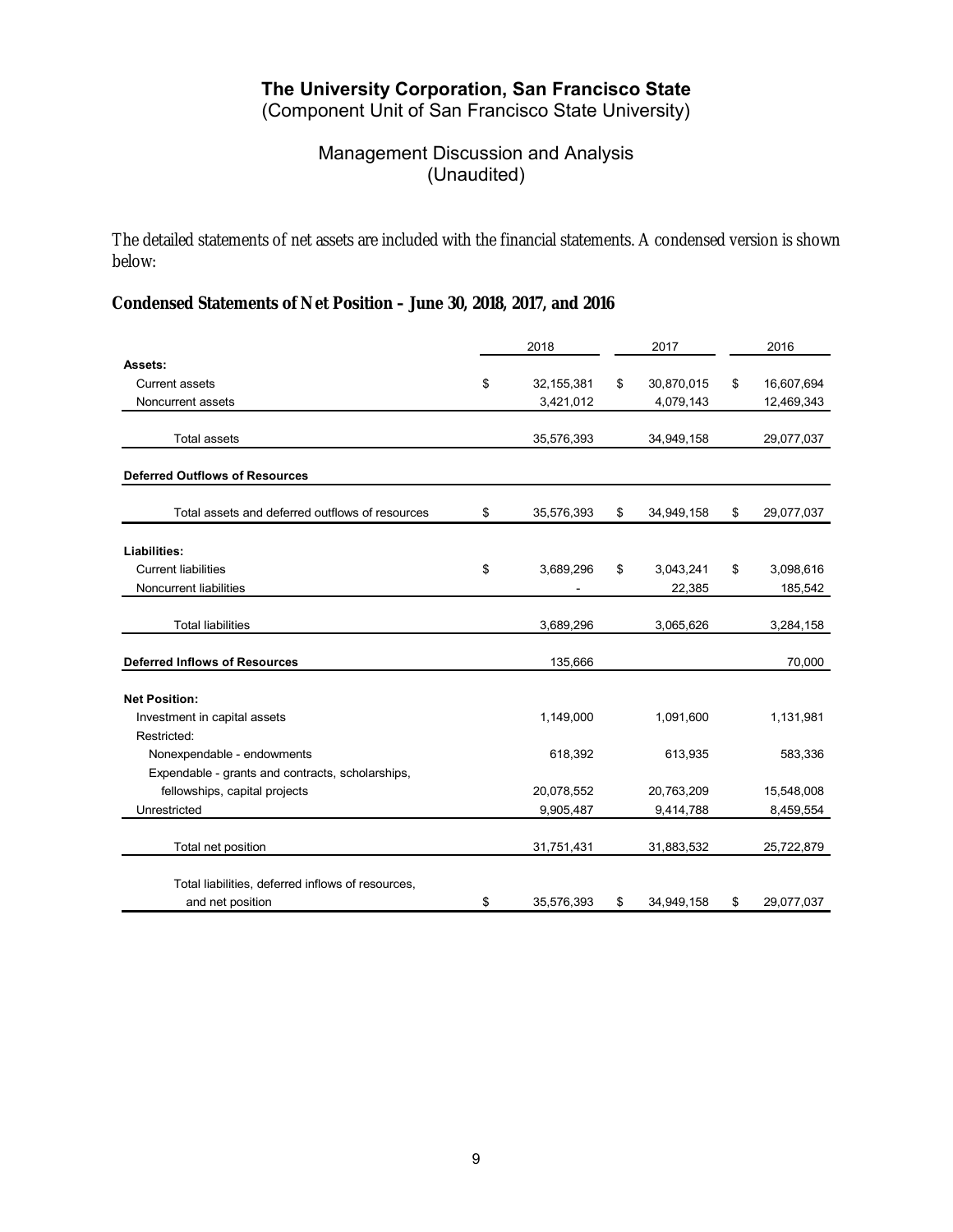# The University Corporation, San Francisco State
(Component Unit of San Francisco State University)

## Management Discussion and Analysis
(Unaudited)

The detailed statements of net assets are included with the financial statements. A condensed version is shown below:

### Condensed Statements of Net Position – June 30, 2018, 2017, and 2016

| | 2018 | 2017 | 2016 |
|---|---|---|---|
| **Assets:** | | | |
| Current assets | $ 32,155,381 | $ 30,870,015 | $ 16,607,694 |
| Noncurrent assets | 3,421,012 | 4,079,143 | 12,469,343 |
| Total assets | 35,576,393 | 34,949,158 | 29,077,037 |
| **Deferred Outflows of Resources** | | | |
| Total assets and deferred outflows of resources | $ 35,576,393 | $ 34,949,158 | $ 29,077,037 |
| **Liabilities:** | | | |
| Current liabilities | $ 3,689,296 | $ 3,043,241 | $ 3,098,616 |
| Noncurrent liabilities | - | 22,385 | 185,542 |
| Total liabilities | 3,689,296 | 3,065,626 | 3,284,158 |
| **Deferred Inflows of Resources** | 135,666 | | 70,000 |
| **Net Position:** | | | |
| Investment in capital assets | 1,149,000 | 1,091,600 | 1,131,981 |
| Restricted: | | | |
| Nonexpendable - endowments | 618,392 | 613,935 | 583,336 |
| Expendable - grants and contracts, scholarships, fellowships, capital projects | 20,078,552 | 20,763,209 | 15,548,008 |
| Unrestricted | 9,905,487 | 9,414,788 | 8,459,554 |
| Total net position | 31,751,431 | 31,883,532 | 25,722,879 |
| Total liabilities, deferred inflows of resources, and net position | $ 35,576,393 | $ 34,949,158 | $ 29,077,037 |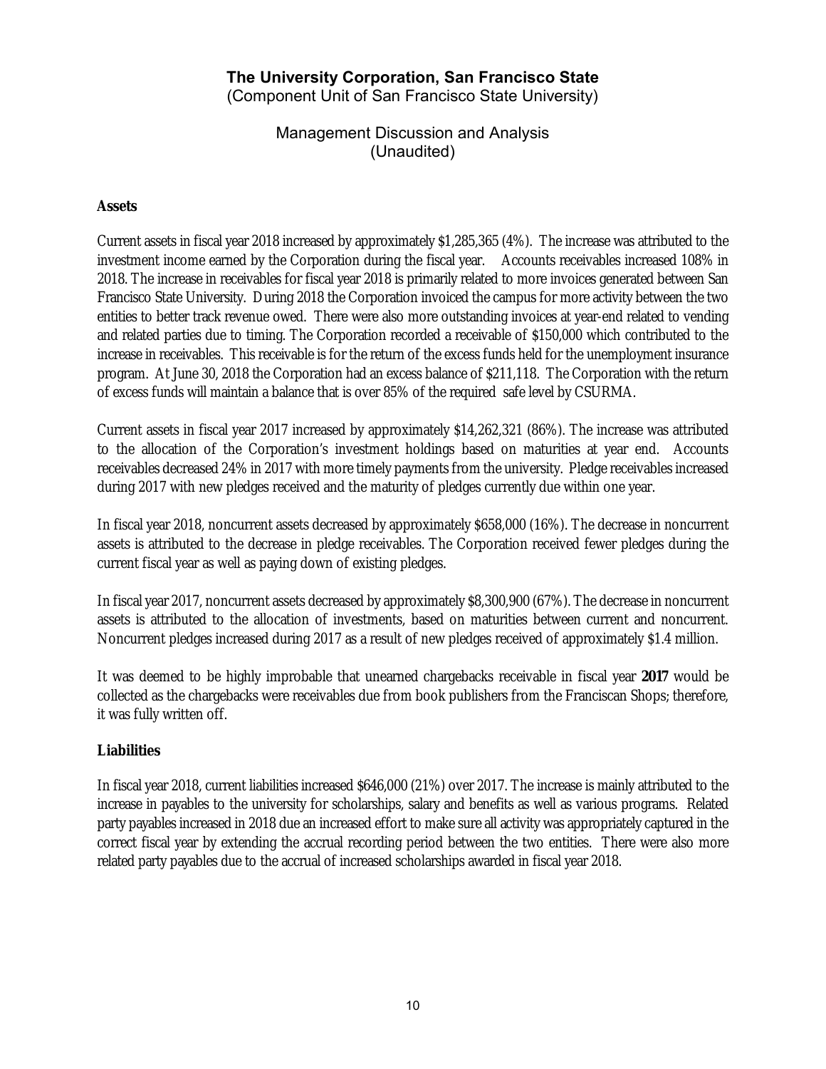# The University Corporation, San Francisco State

(Component Unit of San Francisco State University)

## Management Discussion and Analysis
(Unaudited)

### Assets

Current assets in fiscal year 2018 increased by approximately $1,285,365 (4%). The increase was attributed to the investment income earned by the Corporation during the fiscal year. Accounts receivables increased 108% in 2018. The increase in receivables for fiscal year 2018 is primarily related to more invoices generated between San Francisco State University. During 2018 the Corporation invoiced the campus for more activity between the two entities to better track revenue owed. There were also more outstanding invoices at year-end related to vending and related parties due to timing. The Corporation recorded a receivable of $150,000 which contributed to the increase in receivables. This receivable is for the return of the excess funds held for the unemployment insurance program. At June 30, 2018 the Corporation had an excess balance of $211,118. The Corporation with the return of excess funds will maintain a balance that is over 85% of the required safe level by CSURMA.

Current assets in fiscal year 2017 increased by approximately $14,262,321 (86%). The increase was attributed to the allocation of the Corporation's investment holdings based on maturities at year end. Accounts receivables decreased 24% in 2017 with more timely payments from the university. Pledge receivables increased during 2017 with new pledges received and the maturity of pledges currently due within one year.

In fiscal year 2018, noncurrent assets decreased by approximately $658,000 (16%). The decrease in noncurrent assets is attributed to the decrease in pledge receivables. The Corporation received fewer pledges during the current fiscal year as well as paying down of existing pledges.

In fiscal year 2017, noncurrent assets decreased by approximately $8,300,900 (67%). The decrease in noncurrent assets is attributed to the allocation of investments, based on maturities between current and noncurrent. Noncurrent pledges increased during 2017 as a result of new pledges received of approximately $1.4 million.

It was deemed to be highly improbable that unearned chargebacks receivable in fiscal year **2017** would be collected as the chargebacks were receivables due from book publishers from the Franciscan Shops; therefore, it was fully written off.

### Liabilities

In fiscal year 2018, current liabilities increased $646,000 (21%) over 2017. The increase is mainly attributed to the increase in payables to the university for scholarships, salary and benefits as well as various programs. Related party payables increased in 2018 due an increased effort to make sure all activity was appropriately captured in the correct fiscal year by extending the accrual recording period between the two entities. There were also more related party payables due to the accrual of increased scholarships awarded in fiscal year 2018.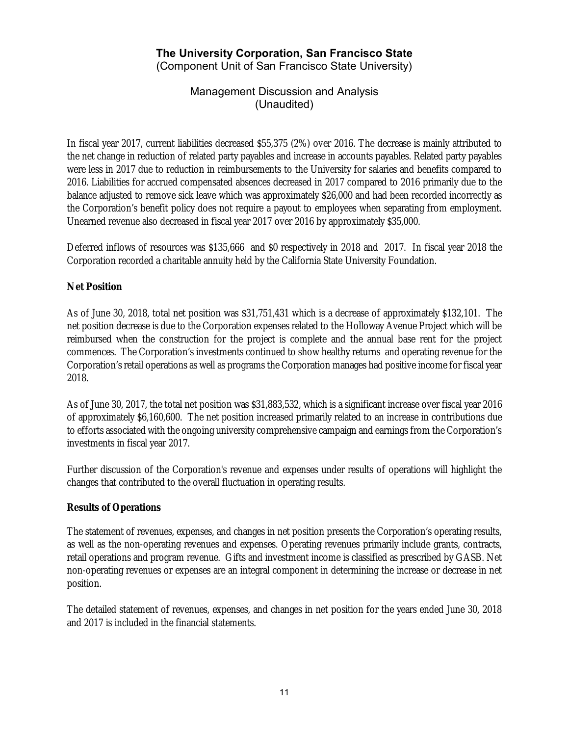In fiscal year 2017, current liabilities decreased $55,375 (2%) over 2016. The decrease is mainly attributed to the net change in reduction of related party payables and increase in accounts payables. Related party payables were less in 2017 due to reduction in reimbursements to the University for salaries and benefits compared to 2016. Liabilities for accrued compensated absences decreased in 2017 compared to 2016 primarily due to the balance adjusted to remove sick leave which was approximately $26,000 and had been recorded incorrectly as the Corporation's benefit policy does not require a payout to employees when separating from employment. Unearned revenue also decreased in fiscal year 2017 over 2016 by approximately $35,000.

Deferred inflows of resources was $135,666 and $0 respectively in 2018 and 2017. In fiscal year 2018 the Corporation recorded a charitable annuity held by the California State University Foundation.

**Net Position**

As of June 30, 2018, total net position was $31,751,431 which is a decrease of approximately $132,101. The net position decrease is due to the Corporation expenses related to the Holloway Avenue Project which will be reimbursed when the construction for the project is complete and the annual base rent for the project commences. The Corporation's investments continued to show healthy returns and operating revenue for the Corporation's retail operations as well as programs the Corporation manages had positive income for fiscal year 2018.

As of June 30, 2017, the total net position was $31,883,532, which is a significant increase over fiscal year 2016 of approximately $6,160,600. The net position increased primarily related to an increase in contributions due to efforts associated with the ongoing university comprehensive campaign and earnings from the Corporation's investments in fiscal year 2017.

Further discussion of the Corporation's revenue and expenses under results of operations will highlight the changes that contributed to the overall fluctuation in operating results.

**Results of Operations**

The statement of revenues, expenses, and changes in net position presents the Corporation's operating results, as well as the non-operating revenues and expenses. Operating revenues primarily include grants, contracts, retail operations and program revenue. Gifts and investment income is classified as prescribed by GASB. Net non-operating revenues or expenses are an integral component in determining the increase or decrease in net position.

The detailed statement of revenues, expenses, and changes in net position for the years ended June 30, 2018 and 2017 is included in the financial statements.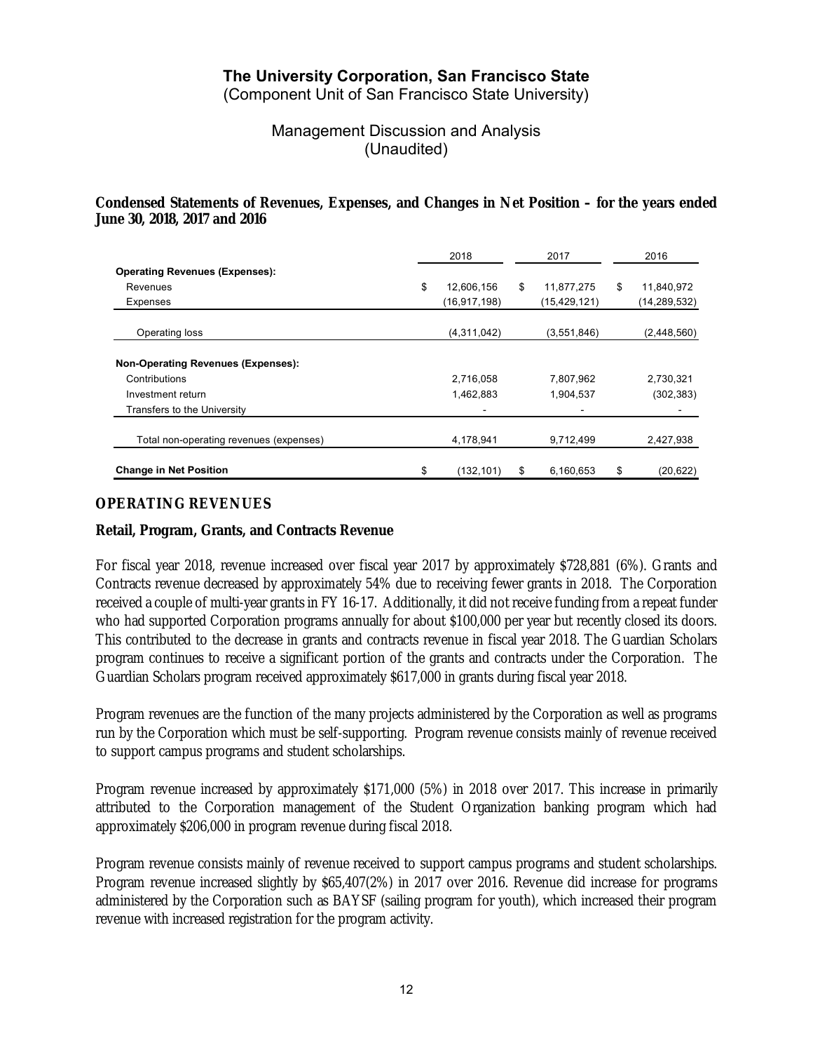# The University Corporation, San Francisco State

(Component Unit of San Francisco State University)

## Management Discussion and Analysis
(Unaudited)

**Condensed Statements of Revenues, Expenses, and Changes in Net Position – for the years ended June 30, 2018, 2017 and 2016**

| | 2018 | 2017 | 2016 |
|---|---|---|---|
| **Operating Revenues (Expenses):** | | | |
| Revenues | $ 12,606,156 | $ 11,877,275 | $ 11,840,972 |
| Expenses | (16,917,198) | (15,429,121) | (14,289,532) |
| Operating loss | (4,311,042) | (3,551,846) | (2,448,560) |
| **Non-Operating Revenues (Expenses):** | | | |
| Contributions | 2,716,058 | 7,807,962 | 2,730,321 |
| Investment return | 1,462,883 | 1,904,537 | (302,383) |
| Transfers to the University | - | - | - |
| Total non-operating revenues (expenses) | 4,178,941 | 9,712,499 | 2,427,938 |
| **Change in Net Position** | $ (132,101) | $ 6,160,653 | $ (20,622) |

## OPERATING REVENUES

### Retail, Program, Grants, and Contracts Revenue

For fiscal year 2018, revenue increased over fiscal year 2017 by approximately $728,881 (6%). Grants and Contracts revenue decreased by approximately 54% due to receiving fewer grants in 2018. The Corporation received a couple of multi-year grants in FY 16-17. Additionally, it did not receive funding from a repeat funder who had supported Corporation programs annually for about $100,000 per year but recently closed its doors. This contributed to the decrease in grants and contracts revenue in fiscal year 2018. The Guardian Scholars program continues to receive a significant portion of the grants and contracts under the Corporation. The Guardian Scholars program received approximately $617,000 in grants during fiscal year 2018.

Program revenues are the function of the many projects administered by the Corporation as well as programs run by the Corporation which must be self-supporting. Program revenue consists mainly of revenue received to support campus programs and student scholarships.

Program revenue increased by approximately $171,000 (5%) in 2018 over 2017. This increase in primarily attributed to the Corporation management of the Student Organization banking program which had approximately $206,000 in program revenue during fiscal 2018.

Program revenue consists mainly of revenue received to support campus programs and student scholarships. Program revenue increased slightly by $65,407(2%) in 2017 over 2016. Revenue did increase for programs administered by the Corporation such as BAYSF (sailing program for youth), which increased their program revenue with increased registration for the program activity.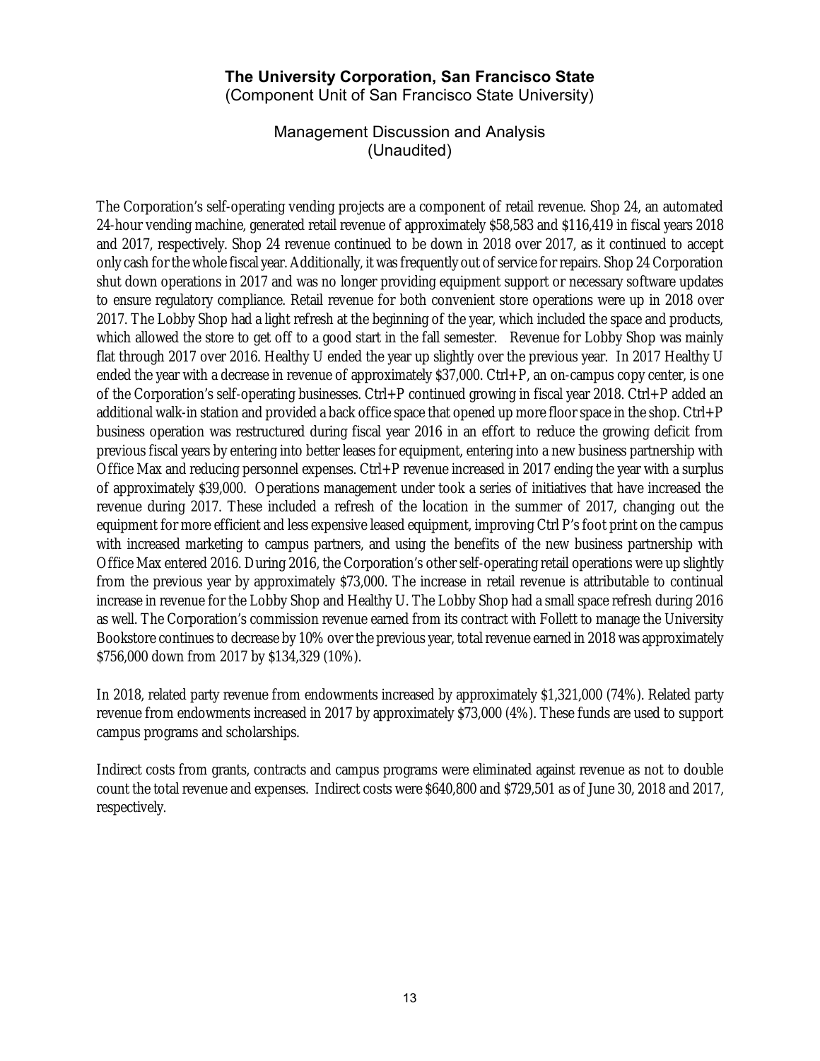The Corporation's self-operating vending projects are a component of retail revenue. Shop 24, an automated 24-hour vending machine, generated retail revenue of approximately $58,583 and $116,419 in fiscal years 2018 and 2017, respectively. Shop 24 revenue continued to be down in 2018 over 2017, as it continued to accept only cash for the whole fiscal year. Additionally, it was frequently out of service for repairs. Shop 24 Corporation shut down operations in 2017 and was no longer providing equipment support or necessary software updates to ensure regulatory compliance. Retail revenue for both convenient store operations were up in 2018 over 2017. The Lobby Shop had a light refresh at the beginning of the year, which included the space and products, which allowed the store to get off to a good start in the fall semester. Revenue for Lobby Shop was mainly flat through 2017 over 2016. Healthy U ended the year up slightly over the previous year. In 2017 Healthy U ended the year with a decrease in revenue of approximately $37,000. Ctrl+P, an on-campus copy center, is one of the Corporation's self-operating businesses. Ctrl+P continued growing in fiscal year 2018. Ctrl+P added an additional walk-in station and provided a back office space that opened up more floor space in the shop. Ctrl+P business operation was restructured during fiscal year 2016 in an effort to reduce the growing deficit from previous fiscal years by entering into better leases for equipment, entering into a new business partnership with Office Max and reducing personnel expenses. Ctrl+P revenue increased in 2017 ending the year with a surplus of approximately $39,000. Operations management under took a series of initiatives that have increased the revenue during 2017. These included a refresh of the location in the summer of 2017, changing out the equipment for more efficient and less expensive leased equipment, improving Ctrl P's foot print on the campus with increased marketing to campus partners, and using the benefits of the new business partnership with Office Max entered 2016. During 2016, the Corporation's other self-operating retail operations were up slightly from the previous year by approximately $73,000. The increase in retail revenue is attributable to continual increase in revenue for the Lobby Shop and Healthy U. The Lobby Shop had a small space refresh during 2016 as well. The Corporation's commission revenue earned from its contract with Follett to manage the University Bookstore continues to decrease by 10% over the previous year, total revenue earned in 2018 was approximately $756,000 down from 2017 by $134,329 (10%).

In 2018, related party revenue from endowments increased by approximately $1,321,000 (74%). Related party revenue from endowments increased in 2017 by approximately $73,000 (4%). These funds are used to support campus programs and scholarships.

Indirect costs from grants, contracts and campus programs were eliminated against revenue as not to double count the total revenue and expenses. Indirect costs were $640,800 and $729,501 as of June 30, 2018 and 2017, respectively.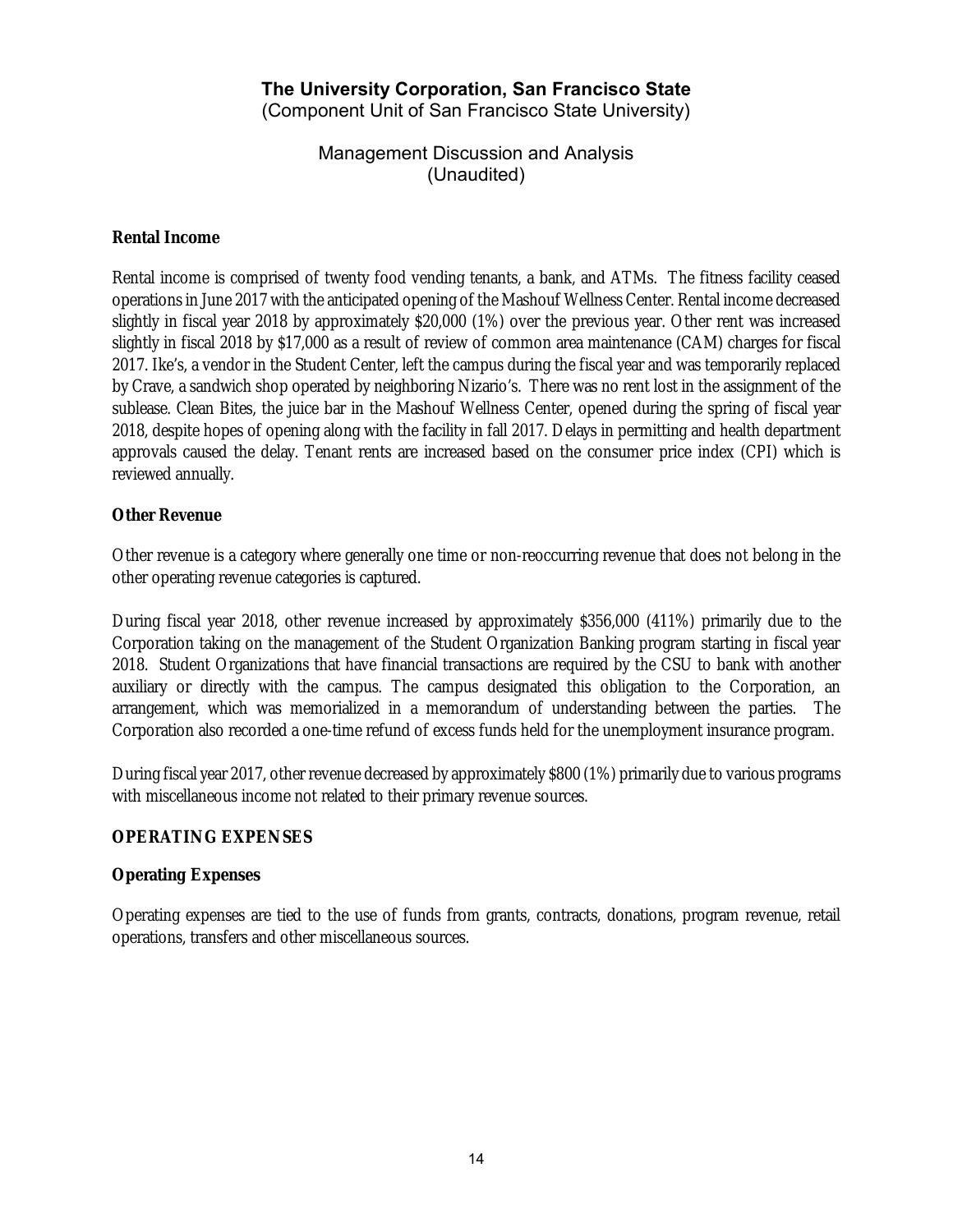#### Rental Income

Rental income is comprised of twenty food vending tenants, a bank, and ATMs. The fitness facility ceased operations in June 2017 with the anticipated opening of the Mashouf Wellness Center. Rental income decreased slightly in fiscal year 2018 by approximately $20,000 (1%) over the previous year. Other rent was increased slightly in fiscal 2018 by $17,000 as a result of review of common area maintenance (CAM) charges for fiscal 2017. Ike's, a vendor in the Student Center, left the campus during the fiscal year and was temporarily replaced by Crave, a sandwich shop operated by neighboring Nizario's. There was no rent lost in the assignment of the sublease. Clean Bites, the juice bar in the Mashouf Wellness Center, opened during the spring of fiscal year 2018, despite hopes of opening along with the facility in fall 2017. Delays in permitting and health department approvals caused the delay. Tenant rents are increased based on the consumer price index (CPI) which is reviewed annually.

#### Other Revenue

Other revenue is a category where generally one time or non-reoccurring revenue that does not belong in the other operating revenue categories is captured.

During fiscal year 2018, other revenue increased by approximately $356,000 (411%) primarily due to the Corporation taking on the management of the Student Organization Banking program starting in fiscal year 2018. Student Organizations that have financial transactions are required by the CSU to bank with another auxiliary or directly with the campus. The campus designated this obligation to the Corporation, an arrangement, which was memorialized in a memorandum of understanding between the parties. The Corporation also recorded a one-time refund of excess funds held for the unemployment insurance program.

During fiscal year 2017, other revenue decreased by approximately $800 (1%) primarily due to various programs with miscellaneous income not related to their primary revenue sources.

### OPERATING EXPENSES

#### Operating Expenses

Operating expenses are tied to the use of funds from grants, contracts, donations, program revenue, retail operations, transfers and other miscellaneous sources.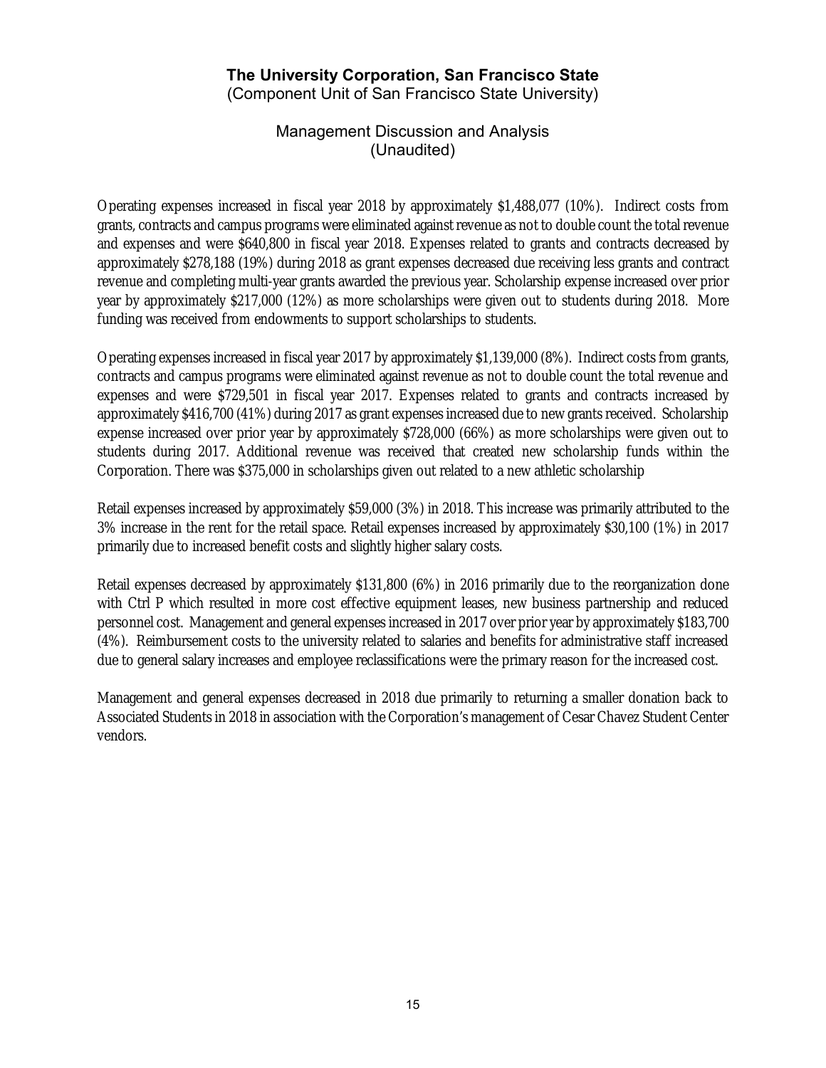# The University Corporation, San Francisco State

(Component Unit of San Francisco State University)

## Management Discussion and Analysis

(Unaudited)

Operating expenses increased in fiscal year 2018 by approximately $1,488,077 (10%). Indirect costs from grants, contracts and campus programs were eliminated against revenue as not to double count the total revenue and expenses and were $640,800 in fiscal year 2018. Expenses related to grants and contracts decreased by approximately $278,188 (19%) during 2018 as grant expenses decreased due receiving less grants and contract revenue and completing multi-year grants awarded the previous year. Scholarship expense increased over prior year by approximately $217,000 (12%) as more scholarships were given out to students during 2018. More funding was received from endowments to support scholarships to students.

Operating expenses increased in fiscal year 2017 by approximately $1,139,000 (8%). Indirect costs from grants, contracts and campus programs were eliminated against revenue as not to double count the total revenue and expenses and were $729,501 in fiscal year 2017. Expenses related to grants and contracts increased by approximately $416,700 (41%) during 2017 as grant expenses increased due to new grants received. Scholarship expense increased over prior year by approximately $728,000 (66%) as more scholarships were given out to students during 2017. Additional revenue was received that created new scholarship funds within the Corporation. There was $375,000 in scholarships given out related to a new athletic scholarship

Retail expenses increased by approximately $59,000 (3%) in 2018. This increase was primarily attributed to the 3% increase in the rent for the retail space. Retail expenses increased by approximately $30,100 (1%) in 2017 primarily due to increased benefit costs and slightly higher salary costs.

Retail expenses decreased by approximately $131,800 (6%) in 2016 primarily due to the reorganization done with Ctrl P which resulted in more cost effective equipment leases, new business partnership and reduced personnel cost. Management and general expenses increased in 2017 over prior year by approximately $183,700 (4%). Reimbursement costs to the university related to salaries and benefits for administrative staff increased due to general salary increases and employee reclassifications were the primary reason for the increased cost.

Management and general expenses decreased in 2018 due primarily to returning a smaller donation back to Associated Students in 2018 in association with the Corporation's management of Cesar Chavez Student Center vendors.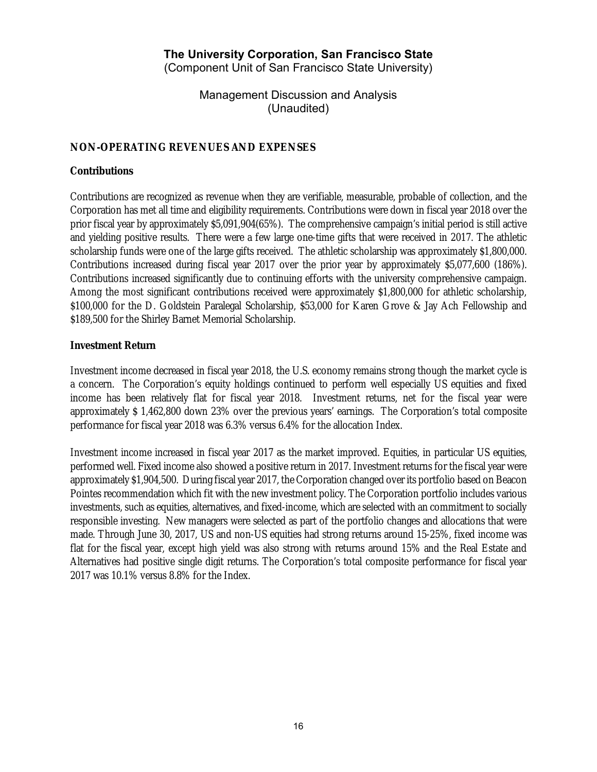# The University Corporation, San Francisco State

(Component Unit of San Francisco State University)

Management Discussion and Analysis
(Unaudited)

## NON-OPERATING REVENUES AND EXPENSES

### Contributions

Contributions are recognized as revenue when they are verifiable, measurable, probable of collection, and the Corporation has met all time and eligibility requirements. Contributions were down in fiscal year 2018 over the prior fiscal year by approximately $5,091,904(65%). The comprehensive campaign's initial period is still active and yielding positive results. There were a few large one-time gifts that were received in 2017. The athletic scholarship funds were one of the large gifts received. The athletic scholarship was approximately $1,800,000. Contributions increased during fiscal year 2017 over the prior year by approximately $5,077,600 (186%). Contributions increased significantly due to continuing efforts with the university comprehensive campaign. Among the most significant contributions received were approximately $1,800,000 for athletic scholarship, $100,000 for the D. Goldstein Paralegal Scholarship, $53,000 for Karen Grove & Jay Ach Fellowship and $189,500 for the Shirley Barnet Memorial Scholarship.

### Investment Return

Investment income decreased in fiscal year 2018, the U.S. economy remains strong though the market cycle is a concern. The Corporation's equity holdings continued to perform well especially US equities and fixed income has been relatively flat for fiscal year 2018. Investment returns, net for the fiscal year were approximately $ 1,462,800 down 23% over the previous years' earnings. The Corporation's total composite performance for fiscal year 2018 was 6.3% versus 6.4% for the allocation Index.

Investment income increased in fiscal year 2017 as the market improved. Equities, in particular US equities, performed well. Fixed income also showed a positive return in 2017. Investment returns for the fiscal year were approximately $1,904,500. During fiscal year 2017, the Corporation changed over its portfolio based on Beacon Pointes recommendation which fit with the new investment policy. The Corporation portfolio includes various investments, such as equities, alternatives, and fixed-income, which are selected with an commitment to socially responsible investing. New managers were selected as part of the portfolio changes and allocations that were made. Through June 30, 2017, US and non-US equities had strong returns around 15-25%, fixed income was flat for the fiscal year, except high yield was also strong with returns around 15% and the Real Estate and Alternatives had positive single digit returns. The Corporation's total composite performance for fiscal year 2017 was 10.1% versus 8.8% for the Index.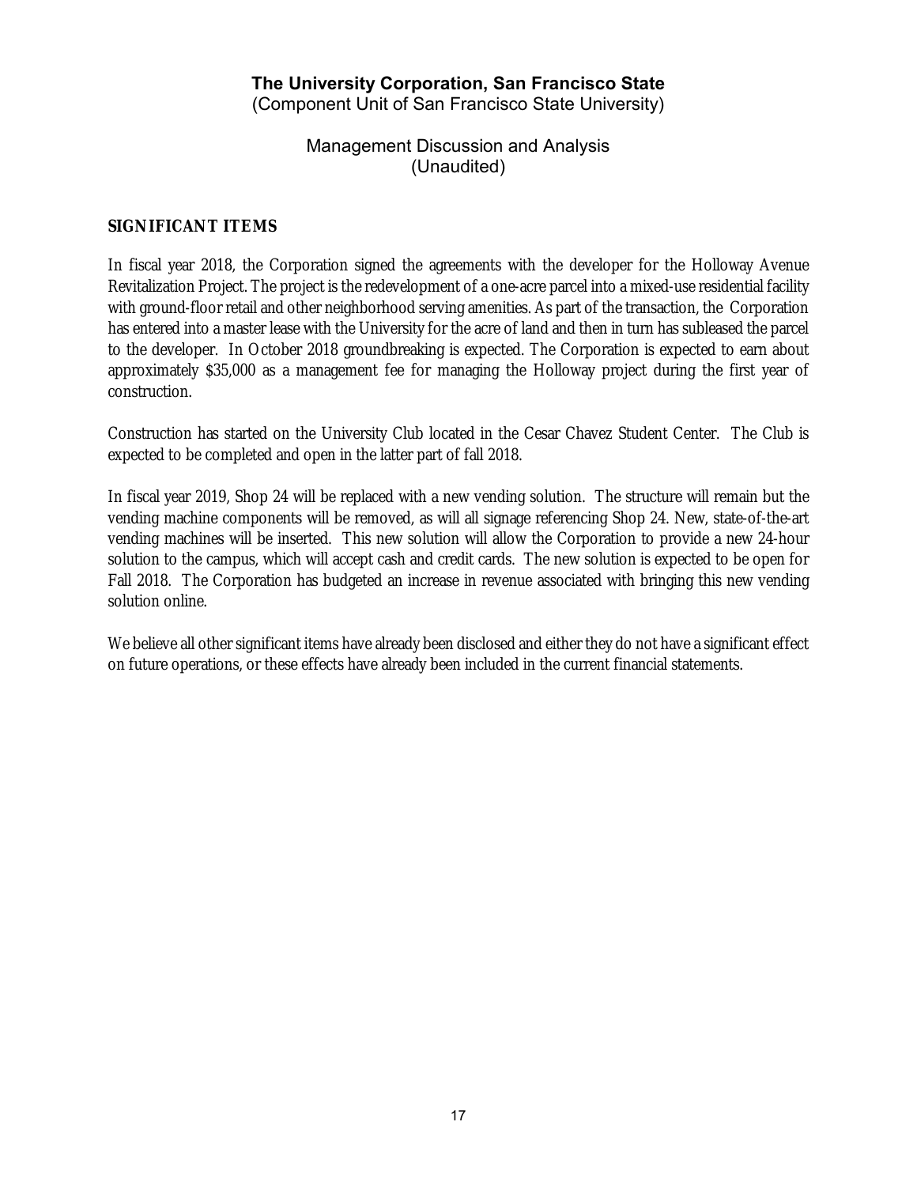The University Corporation, San Francisco State
(Component Unit of San Francisco State University)

Management Discussion and Analysis
(Unaudited)

## SIGNIFICANT ITEMS

In fiscal year 2018, the Corporation signed the agreements with the developer for the Holloway Avenue Revitalization Project. The project is the redevelopment of a one-acre parcel into a mixed-use residential facility with ground-floor retail and other neighborhood serving amenities. As part of the transaction, the Corporation has entered into a master lease with the University for the acre of land and then in turn has subleased the parcel to the developer. In October 2018 groundbreaking is expected. The Corporation is expected to earn about approximately $35,000 as a management fee for managing the Holloway project during the first year of construction.

Construction has started on the University Club located in the Cesar Chavez Student Center. The Club is expected to be completed and open in the latter part of fall 2018.

In fiscal year 2019, Shop 24 will be replaced with a new vending solution. The structure will remain but the vending machine components will be removed, as will all signage referencing Shop 24. New, state-of-the-art vending machines will be inserted. This new solution will allow the Corporation to provide a new 24-hour solution to the campus, which will accept cash and credit cards. The new solution is expected to be open for Fall 2018. The Corporation has budgeted an increase in revenue associated with bringing this new vending solution online.

We believe all other significant items have already been disclosed and either they do not have a significant effect on future operations, or these effects have already been included in the current financial statements.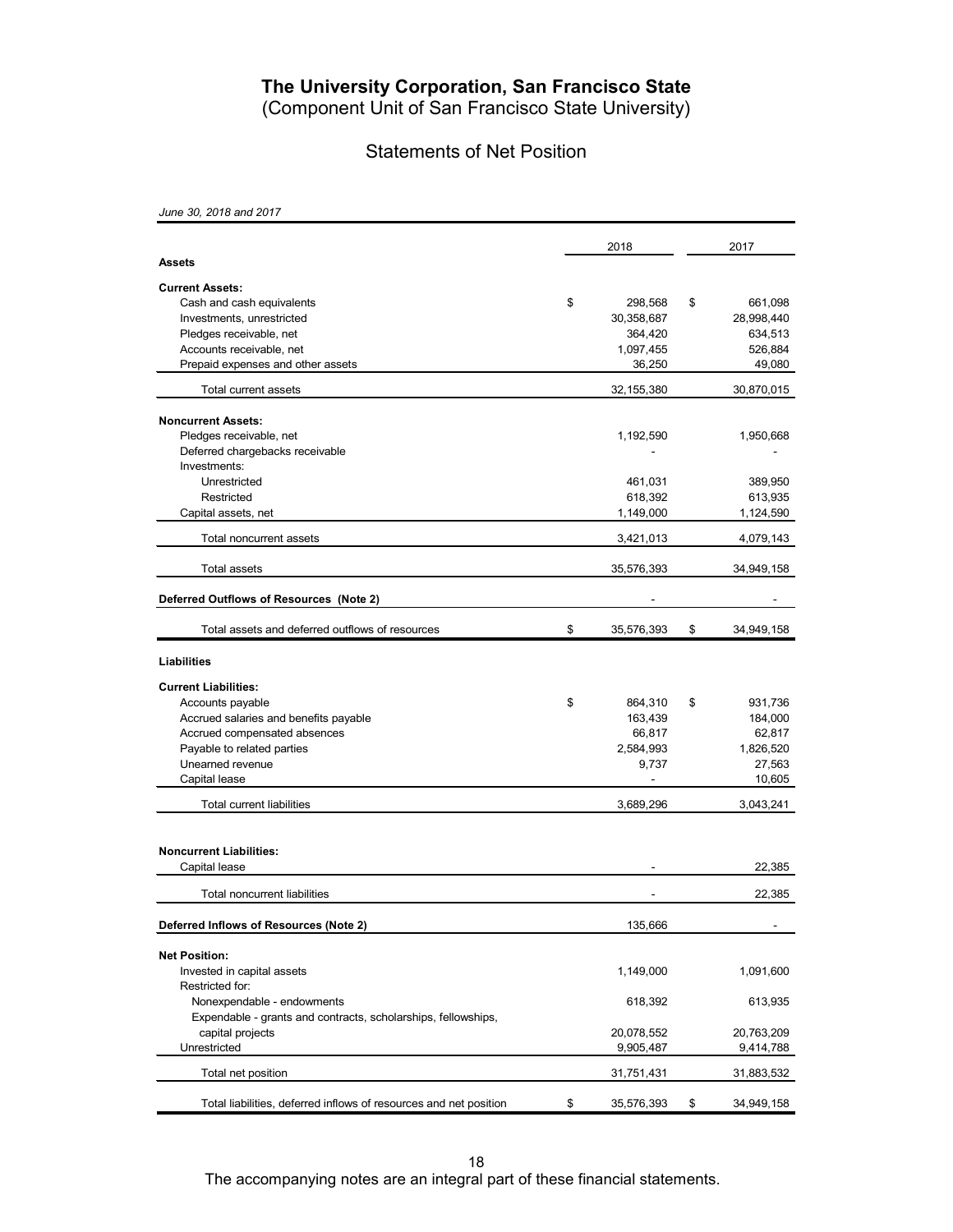# The University Corporation, San Francisco State

(Component Unit of San Francisco State University)

## Statements of Net Position

*June 30, 2018 and 2017*

| | 2018 | 2017 |
|---|---|---|
| **Assets** | | |
| **Current Assets:** | | |
| Cash and cash equivalents | $ 298,568 | $ 661,098 |
| Investments, unrestricted | 30,358,687 | 28,998,440 |
| Pledges receivable, net | 364,420 | 634,513 |
| Accounts receivable, net | 1,097,455 | 526,884 |
| Prepaid expenses and other assets | 36,250 | 49,080 |
| Total current assets | 32,155,380 | 30,870,015 |
| **Noncurrent Assets:** | | |
| Pledges receivable, net | 1,192,590 | 1,950,668 |
| Deferred chargebacks receivable | - | - |
| Investments: | | |
| Unrestricted | 461,031 | 389,950 |
| Restricted | 618,392 | 613,935 |
| Capital assets, net | 1,149,000 | 1,124,590 |
| Total noncurrent assets | 3,421,013 | 4,079,143 |
| Total assets | 35,576,393 | 34,949,158 |
| **Deferred Outflows of Resources (Note 2)** | - | - |
| Total assets and deferred outflows of resources | $ 35,576,393 | $ 34,949,158 |
| **Liabilities** | | |
| **Current Liabilities:** | | |
| Accounts payable | $ 864,310 | $ 931,736 |
| Accrued salaries and benefits payable | 163,439 | 184,000 |
| Accrued compensated absences | 66,817 | 62,817 |
| Payable to related parties | 2,584,993 | 1,826,520 |
| Unearned revenue | 9,737 | 27,563 |
| Capital lease | - | 10,605 |
| Total current liabilities | 3,689,296 | 3,043,241 |
| **Noncurrent Liabilities:** | | |
| Capital lease | - | 22,385 |
| Total noncurrent liabilities | - | 22,385 |
| **Deferred Inflows of Resources (Note 2)** | 135,666 | - |
| **Net Position:** | | |
| Invested in capital assets | 1,149,000 | 1,091,600 |
| Restricted for: | | |
| Nonexpendable - endowments | 618,392 | 613,935 |
| Expendable - grants and contracts, scholarships, fellowships, capital projects | 20,078,552 | 20,763,209 |
| Unrestricted | 9,905,487 | 9,414,788 |
| Total net position | 31,751,431 | 31,883,532 |
| Total liabilities, deferred inflows of resources and net position | $ 35,576,393 | $ 34,949,158 |

The accompanying notes are an integral part of these financial statements.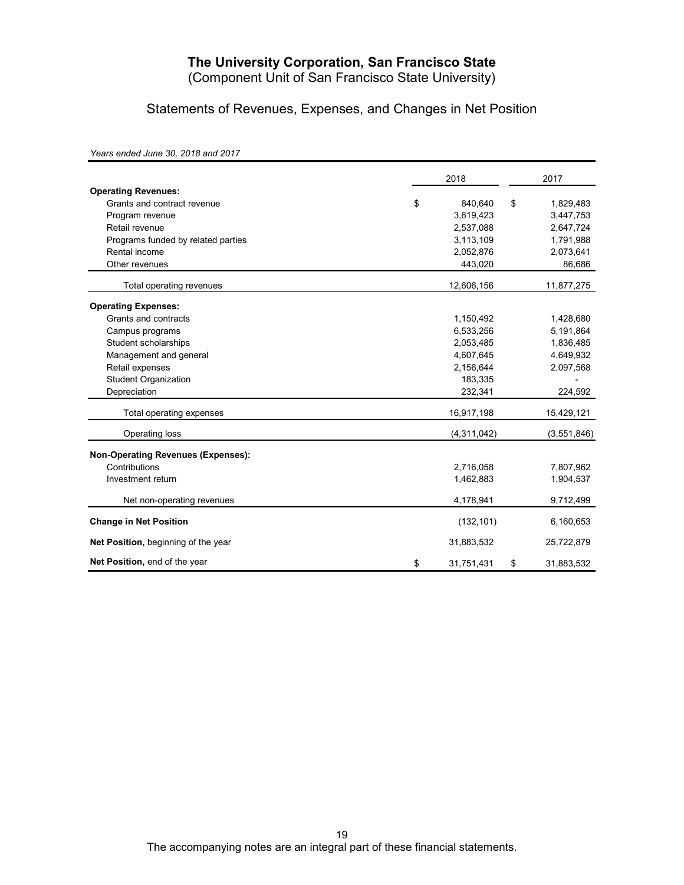# The University Corporation, San Francisco State

(Component Unit of San Francisco State University)

## Statements of Revenues, Expenses, and Changes in Net Position

*Years ended June 30, 2018 and 2017*

| | 2018 | 2017 |
|---|---|---|
| **Operating Revenues:** | | |
| Grants and contract revenue | $ 840,640 | $ 1,829,483 |
| Program revenue | 3,619,423 | 3,447,753 |
| Retail revenue | 2,537,088 | 2,647,724 |
| Programs funded by related parties | 3,113,109 | 1,791,988 |
| Rental income | 2,052,876 | 2,073,641 |
| Other revenues | 443,020 | 86,686 |
| Total operating revenues | 12,606,156 | 11,877,275 |
| **Operating Expenses:** | | |
| Grants and contracts | 1,150,492 | 1,428,680 |
| Campus programs | 6,533,256 | 5,191,864 |
| Student scholarships | 2,053,485 | 1,836,485 |
| Management and general | 4,607,645 | 4,649,932 |
| Retail expenses | 2,156,644 | 2,097,568 |
| Student Organization | 183,335 | - |
| Depreciation | 232,341 | 224,592 |
| Total operating expenses | 16,917,198 | 15,429,121 |
| Operating loss | (4,311,042) | (3,551,846) |
| **Non-Operating Revenues (Expenses):** | | |
| Contributions | 2,716,058 | 7,807,962 |
| Investment return | 1,462,883 | 1,904,537 |
| Net non-operating revenues | 4,178,941 | 9,712,499 |
| **Change in Net Position** | (132,101) | 6,160,653 |
| **Net Position,** beginning of the year | 31,883,532 | 25,722,879 |
| **Net Position,** end of the year | $ 31,751,431 | $ 31,883,532 |

The accompanying notes are an integral part of these financial statements.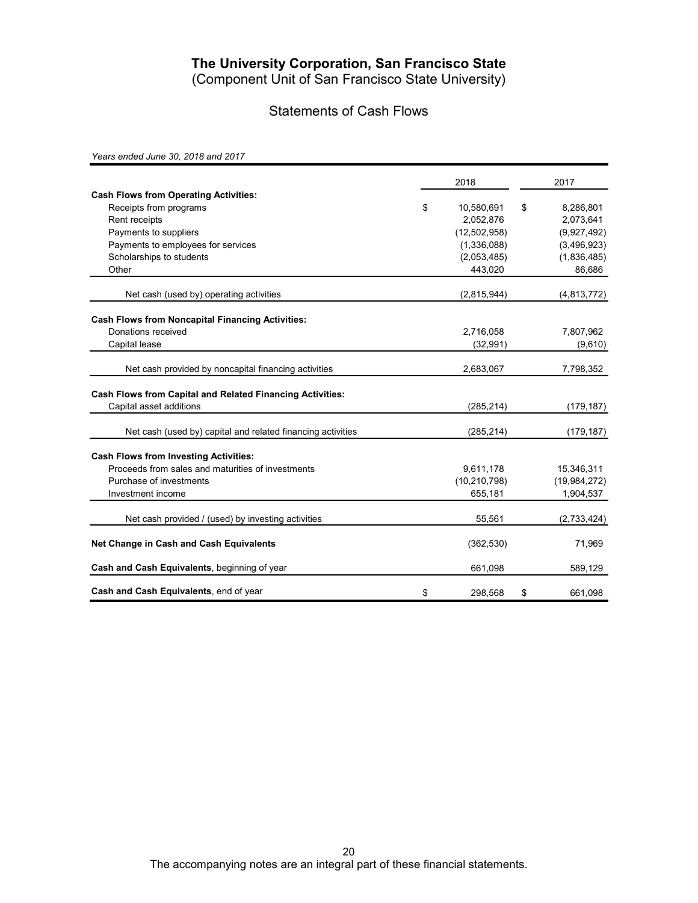# The University Corporation, San Francisco State

(Component Unit of San Francisco State University)

## Statements of Cash Flows

*Years ended June 30, 2018 and 2017*

| | 2018 | 2017 |
|---|---|---|
| **Cash Flows from Operating Activities:** | | |
| Receipts from programs | $ 10,580,691 | $ 8,286,801 |
| Rent receipts | 2,052,876 | 2,073,641 |
| Payments to suppliers | (12,502,958) | (9,927,492) |
| Payments to employees for services | (1,336,088) | (3,496,923) |
| Scholarships to students | (2,053,485) | (1,836,485) |
| Other | 443,020 | 86,686 |
| Net cash (used by) operating activities | (2,815,944) | (4,813,772) |
| **Cash Flows from Noncapital Financing Activities:** | | |
| Donations received | 2,716,058 | 7,807,962 |
| Capital lease | (32,991) | (9,610) |
| Net cash provided by noncapital financing activities | 2,683,067 | 7,798,352 |
| **Cash Flows from Capital and Related Financing Activities:** | | |
| Capital asset additions | (285,214) | (179,187) |
| Net cash (used by) capital and related financing activities | (285,214) | (179,187) |
| **Cash Flows from Investing Activities:** | | |
| Proceeds from sales and maturities of investments | 9,611,178 | 15,346,311 |
| Purchase of investments | (10,210,798) | (19,984,272) |
| Investment income | 655,181 | 1,904,537 |
| Net cash provided / (used) by investing activities | 55,561 | (2,733,424) |
| **Net Change in Cash and Cash Equivalents** | (362,530) | 71,969 |
| **Cash and Cash Equivalents**, beginning of year | 661,098 | 589,129 |
| **Cash and Cash Equivalents**, end of year | $ 298,568 | $ 661,098 |

The accompanying notes are an integral part of these financial statements.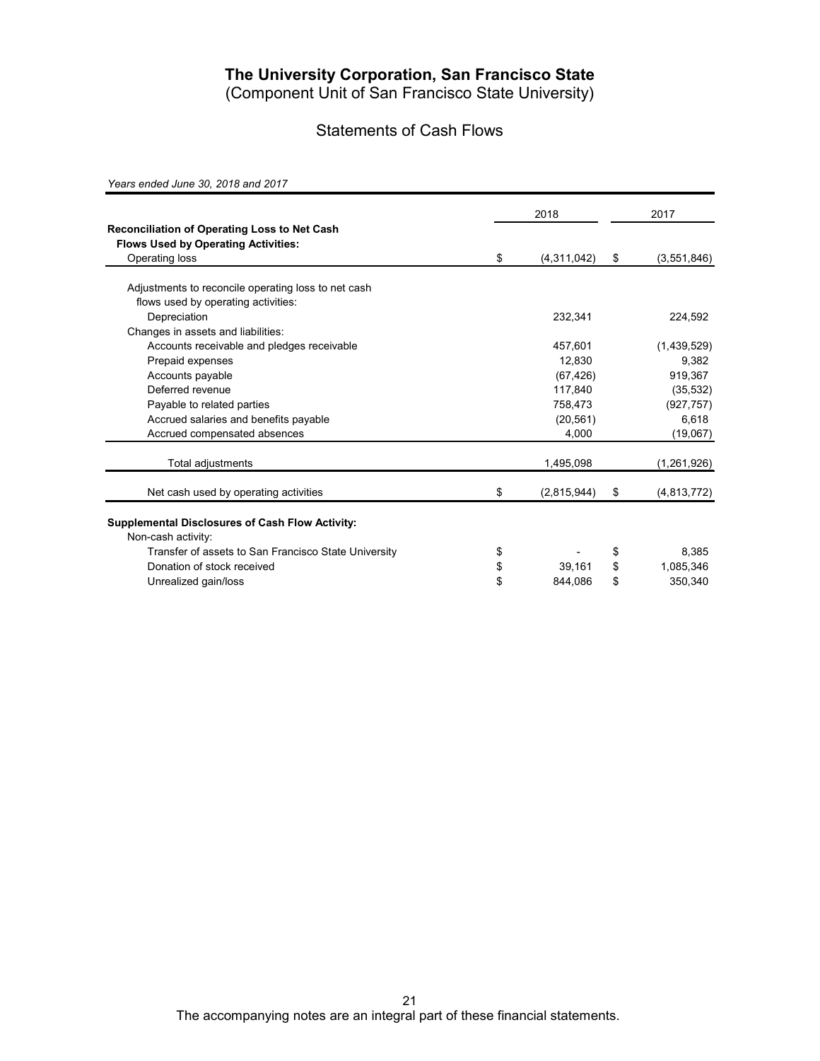# The University Corporation, San Francisco State

(Component Unit of San Francisco State University)

## Statements of Cash Flows

*Years ended June 30, 2018 and 2017*

| | 2018 | 2017 |
|---|---|---|
| **Reconciliation of Operating Loss to Net Cash Flows Used by Operating Activities:** | | |
| Operating loss | $ (4,311,042) | $ (3,551,846) |
| Adjustments to reconcile operating loss to net cash flows used by operating activities: | | |
| Depreciation | 232,341 | 224,592 |
| Changes in assets and liabilities: | | |
| Accounts receivable and pledges receivable | 457,601 | (1,439,529) |
| Prepaid expenses | 12,830 | 9,382 |
| Accounts payable | (67,426) | 919,367 |
| Deferred revenue | 117,840 | (35,532) |
| Payable to related parties | 758,473 | (927,757) |
| Accrued salaries and benefits payable | (20,561) | 6,618 |
| Accrued compensated absences | 4,000 | (19,067) |
| Total adjustments | 1,495,098 | (1,261,926) |
| Net cash used by operating activities | $ (2,815,944) | $ (4,813,772) |
| **Supplemental Disclosures of Cash Flow Activity:** | | |
| Non-cash activity: | | |
| Transfer of assets to San Francisco State University | $ - | $ 8,385 |
| Donation of stock received | $ 39,161 | $ 1,085,346 |
| Unrealized gain/loss | $ 844,086 | $ 350,340 |

The accompanying notes are an integral part of these financial statements.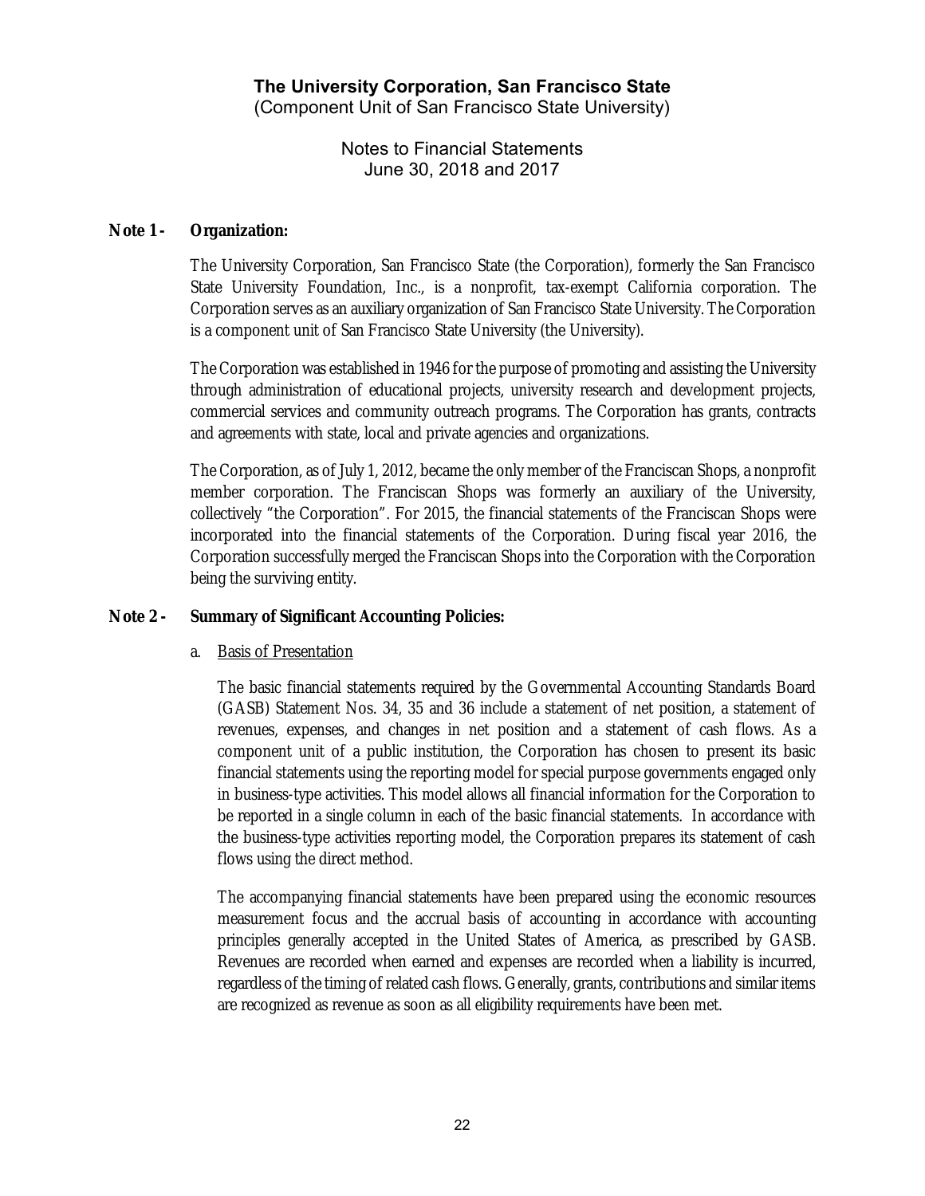# The University Corporation, San Francisco State

(Component Unit of San Francisco State University)

Notes to Financial Statements
June 30, 2018 and 2017

## Note 1 - Organization:

The University Corporation, San Francisco State (the Corporation), formerly the San Francisco State University Foundation, Inc., is a nonprofit, tax-exempt California corporation. The Corporation serves as an auxiliary organization of San Francisco State University. The Corporation is a component unit of San Francisco State University (the University).

The Corporation was established in 1946 for the purpose of promoting and assisting the University through administration of educational projects, university research and development projects, commercial services and community outreach programs. The Corporation has grants, contracts and agreements with state, local and private agencies and organizations.

The Corporation, as of July 1, 2012, became the only member of the Franciscan Shops, a nonprofit member corporation. The Franciscan Shops was formerly an auxiliary of the University, collectively "the Corporation". For 2015, the financial statements of the Franciscan Shops were incorporated into the financial statements of the Corporation. During fiscal year 2016, the Corporation successfully merged the Franciscan Shops into the Corporation with the Corporation being the surviving entity.

## Note 2 - Summary of Significant Accounting Policies:

a. Basis of Presentation

The basic financial statements required by the Governmental Accounting Standards Board (GASB) Statement Nos. 34, 35 and 36 include a statement of net position, a statement of revenues, expenses, and changes in net position and a statement of cash flows. As a component unit of a public institution, the Corporation has chosen to present its basic financial statements using the reporting model for special purpose governments engaged only in business-type activities. This model allows all financial information for the Corporation to be reported in a single column in each of the basic financial statements. In accordance with the business-type activities reporting model, the Corporation prepares its statement of cash flows using the direct method.

The accompanying financial statements have been prepared using the economic resources measurement focus and the accrual basis of accounting in accordance with accounting principles generally accepted in the United States of America, as prescribed by GASB. Revenues are recorded when earned and expenses are recorded when a liability is incurred, regardless of the timing of related cash flows. Generally, grants, contributions and similar items are recognized as revenue as soon as all eligibility requirements have been met.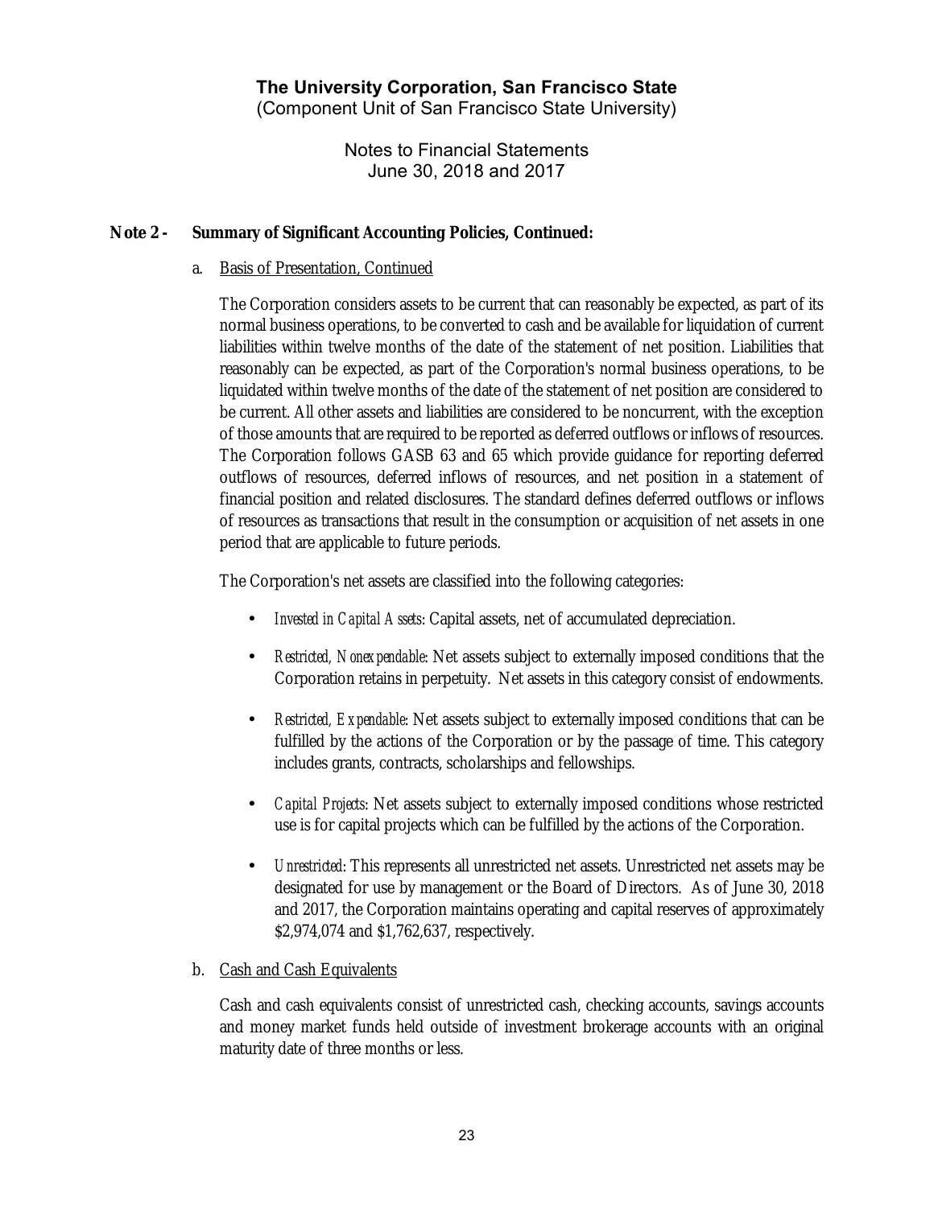**Note 2 - Summary of Significant Accounting Policies, Continued:**

a. Basis of Presentation, Continued

The Corporation considers assets to be current that can reasonably be expected, as part of its normal business operations, to be converted to cash and be available for liquidation of current liabilities within twelve months of the date of the statement of net position. Liabilities that reasonably can be expected, as part of the Corporation's normal business operations, to be liquidated within twelve months of the date of the statement of net position are considered to be current. All other assets and liabilities are considered to be noncurrent, with the exception of those amounts that are required to be reported as deferred outflows or inflows of resources. The Corporation follows GASB 63 and 65 which provide guidance for reporting deferred outflows of resources, deferred inflows of resources, and net position in a statement of financial position and related disclosures. The standard defines deferred outflows or inflows of resources as transactions that result in the consumption or acquisition of net assets in one period that are applicable to future periods.

The Corporation's net assets are classified into the following categories:

- *Invested in Capital Assets*: Capital assets, net of accumulated depreciation.
- *Restricted, Nonexpendable*: Net assets subject to externally imposed conditions that the Corporation retains in perpetuity. Net assets in this category consist of endowments.
- *Restricted, Expendable*: Net assets subject to externally imposed conditions that can be fulfilled by the actions of the Corporation or by the passage of time. This category includes grants, contracts, scholarships and fellowships.
- *Capital Projects*: Net assets subject to externally imposed conditions whose restricted use is for capital projects which can be fulfilled by the actions of the Corporation.
- *Unrestricted*: This represents all unrestricted net assets. Unrestricted net assets may be designated for use by management or the Board of Directors. As of June 30, 2018 and 2017, the Corporation maintains operating and capital reserves of approximately $2,974,074 and $1,762,637, respectively.

b. Cash and Cash Equivalents

Cash and cash equivalents consist of unrestricted cash, checking accounts, savings accounts and money market funds held outside of investment brokerage accounts with an original maturity date of three months or less.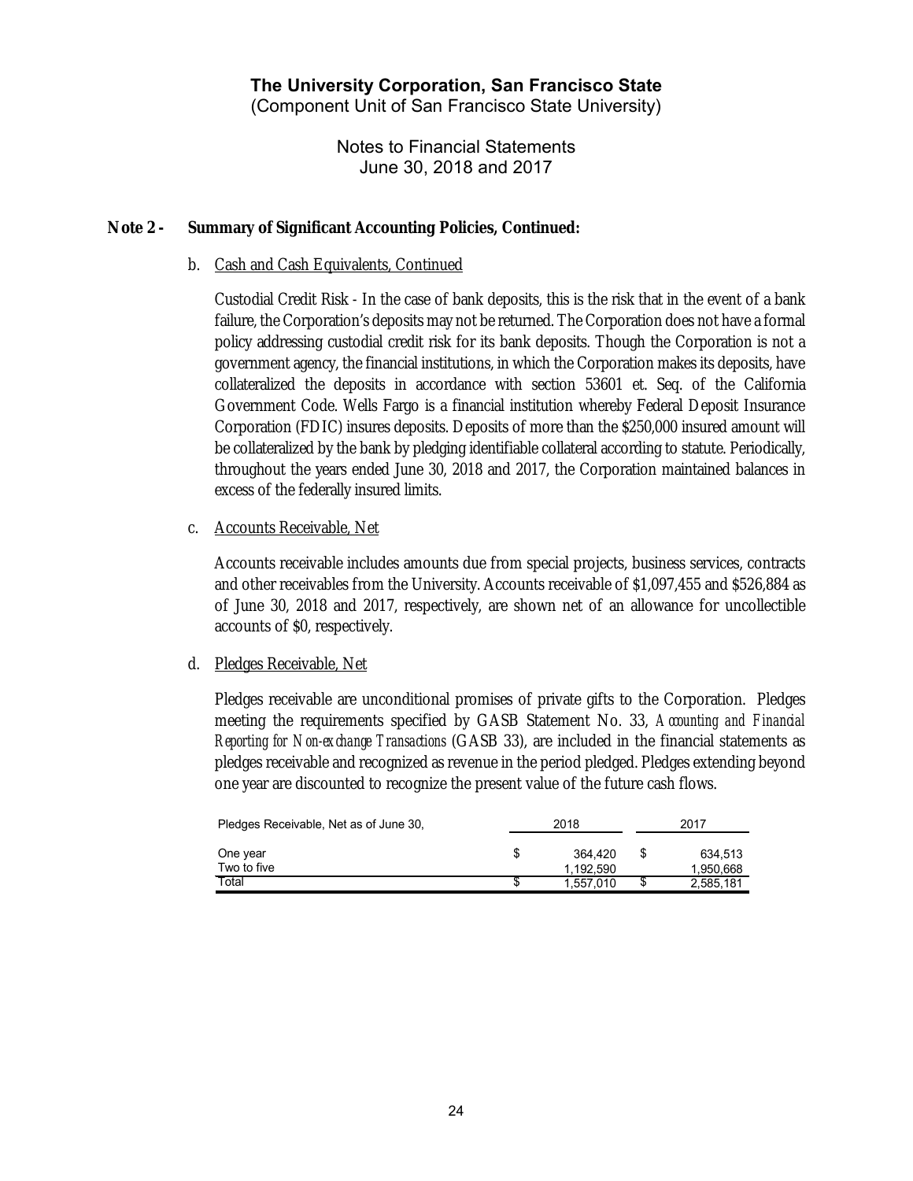## Note 2 - Summary of Significant Accounting Policies, Continued:

b. Cash and Cash Equivalents, Continued

Custodial Credit Risk - In the case of bank deposits, this is the risk that in the event of a bank failure, the Corporation's deposits may not be returned. The Corporation does not have a formal policy addressing custodial credit risk for its bank deposits. Though the Corporation is not a government agency, the financial institutions, in which the Corporation makes its deposits, have collateralized the deposits in accordance with section 53601 et. Seq. of the California Government Code. Wells Fargo is a financial institution whereby Federal Deposit Insurance Corporation (FDIC) insures deposits. Deposits of more than the $250,000 insured amount will be collateralized by the bank by pledging identifiable collateral according to statute. Periodically, throughout the years ended June 30, 2018 and 2017, the Corporation maintained balances in excess of the federally insured limits.

c. Accounts Receivable, Net

Accounts receivable includes amounts due from special projects, business services, contracts and other receivables from the University. Accounts receivable of $1,097,455 and $526,884 as of June 30, 2018 and 2017, respectively, are shown net of an allowance for uncollectible accounts of $0, respectively.

d. Pledges Receivable, Net

Pledges receivable are unconditional promises of private gifts to the Corporation. Pledges meeting the requirements specified by GASB Statement No. 33, *Accounting and Financial Reporting for Non-exchange Transactions* (GASB 33), are included in the financial statements as pledges receivable and recognized as revenue in the period pledged. Pledges extending beyond one year are discounted to recognize the present value of the future cash flows.

| Pledges Receivable, Net as of June 30, | 2018 | 2017 |
|---|---|---|
| One year | $ 364,420 | $ 634,513 |
| Two to five | 1,192,590 | 1,950,668 |
| Total | $ 1,557,010 | $ 2,585,181 |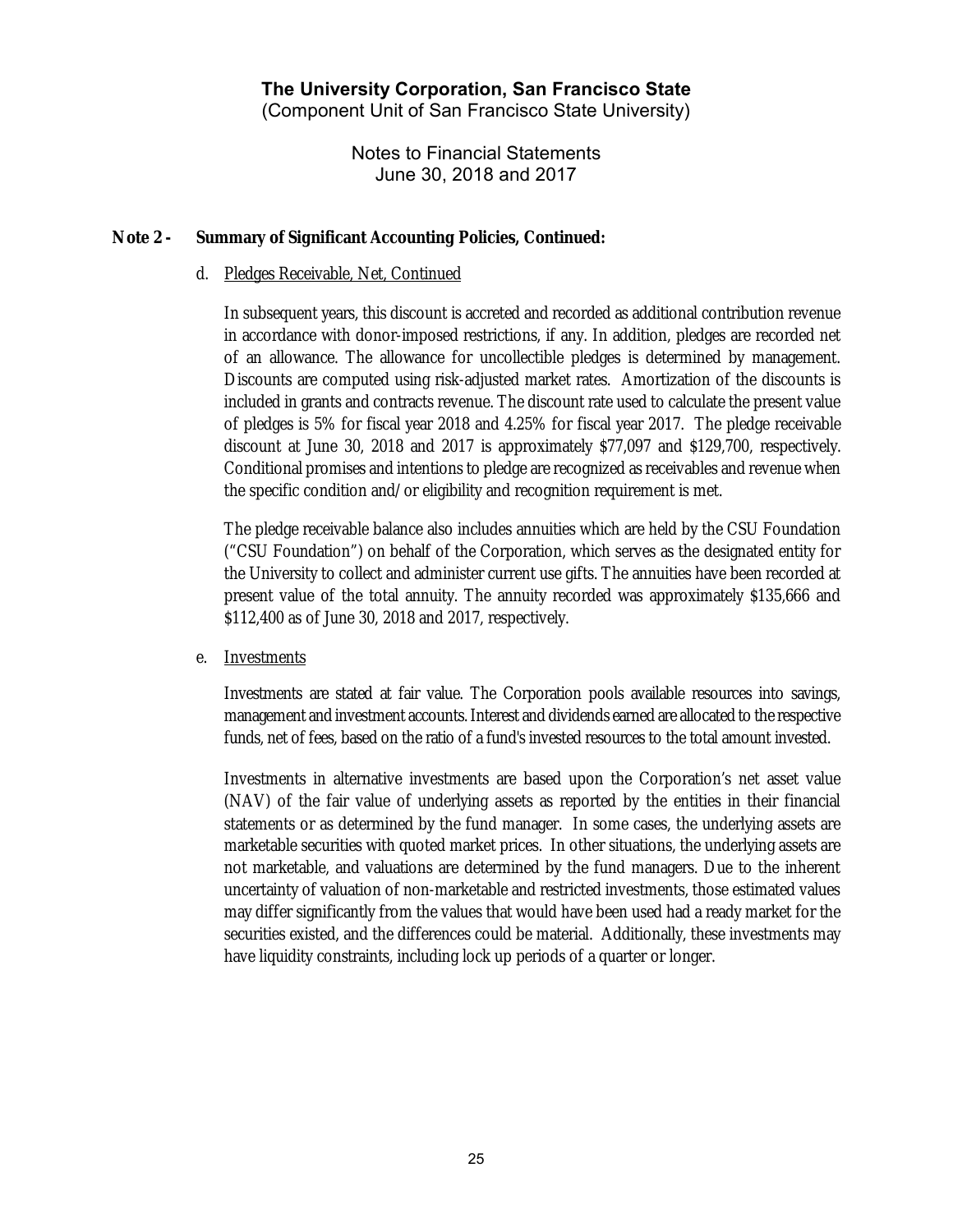## Note 2 - Summary of Significant Accounting Policies, Continued:

d. Pledges Receivable, Net, Continued

In subsequent years, this discount is accreted and recorded as additional contribution revenue in accordance with donor-imposed restrictions, if any. In addition, pledges are recorded net of an allowance. The allowance for uncollectible pledges is determined by management. Discounts are computed using risk-adjusted market rates. Amortization of the discounts is included in grants and contracts revenue. The discount rate used to calculate the present value of pledges is 5% for fiscal year 2018 and 4.25% for fiscal year 2017. The pledge receivable discount at June 30, 2018 and 2017 is approximately $77,097 and $129,700, respectively. Conditional promises and intentions to pledge are recognized as receivables and revenue when the specific condition and/or eligibility and recognition requirement is met.

The pledge receivable balance also includes annuities which are held by the CSU Foundation ("CSU Foundation") on behalf of the Corporation, which serves as the designated entity for the University to collect and administer current use gifts. The annuities have been recorded at present value of the total annuity. The annuity recorded was approximately $135,666 and $112,400 as of June 30, 2018 and 2017, respectively.

e. Investments

Investments are stated at fair value. The Corporation pools available resources into savings, management and investment accounts. Interest and dividends earned are allocated to the respective funds, net of fees, based on the ratio of a fund's invested resources to the total amount invested.

Investments in alternative investments are based upon the Corporation's net asset value (NAV) of the fair value of underlying assets as reported by the entities in their financial statements or as determined by the fund manager. In some cases, the underlying assets are marketable securities with quoted market prices. In other situations, the underlying assets are not marketable, and valuations are determined by the fund managers. Due to the inherent uncertainty of valuation of non-marketable and restricted investments, those estimated values may differ significantly from the values that would have been used had a ready market for the securities existed, and the differences could be material. Additionally, these investments may have liquidity constraints, including lock up periods of a quarter or longer.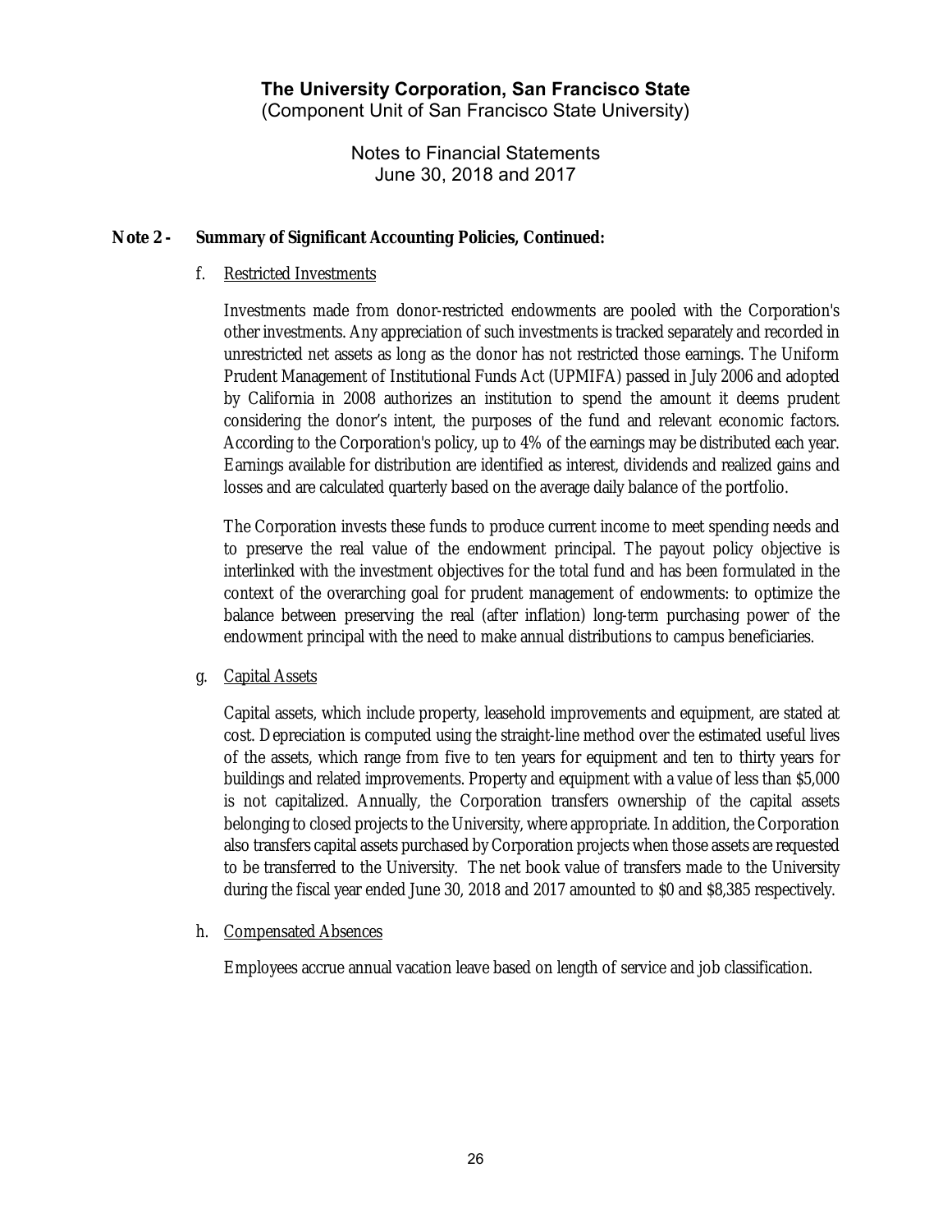## Note 2 - Summary of Significant Accounting Policies, Continued:

f. Restricted Investments

Investments made from donor-restricted endowments are pooled with the Corporation's other investments. Any appreciation of such investments is tracked separately and recorded in unrestricted net assets as long as the donor has not restricted those earnings. The Uniform Prudent Management of Institutional Funds Act (UPMIFA) passed in July 2006 and adopted by California in 2008 authorizes an institution to spend the amount it deems prudent considering the donor's intent, the purposes of the fund and relevant economic factors. According to the Corporation's policy, up to 4% of the earnings may be distributed each year. Earnings available for distribution are identified as interest, dividends and realized gains and losses and are calculated quarterly based on the average daily balance of the portfolio.

The Corporation invests these funds to produce current income to meet spending needs and to preserve the real value of the endowment principal. The payout policy objective is interlinked with the investment objectives for the total fund and has been formulated in the context of the overarching goal for prudent management of endowments: to optimize the balance between preserving the real (after inflation) long-term purchasing power of the endowment principal with the need to make annual distributions to campus beneficiaries.

g. Capital Assets

Capital assets, which include property, leasehold improvements and equipment, are stated at cost. Depreciation is computed using the straight-line method over the estimated useful lives of the assets, which range from five to ten years for equipment and ten to thirty years for buildings and related improvements. Property and equipment with a value of less than $5,000 is not capitalized. Annually, the Corporation transfers ownership of the capital assets belonging to closed projects to the University, where appropriate. In addition, the Corporation also transfers capital assets purchased by Corporation projects when those assets are requested to be transferred to the University. The net book value of transfers made to the University during the fiscal year ended June 30, 2018 and 2017 amounted to $0 and $8,385 respectively.

h. Compensated Absences

Employees accrue annual vacation leave based on length of service and job classification.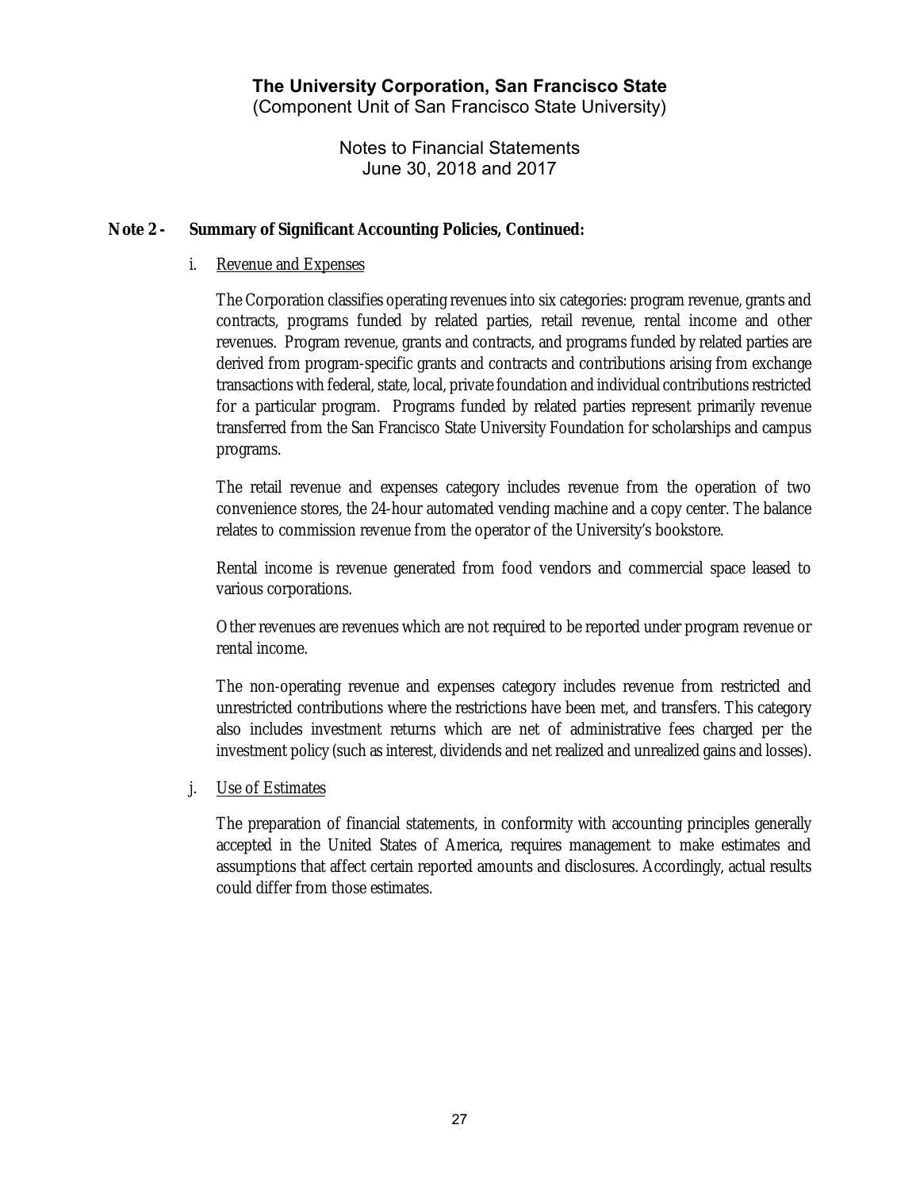## Note 2 - Summary of Significant Accounting Policies, Continued:

i. Revenue and Expenses

The Corporation classifies operating revenues into six categories: program revenue, grants and contracts, programs funded by related parties, retail revenue, rental income and other revenues. Program revenue, grants and contracts, and programs funded by related parties are derived from program-specific grants and contracts and contributions arising from exchange transactions with federal, state, local, private foundation and individual contributions restricted for a particular program. Programs funded by related parties represent primarily revenue transferred from the San Francisco State University Foundation for scholarships and campus programs.

The retail revenue and expenses category includes revenue from the operation of two convenience stores, the 24-hour automated vending machine and a copy center. The balance relates to commission revenue from the operator of the University's bookstore.

Rental income is revenue generated from food vendors and commercial space leased to various corporations.

Other revenues are revenues which are not required to be reported under program revenue or rental income.

The non-operating revenue and expenses category includes revenue from restricted and unrestricted contributions where the restrictions have been met, and transfers. This category also includes investment returns which are net of administrative fees charged per the investment policy (such as interest, dividends and net realized and unrealized gains and losses).

j. Use of Estimates

The preparation of financial statements, in conformity with accounting principles generally accepted in the United States of America, requires management to make estimates and assumptions that affect certain reported amounts and disclosures. Accordingly, actual results could differ from those estimates.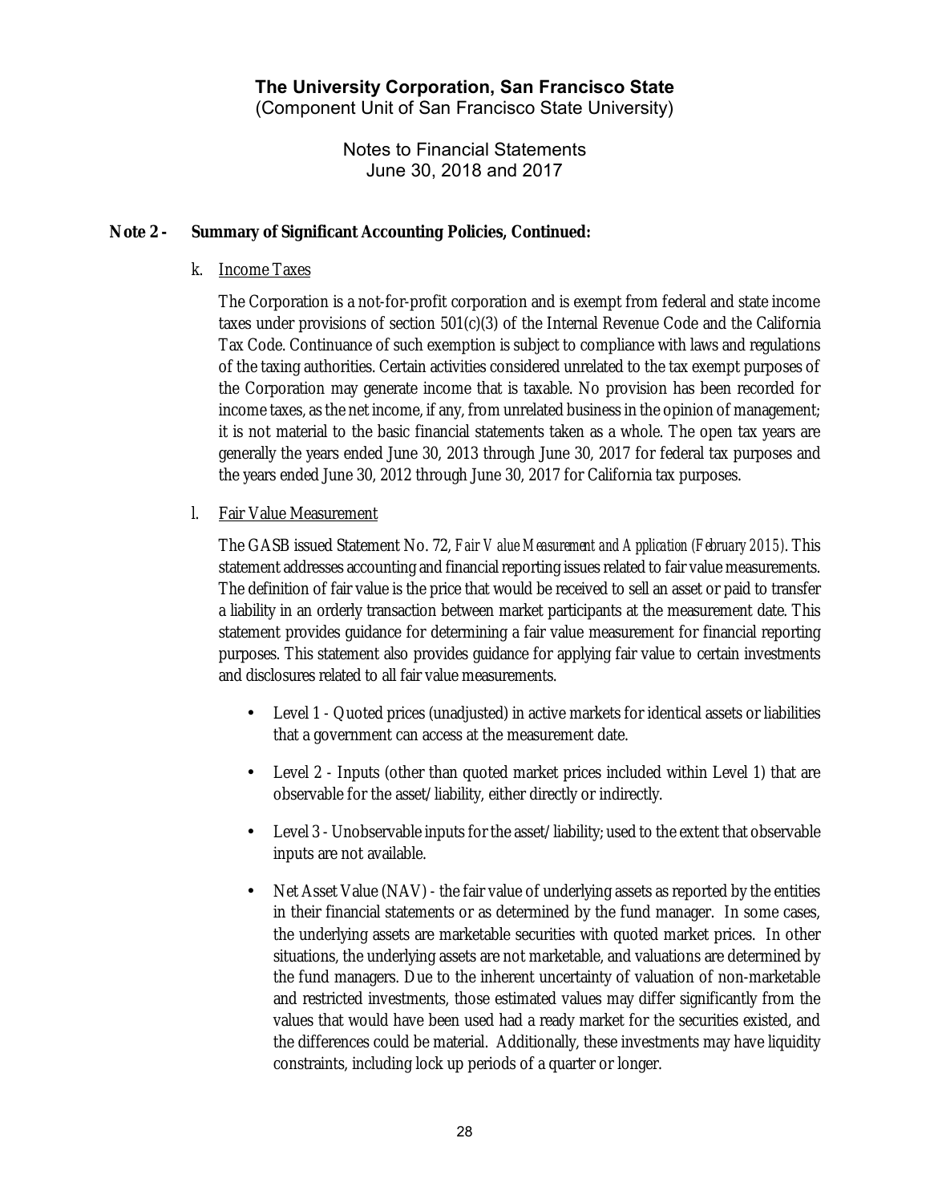# The University Corporation, San Francisco State

(Component Unit of San Francisco State University)

Notes to Financial Statements
June 30, 2018 and 2017

## Note 2 - Summary of Significant Accounting Policies, Continued:

k. Income Taxes

The Corporation is a not-for-profit corporation and is exempt from federal and state income taxes under provisions of section 501(c)(3) of the Internal Revenue Code and the California Tax Code. Continuance of such exemption is subject to compliance with laws and regulations of the taxing authorities. Certain activities considered unrelated to the tax exempt purposes of the Corporation may generate income that is taxable. No provision has been recorded for income taxes, as the net income, if any, from unrelated business in the opinion of management; it is not material to the basic financial statements taken as a whole. The open tax years are generally the years ended June 30, 2013 through June 30, 2017 for federal tax purposes and the years ended June 30, 2012 through June 30, 2017 for California tax purposes.

l. Fair Value Measurement

The GASB issued Statement No. 72, *Fair Value Measurement and Application (February 2015)*. This statement addresses accounting and financial reporting issues related to fair value measurements. The definition of fair value is the price that would be received to sell an asset or paid to transfer a liability in an orderly transaction between market participants at the measurement date. This statement provides guidance for determining a fair value measurement for financial reporting purposes. This statement also provides guidance for applying fair value to certain investments and disclosures related to all fair value measurements.

- Level 1 - Quoted prices (unadjusted) in active markets for identical assets or liabilities that a government can access at the measurement date.
- Level 2 - Inputs (other than quoted market prices included within Level 1) that are observable for the asset/liability, either directly or indirectly.
- Level 3 - Unobservable inputs for the asset/liability; used to the extent that observable inputs are not available.
- Net Asset Value (NAV) - the fair value of underlying assets as reported by the entities in their financial statements or as determined by the fund manager. In some cases, the underlying assets are marketable securities with quoted market prices. In other situations, the underlying assets are not marketable, and valuations are determined by the fund managers. Due to the inherent uncertainty of valuation of non-marketable and restricted investments, those estimated values may differ significantly from the values that would have been used had a ready market for the securities existed, and the differences could be material. Additionally, these investments may have liquidity constraints, including lock up periods of a quarter or longer.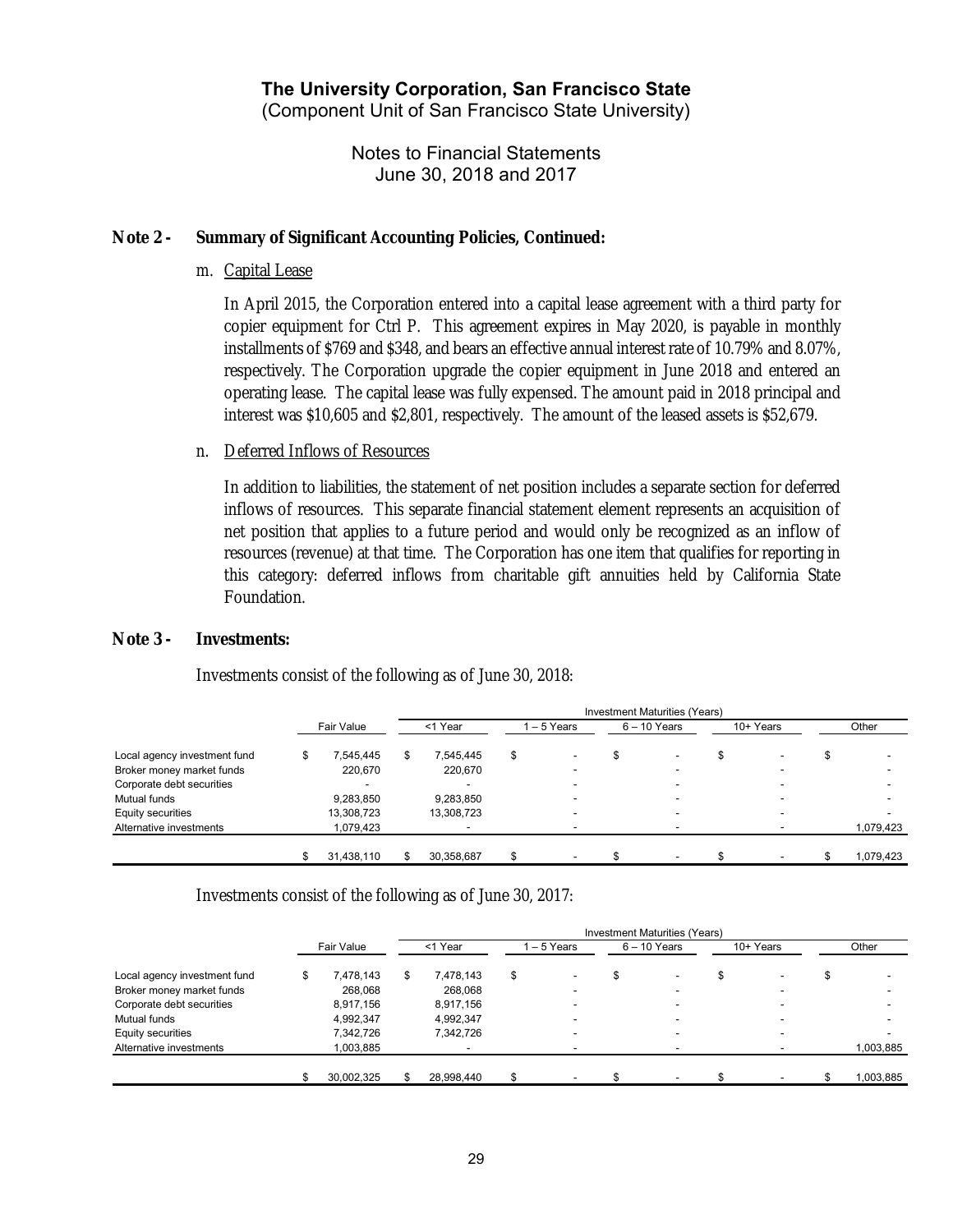**The University Corporation, San Francisco State**
(Component Unit of San Francisco State University)

Notes to Financial Statements
June 30, 2018 and 2017

**Note 2 - Summary of Significant Accounting Policies, Continued:**

m. Capital Lease

In April 2015, the Corporation entered into a capital lease agreement with a third party for copier equipment for Ctrl P. This agreement expires in May 2020, is payable in monthly installments of $769 and $348, and bears an effective annual interest rate of 10.79% and 8.07%, respectively. The Corporation upgrade the copier equipment in June 2018 and entered an operating lease. The capital lease was fully expensed. The amount paid in 2018 principal and interest was $10,605 and $2,801, respectively. The amount of the leased assets is $52,679.

n. Deferred Inflows of Resources

In addition to liabilities, the statement of net position includes a separate section for deferred inflows of resources. This separate financial statement element represents an acquisition of net position that applies to a future period and would only be recognized as an inflow of resources (revenue) at that time. The Corporation has one item that qualifies for reporting in this category: deferred inflows from charitable gift annuities held by California State Foundation.

**Note 3 - Investments:**

Investments consist of the following as of June 30, 2018:

| | | Investment Maturities (Years) | | | | |
|---|---|---|---|---|---|---|
| | Fair Value | <1 Year | 1 – 5 Years | 6 – 10 Years | 10+ Years | Other |
| Local agency investment fund | $ 7,545,445 | $ 7,545,445 | $ - | $ - | $ - | $ - |
| Broker money market funds | 220,670 | 220,670 | - | - | - | - |
| Corporate debt securities | - | - | - | - | - | - |
| Mutual funds | 9,283,850 | 9,283,850 | - | - | - | - |
| Equity securities | 13,308,723 | 13,308,723 | - | - | - | - |
| Alternative investments | 1,079,423 | - | - | - | - | 1,079,423 |
| | $ 31,438,110 | $ 30,358,687 | $ - | $ - | $ - | $ 1,079,423 |

Investments consist of the following as of June 30, 2017:

| | | Investment Maturities (Years) | | | | |
|---|---|---|---|---|---|---|
| | Fair Value | <1 Year | 1 – 5 Years | 6 – 10 Years | 10+ Years | Other |
| Local agency investment fund | $ 7,478,143 | $ 7,478,143 | $ - | $ - | $ - | $ - |
| Broker money market funds | 268,068 | 268,068 | - | - | - | - |
| Corporate debt securities | 8,917,156 | 8,917,156 | - | - | - | - |
| Mutual funds | 4,992,347 | 4,992,347 | - | - | - | - |
| Equity securities | 7,342,726 | 7,342,726 | - | - | - | - |
| Alternative investments | 1,003,885 | - | - | - | - | 1,003,885 |
| | $ 30,002,325 | $ 28,998,440 | $ - | $ - | $ - | $ 1,003,885 |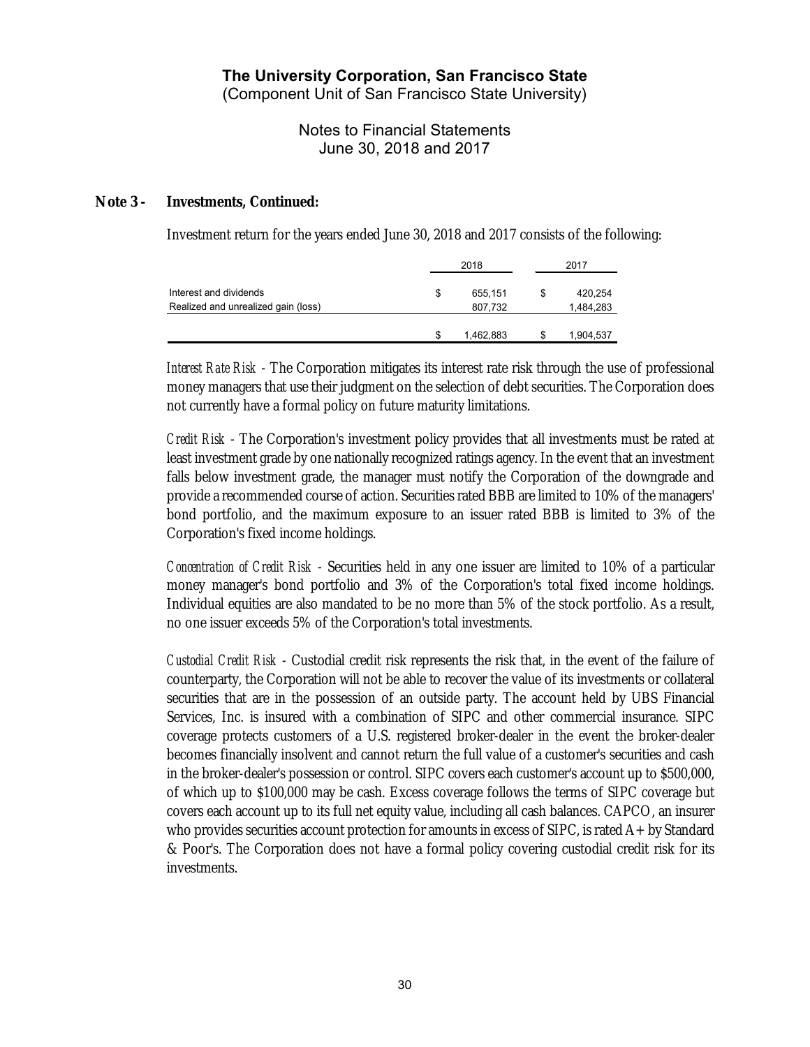**Note 3 - Investments, Continued:**

Investment return for the years ended June 30, 2018 and 2017 consists of the following:

| | 2018 | 2017 |
|---|---|---|
| Interest and dividends | $ 655,151 | $ 420,254 |
| Realized and unrealized gain (loss) | 807,732 | 1,484,283 |
| | $ 1,462,883 | $ 1,904,537 |

*Interest Rate Risk* - The Corporation mitigates its interest rate risk through the use of professional money managers that use their judgment on the selection of debt securities. The Corporation does not currently have a formal policy on future maturity limitations.

*Credit Risk* - The Corporation's investment policy provides that all investments must be rated at least investment grade by one nationally recognized ratings agency. In the event that an investment falls below investment grade, the manager must notify the Corporation of the downgrade and provide a recommended course of action. Securities rated BBB are limited to 10% of the managers' bond portfolio, and the maximum exposure to an issuer rated BBB is limited to 3% of the Corporation's fixed income holdings.

*Concentration of Credit Risk* - Securities held in any one issuer are limited to 10% of a particular money manager's bond portfolio and 3% of the Corporation's total fixed income holdings. Individual equities are also mandated to be no more than 5% of the stock portfolio. As a result, no one issuer exceeds 5% of the Corporation's total investments.

*Custodial Credit Risk* - Custodial credit risk represents the risk that, in the event of the failure of counterparty, the Corporation will not be able to recover the value of its investments or collateral securities that are in the possession of an outside party. The account held by UBS Financial Services, Inc. is insured with a combination of SIPC and other commercial insurance. SIPC coverage protects customers of a U.S. registered broker-dealer in the event the broker-dealer becomes financially insolvent and cannot return the full value of a customer's securities and cash in the broker-dealer's possession or control. SIPC covers each customer's account up to $500,000, of which up to $100,000 may be cash. Excess coverage follows the terms of SIPC coverage but covers each account up to its full net equity value, including all cash balances. CAPCO, an insurer who provides securities account protection for amounts in excess of SIPC, is rated A+ by Standard & Poor's. The Corporation does not have a formal policy covering custodial credit risk for its investments.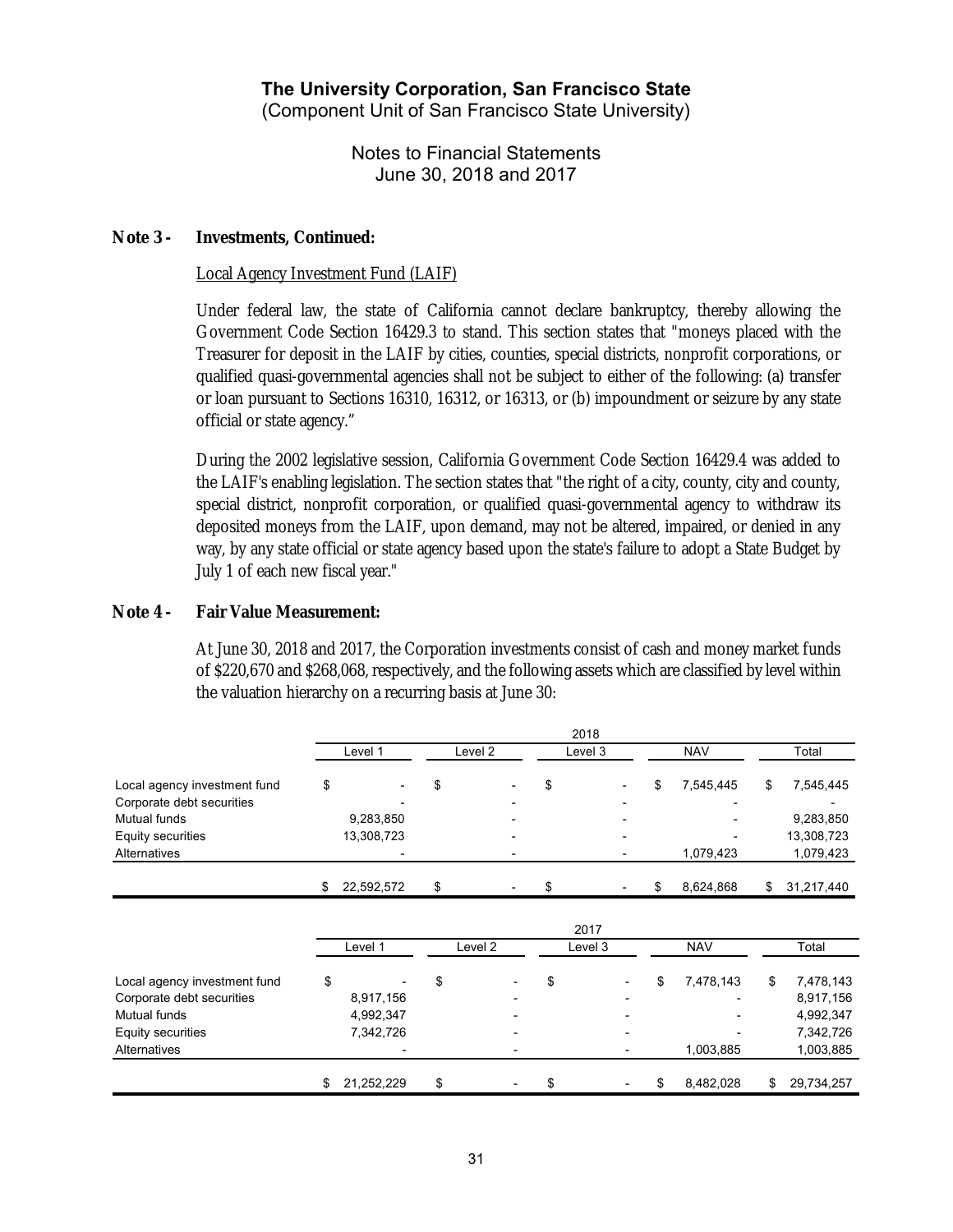# The University Corporation, San Francisco State
(Component Unit of San Francisco State University)

Notes to Financial Statements
June 30, 2018 and 2017

## Note 3 - Investments, Continued:

Local Agency Investment Fund (LAIF)

Under federal law, the state of California cannot declare bankruptcy, thereby allowing the Government Code Section 16429.3 to stand. This section states that "moneys placed with the Treasurer for deposit in the LAIF by cities, counties, special districts, nonprofit corporations, or qualified quasi-governmental agencies shall not be subject to either of the following: (a) transfer or loan pursuant to Sections 16310, 16312, or 16313, or (b) impoundment or seizure by any state official or state agency."

During the 2002 legislative session, California Government Code Section 16429.4 was added to the LAIF's enabling legislation. The section states that "the right of a city, county, city and county, special district, nonprofit corporation, or qualified quasi-governmental agency to withdraw its deposited moneys from the LAIF, upon demand, may not be altered, impaired, or denied in any way, by any state official or state agency based upon the state's failure to adopt a State Budget by July 1 of each new fiscal year."

## Note 4 - Fair Value Measurement:

At June 30, 2018 and 2017, the Corporation investments consist of cash and money market funds of $220,670 and $268,068, respectively, and the following assets which are classified by level within the valuation hierarchy on a recurring basis at June 30:

| | 2018 | | | | |
|---|---|---|---|---|---|
| | Level 1 | Level 2 | Level 3 | NAV | Total |
| Local agency investment fund | $ - | $ - | $ - | $ 7,545,445 | $ 7,545,445 |
| Corporate debt securities | - | - | - | - | - |
| Mutual funds | 9,283,850 | - | - | - | 9,283,850 |
| Equity securities | 13,308,723 | - | - | - | 13,308,723 |
| Alternatives | - | - | - | 1,079,423 | 1,079,423 |
| | $ 22,592,572 | $ - | $ - | $ 8,624,868 | $ 31,217,440 |

| | 2017 | | | | |
|---|---|---|---|---|---|
| | Level 1 | Level 2 | Level 3 | NAV | Total |
| Local agency investment fund | $ - | $ - | $ - | $ 7,478,143 | $ 7,478,143 |
| Corporate debt securities | 8,917,156 | - | - | - | 8,917,156 |
| Mutual funds | 4,992,347 | - | - | - | 4,992,347 |
| Equity securities | 7,342,726 | - | - | - | 7,342,726 |
| Alternatives | - | - | - | 1,003,885 | 1,003,885 |
| | $ 21,252,229 | $ - | $ - | $ 8,482,028 | $ 29,734,257 |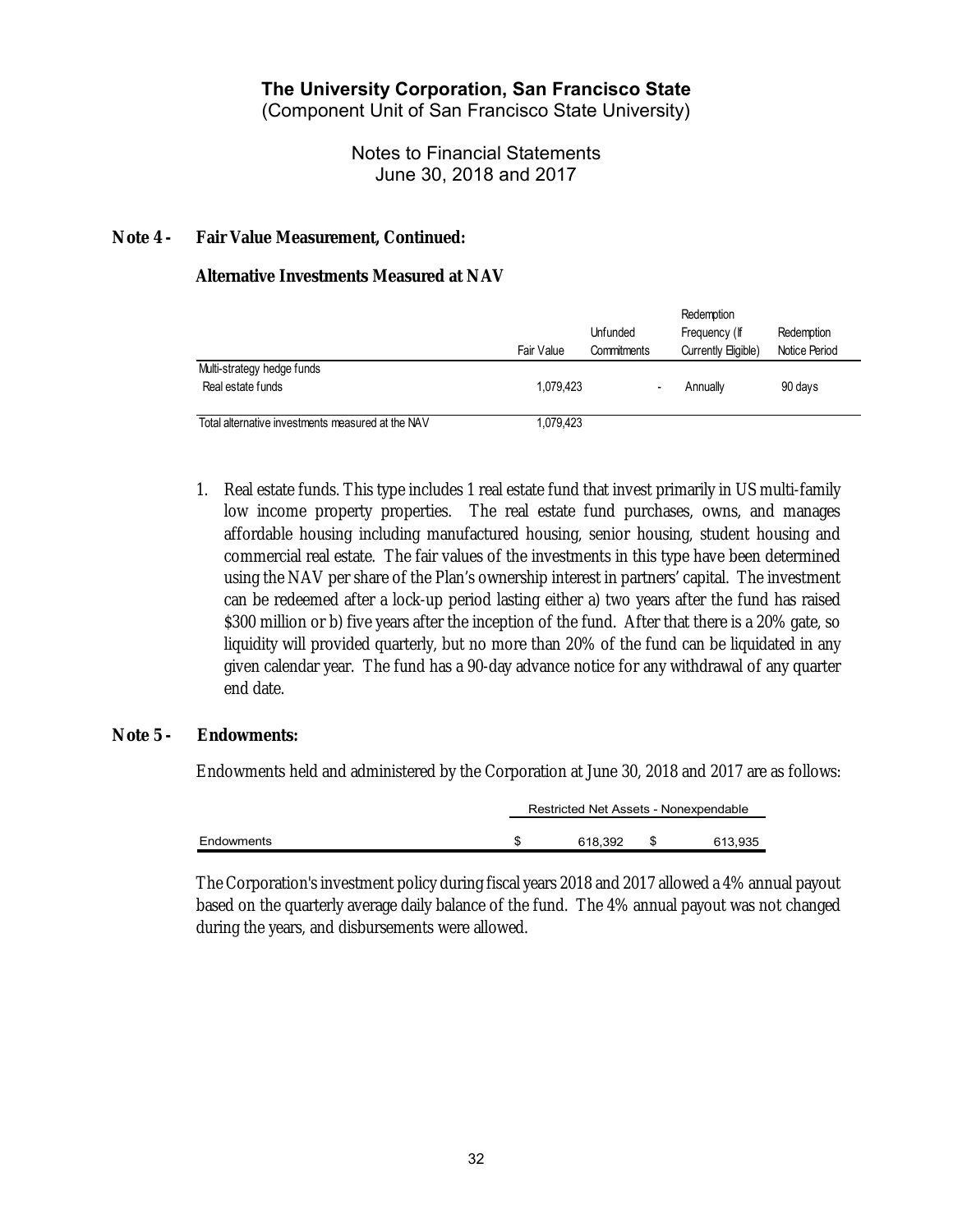**The University Corporation, San Francisco State**
(Component Unit of San Francisco State University)

Notes to Financial Statements
June 30, 2018 and 2017

## Note 4 - Fair Value Measurement, Continued:

### Alternative Investments Measured at NAV

| | Fair Value | Unfunded Commitments | Redemption Frequency (If Currently Eligible) | Redemption Notice Period |
|---|---|---|---|---|
| Multi-strategy hedge funds | | | | |
| Real estate funds | 1,079,423 | - | Annually | 90 days |
| Total alternative investments measured at the NAV | 1,079,423 | | | |

1. Real estate funds. This type includes 1 real estate fund that invest primarily in US multi-family low income property properties. The real estate fund purchases, owns, and manages affordable housing including manufactured housing, senior housing, student housing and commercial real estate. The fair values of the investments in this type have been determined using the NAV per share of the Plan's ownership interest in partners' capital. The investment can be redeemed after a lock-up period lasting either a) two years after the fund has raised $300 million or b) five years after the inception of the fund. After that there is a 20% gate, so liquidity will provided quarterly, but no more than 20% of the fund can be liquidated in any given calendar year. The fund has a 90-day advance notice for any withdrawal of any quarter end date.

## Note 5 - Endowments:

Endowments held and administered by the Corporation at June 30, 2018 and 2017 are as follows:

| | Restricted Net Assets - Nonexpendable | |
|---|---|---|
| Endowments | $ 618,392 | $ 613,935 |

The Corporation's investment policy during fiscal years 2018 and 2017 allowed a 4% annual payout based on the quarterly average daily balance of the fund. The 4% annual payout was not changed during the years, and disbursements were allowed.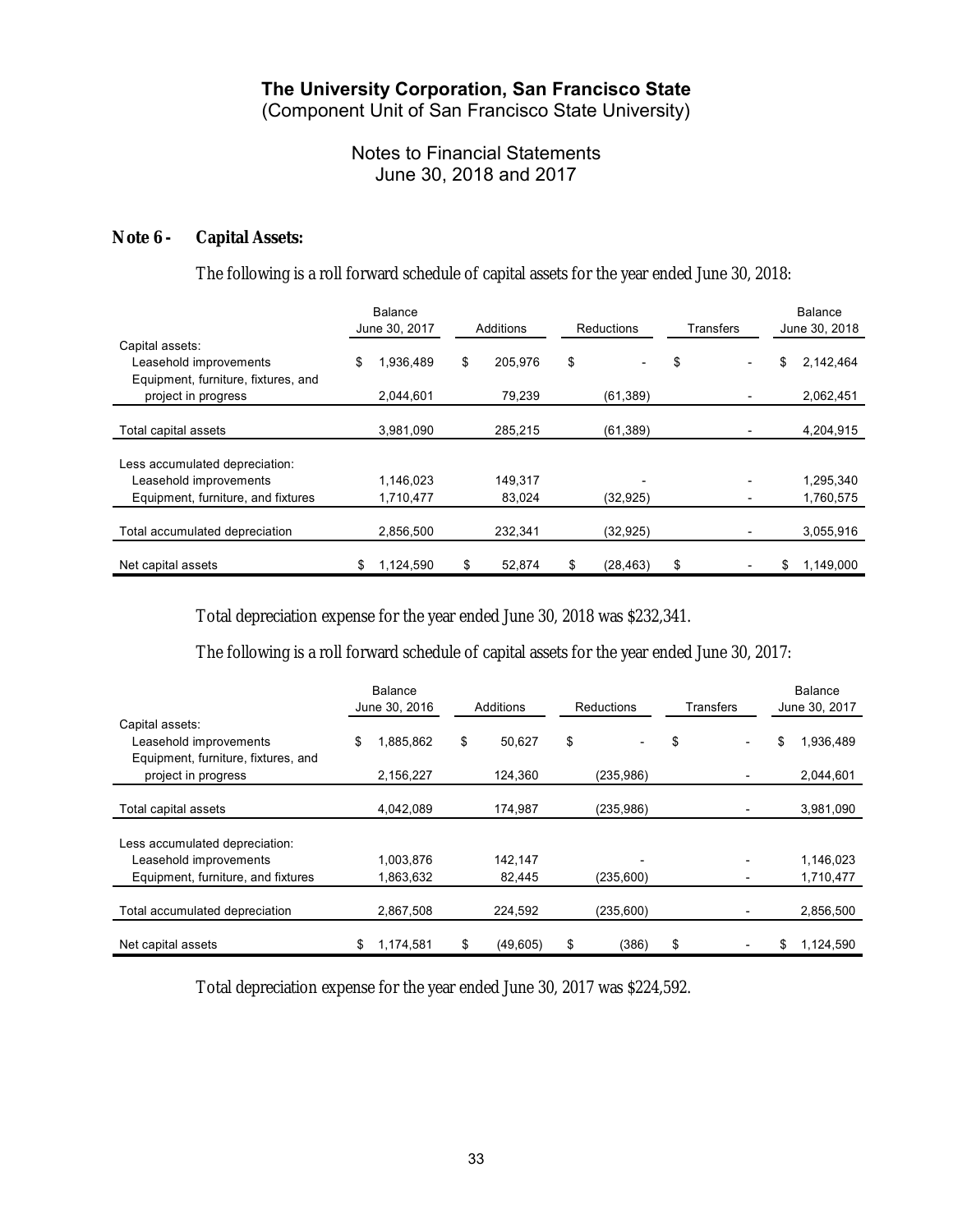**The University Corporation, San Francisco State**
(Component Unit of San Francisco State University)

Notes to Financial Statements
June 30, 2018 and 2017

## Note 6 - Capital Assets:

The following is a roll forward schedule of capital assets for the year ended June 30, 2018:

| | Balance June 30, 2017 | Additions | Reductions | Transfers | Balance June 30, 2018 |
|---|---|---|---|---|---|
| Capital assets: | | | | | |
| Leasehold improvements | $ 1,936,489 | $ 205,976 | $ - | $ - | $ 2,142,464 |
| Equipment, furniture, fixtures, and project in progress | 2,044,601 | 79,239 | (61,389) | - | 2,062,451 |
| Total capital assets | 3,981,090 | 285,215 | (61,389) | - | 4,204,915 |
| Less accumulated depreciation: | | | | | |
| Leasehold improvements | 1,146,023 | 149,317 | - | - | 1,295,340 |
| Equipment, furniture, and fixtures | 1,710,477 | 83,024 | (32,925) | - | 1,760,575 |
| Total accumulated depreciation | 2,856,500 | 232,341 | (32,925) | - | 3,055,916 |
| Net capital assets | $ 1,124,590 | $ 52,874 | $ (28,463) | $ - | $ 1,149,000 |

Total depreciation expense for the year ended June 30, 2018 was $232,341.

The following is a roll forward schedule of capital assets for the year ended June 30, 2017:

| | Balance June 30, 2016 | Additions | Reductions | Transfers | Balance June 30, 2017 |
|---|---|---|---|---|---|
| Capital assets: | | | | | |
| Leasehold improvements | $ 1,885,862 | $ 50,627 | $ - | $ - | $ 1,936,489 |
| Equipment, furniture, fixtures, and project in progress | 2,156,227 | 124,360 | (235,986) | - | 2,044,601 |
| Total capital assets | 4,042,089 | 174,987 | (235,986) | - | 3,981,090 |
| Less accumulated depreciation: | | | | | |
| Leasehold improvements | 1,003,876 | 142,147 | - | - | 1,146,023 |
| Equipment, furniture, and fixtures | 1,863,632 | 82,445 | (235,600) | - | 1,710,477 |
| Total accumulated depreciation | 2,867,508 | 224,592 | (235,600) | - | 2,856,500 |
| Net capital assets | $ 1,174,581 | $ (49,605) | $ (386) | $ - | $ 1,124,590 |

Total depreciation expense for the year ended June 30, 2017 was $224,592.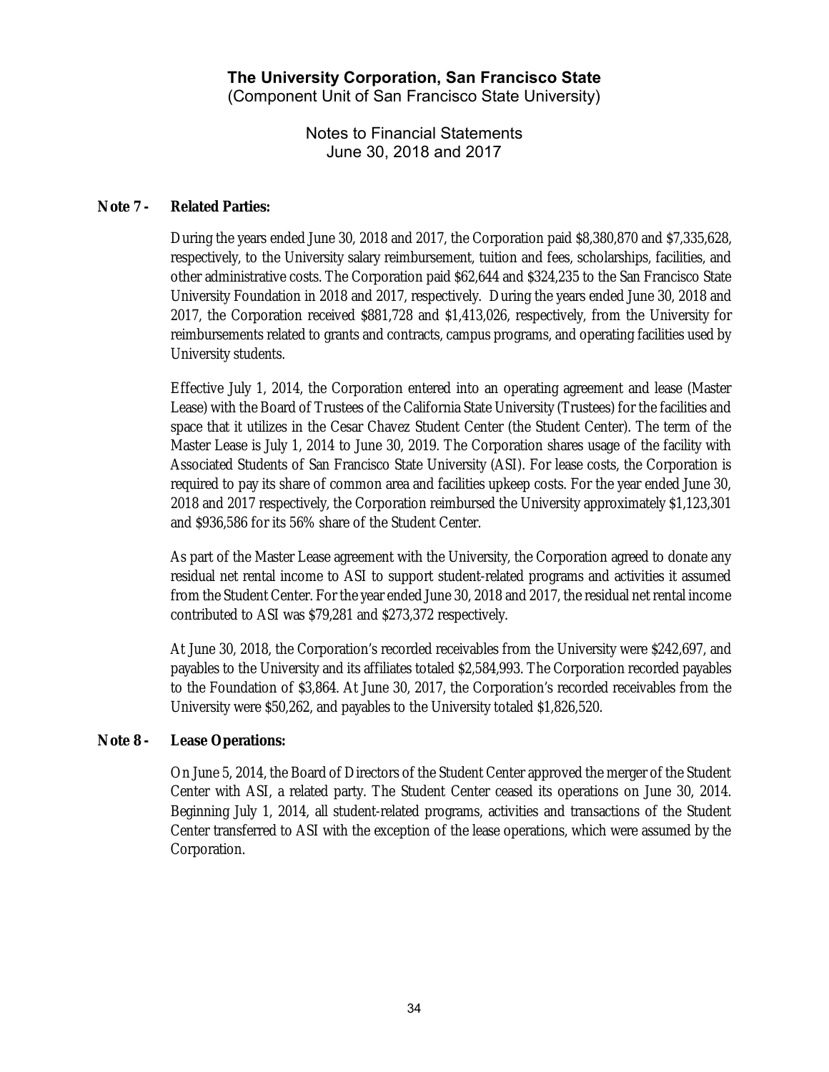# The University Corporation, San Francisco State
(Component Unit of San Francisco State University)

Notes to Financial Statements
June 30, 2018 and 2017

## Note 7 - Related Parties:

During the years ended June 30, 2018 and 2017, the Corporation paid $8,380,870 and $7,335,628, respectively, to the University salary reimbursement, tuition and fees, scholarships, facilities, and other administrative costs. The Corporation paid $62,644 and $324,235 to the San Francisco State University Foundation in 2018 and 2017, respectively. During the years ended June 30, 2018 and 2017, the Corporation received $881,728 and $1,413,026, respectively, from the University for reimbursements related to grants and contracts, campus programs, and operating facilities used by University students.

Effective July 1, 2014, the Corporation entered into an operating agreement and lease (Master Lease) with the Board of Trustees of the California State University (Trustees) for the facilities and space that it utilizes in the Cesar Chavez Student Center (the Student Center). The term of the Master Lease is July 1, 2014 to June 30, 2019. The Corporation shares usage of the facility with Associated Students of San Francisco State University (ASI). For lease costs, the Corporation is required to pay its share of common area and facilities upkeep costs. For the year ended June 30, 2018 and 2017 respectively, the Corporation reimbursed the University approximately $1,123,301 and $936,586 for its 56% share of the Student Center.

As part of the Master Lease agreement with the University, the Corporation agreed to donate any residual net rental income to ASI to support student-related programs and activities it assumed from the Student Center. For the year ended June 30, 2018 and 2017, the residual net rental income contributed to ASI was $79,281 and $273,372 respectively.

At June 30, 2018, the Corporation's recorded receivables from the University were $242,697, and payables to the University and its affiliates totaled $2,584,993. The Corporation recorded payables to the Foundation of $3,864. At June 30, 2017, the Corporation's recorded receivables from the University were $50,262, and payables to the University totaled $1,826,520.

## Note 8 - Lease Operations:

On June 5, 2014, the Board of Directors of the Student Center approved the merger of the Student Center with ASI, a related party. The Student Center ceased its operations on June 30, 2014. Beginning July 1, 2014, all student-related programs, activities and transactions of the Student Center transferred to ASI with the exception of the lease operations, which were assumed by the Corporation.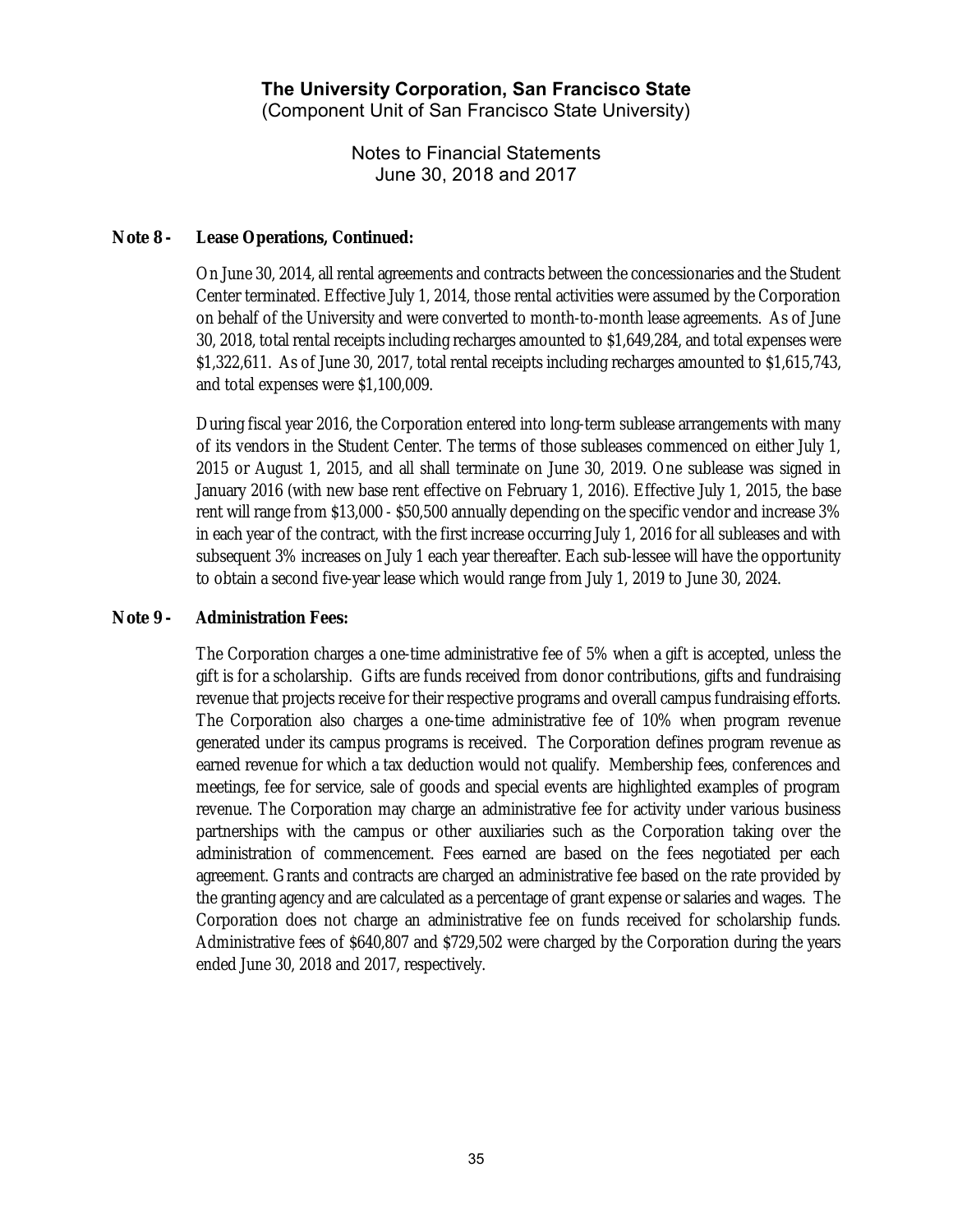## Note 8 - Lease Operations, Continued:

On June 30, 2014, all rental agreements and contracts between the concessionaries and the Student Center terminated. Effective July 1, 2014, those rental activities were assumed by the Corporation on behalf of the University and were converted to month-to-month lease agreements. As of June 30, 2018, total rental receipts including recharges amounted to $1,649,284, and total expenses were $1,322,611. As of June 30, 2017, total rental receipts including recharges amounted to $1,615,743, and total expenses were $1,100,009.

During fiscal year 2016, the Corporation entered into long-term sublease arrangements with many of its vendors in the Student Center. The terms of those subleases commenced on either July 1, 2015 or August 1, 2015, and all shall terminate on June 30, 2019. One sublease was signed in January 2016 (with new base rent effective on February 1, 2016). Effective July 1, 2015, the base rent will range from $13,000 - $50,500 annually depending on the specific vendor and increase 3% in each year of the contract, with the first increase occurring July 1, 2016 for all subleases and with subsequent 3% increases on July 1 each year thereafter. Each sub-lessee will have the opportunity to obtain a second five-year lease which would range from July 1, 2019 to June 30, 2024.

## Note 9 - Administration Fees:

The Corporation charges a one-time administrative fee of 5% when a gift is accepted, unless the gift is for a scholarship. Gifts are funds received from donor contributions, gifts and fundraising revenue that projects receive for their respective programs and overall campus fundraising efforts. The Corporation also charges a one-time administrative fee of 10% when program revenue generated under its campus programs is received. The Corporation defines program revenue as earned revenue for which a tax deduction would not qualify. Membership fees, conferences and meetings, fee for service, sale of goods and special events are highlighted examples of program revenue. The Corporation may charge an administrative fee for activity under various business partnerships with the campus or other auxiliaries such as the Corporation taking over the administration of commencement. Fees earned are based on the fees negotiated per each agreement. Grants and contracts are charged an administrative fee based on the rate provided by the granting agency and are calculated as a percentage of grant expense or salaries and wages. The Corporation does not charge an administrative fee on funds received for scholarship funds. Administrative fees of $640,807 and $729,502 were charged by the Corporation during the years ended June 30, 2018 and 2017, respectively.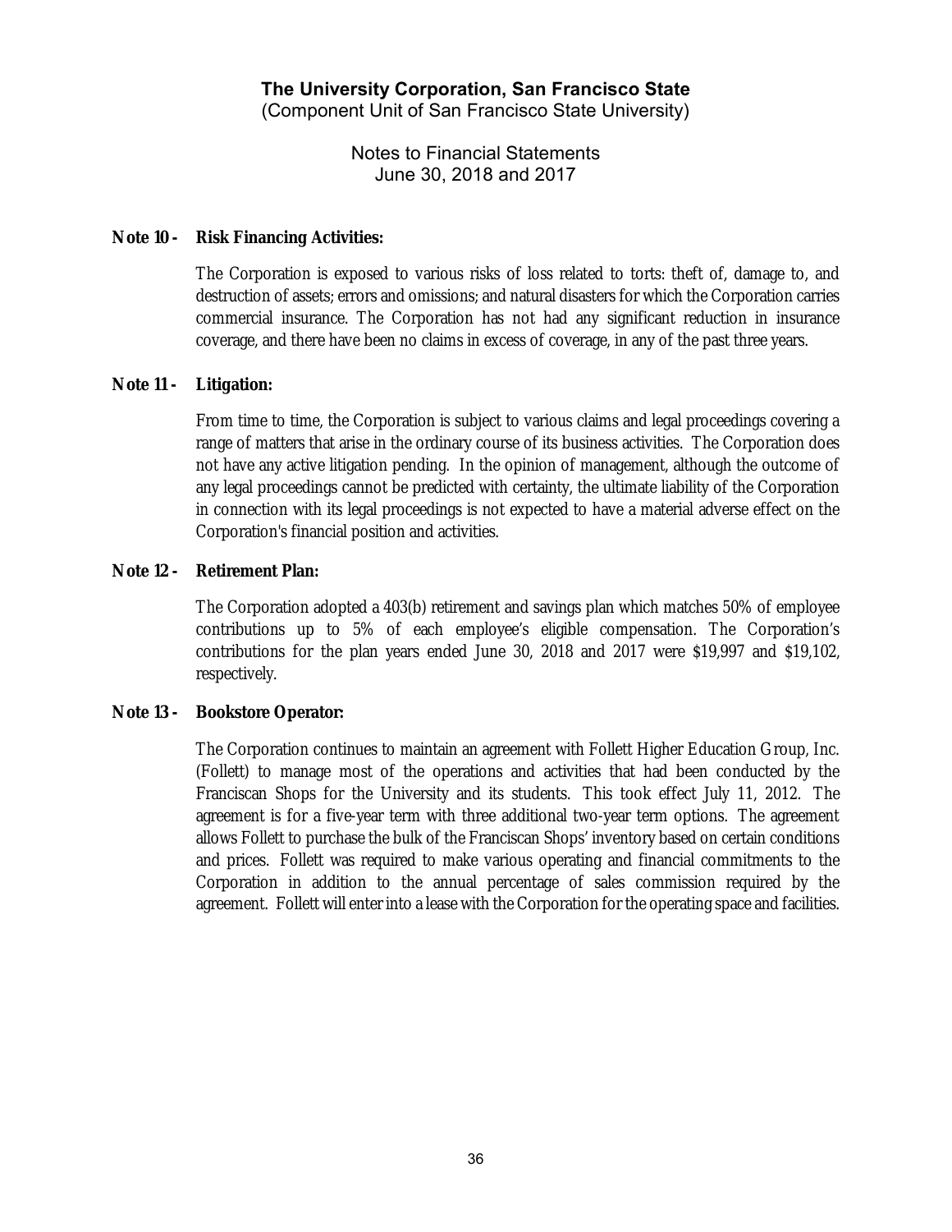# The University Corporation, San Francisco State
(Component Unit of San Francisco State University)

Notes to Financial Statements
June 30, 2018 and 2017

## Note 10 - Risk Financing Activities:

The Corporation is exposed to various risks of loss related to torts: theft of, damage to, and destruction of assets; errors and omissions; and natural disasters for which the Corporation carries commercial insurance. The Corporation has not had any significant reduction in insurance coverage, and there have been no claims in excess of coverage, in any of the past three years.

## Note 11 - Litigation:

From time to time, the Corporation is subject to various claims and legal proceedings covering a range of matters that arise in the ordinary course of its business activities. The Corporation does not have any active litigation pending. In the opinion of management, although the outcome of any legal proceedings cannot be predicted with certainty, the ultimate liability of the Corporation in connection with its legal proceedings is not expected to have a material adverse effect on the Corporation's financial position and activities.

## Note 12 - Retirement Plan:

The Corporation adopted a 403(b) retirement and savings plan which matches 50% of employee contributions up to 5% of each employee's eligible compensation. The Corporation's contributions for the plan years ended June 30, 2018 and 2017 were $19,997 and $19,102, respectively.

## Note 13 - Bookstore Operator:

The Corporation continues to maintain an agreement with Follett Higher Education Group, Inc. (Follett) to manage most of the operations and activities that had been conducted by the Franciscan Shops for the University and its students. This took effect July 11, 2012. The agreement is for a five-year term with three additional two-year term options. The agreement allows Follett to purchase the bulk of the Franciscan Shops' inventory based on certain conditions and prices. Follett was required to make various operating and financial commitments to the Corporation in addition to the annual percentage of sales commission required by the agreement. Follett will enter into a lease with the Corporation for the operating space and facilities.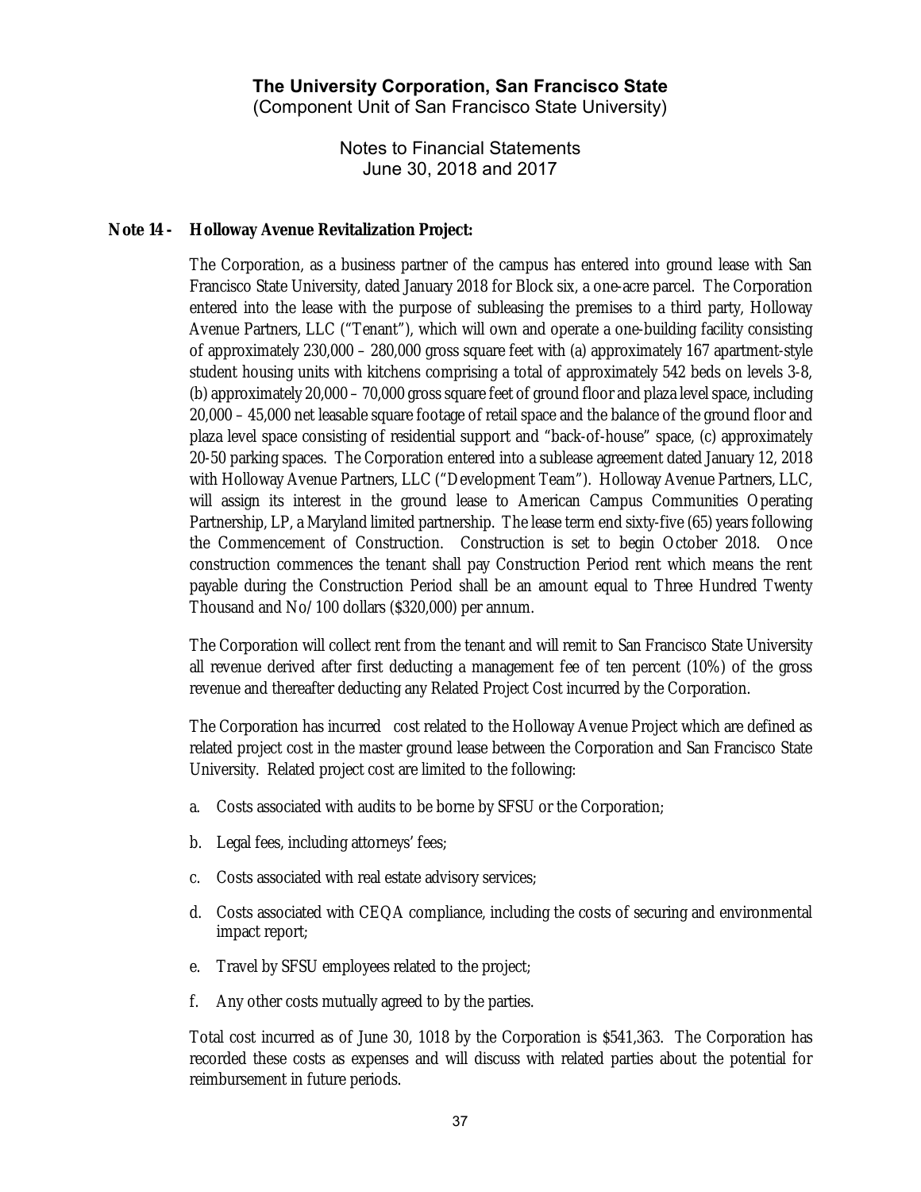# The University Corporation, San Francisco State

(Component Unit of San Francisco State University)

Notes to Financial Statements
June 30, 2018 and 2017

## Note 14 - Holloway Avenue Revitalization Project:

The Corporation, as a business partner of the campus has entered into ground lease with San Francisco State University, dated January 2018 for Block six, a one-acre parcel. The Corporation entered into the lease with the purpose of subleasing the premises to a third party, Holloway Avenue Partners, LLC ("Tenant"), which will own and operate a one-building facility consisting of approximately 230,000 – 280,000 gross square feet with (a) approximately 167 apartment-style student housing units with kitchens comprising a total of approximately 542 beds on levels 3-8, (b) approximately 20,000 – 70,000 gross square feet of ground floor and plaza level space, including 20,000 – 45,000 net leasable square footage of retail space and the balance of the ground floor and plaza level space consisting of residential support and "back-of-house" space, (c) approximately 20-50 parking spaces. The Corporation entered into a sublease agreement dated January 12, 2018 with Holloway Avenue Partners, LLC ("Development Team"). Holloway Avenue Partners, LLC, will assign its interest in the ground lease to American Campus Communities Operating Partnership, LP, a Maryland limited partnership. The lease term end sixty-five (65) years following the Commencement of Construction. Construction is set to begin October 2018. Once construction commences the tenant shall pay Construction Period rent which means the rent payable during the Construction Period shall be an amount equal to Three Hundred Twenty Thousand and No/100 dollars ($320,000) per annum.

The Corporation will collect rent from the tenant and will remit to San Francisco State University all revenue derived after first deducting a management fee of ten percent (10%) of the gross revenue and thereafter deducting any Related Project Cost incurred by the Corporation.

The Corporation has incurred cost related to the Holloway Avenue Project which are defined as related project cost in the master ground lease between the Corporation and San Francisco State University. Related project cost are limited to the following:

a. Costs associated with audits to be borne by SFSU or the Corporation;

b. Legal fees, including attorneys' fees;

c. Costs associated with real estate advisory services;

d. Costs associated with CEQA compliance, including the costs of securing and environmental impact report;

e. Travel by SFSU employees related to the project;

f. Any other costs mutually agreed to by the parties.

Total cost incurred as of June 30, 1018 by the Corporation is $541,363. The Corporation has recorded these costs as expenses and will discuss with related parties about the potential for reimbursement in future periods.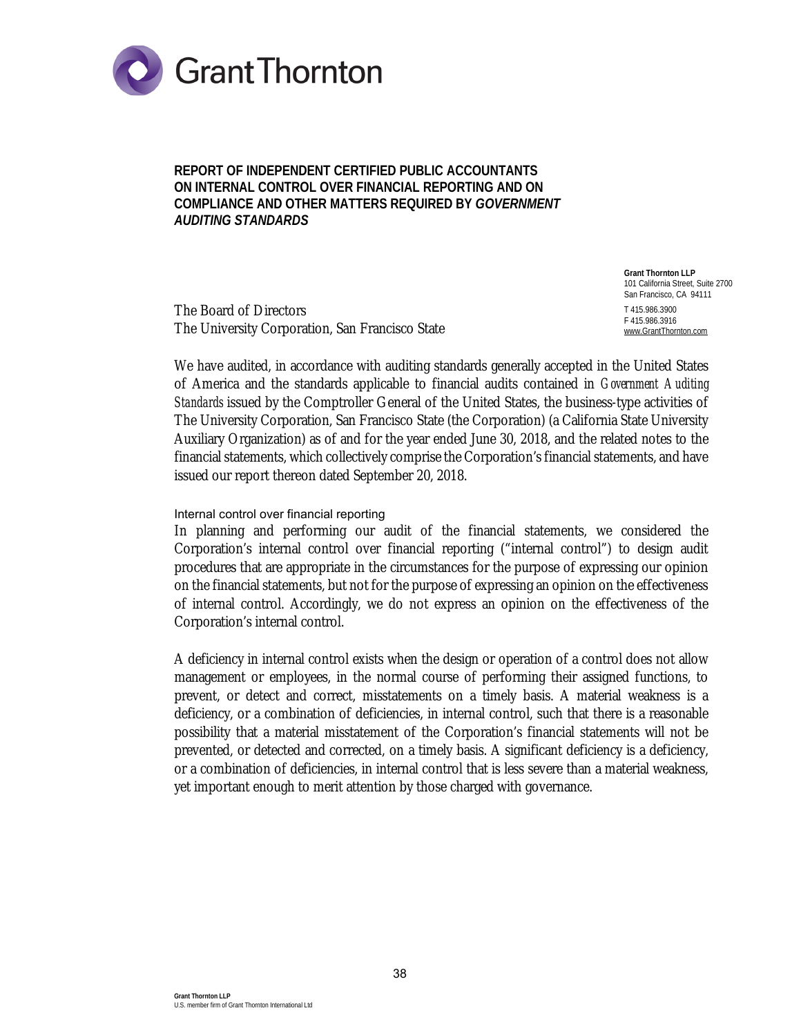Grant Thornton

**REPORT OF INDEPENDENT CERTIFIED PUBLIC ACCOUNTANTS ON INTERNAL CONTROL OVER FINANCIAL REPORTING AND ON COMPLIANCE AND OTHER MATTERS REQUIRED BY *GOVERNMENT AUDITING STANDARDS***

**Grant Thornton LLP**
101 California Street, Suite 2700
San Francisco, CA 94111

T 415.986.3900
F 415.986.3916
www.GrantThornton.com

The Board of Directors
The University Corporation, San Francisco State

We have audited, in accordance with auditing standards generally accepted in the United States of America and the standards applicable to financial audits contained in *Government Auditing Standards* issued by the Comptroller General of the United States, the business-type activities of The University Corporation, San Francisco State (the Corporation) (a California State University Auxiliary Organization) as of and for the year ended June 30, 2018, and the related notes to the financial statements, which collectively comprise the Corporation's financial statements, and have issued our report thereon dated September 20, 2018.

### Internal control over financial reporting

In planning and performing our audit of the financial statements, we considered the Corporation's internal control over financial reporting ("internal control") to design audit procedures that are appropriate in the circumstances for the purpose of expressing our opinion on the financial statements, but not for the purpose of expressing an opinion on the effectiveness of internal control. Accordingly, we do not express an opinion on the effectiveness of the Corporation's internal control.

A deficiency in internal control exists when the design or operation of a control does not allow management or employees, in the normal course of performing their assigned functions, to prevent, or detect and correct, misstatements on a timely basis. A material weakness is a deficiency, or a combination of deficiencies, in internal control, such that there is a reasonable possibility that a material misstatement of the Corporation's financial statements will not be prevented, or detected and corrected, on a timely basis. A significant deficiency is a deficiency, or a combination of deficiencies, in internal control that is less severe than a material weakness, yet important enough to merit attention by those charged with governance.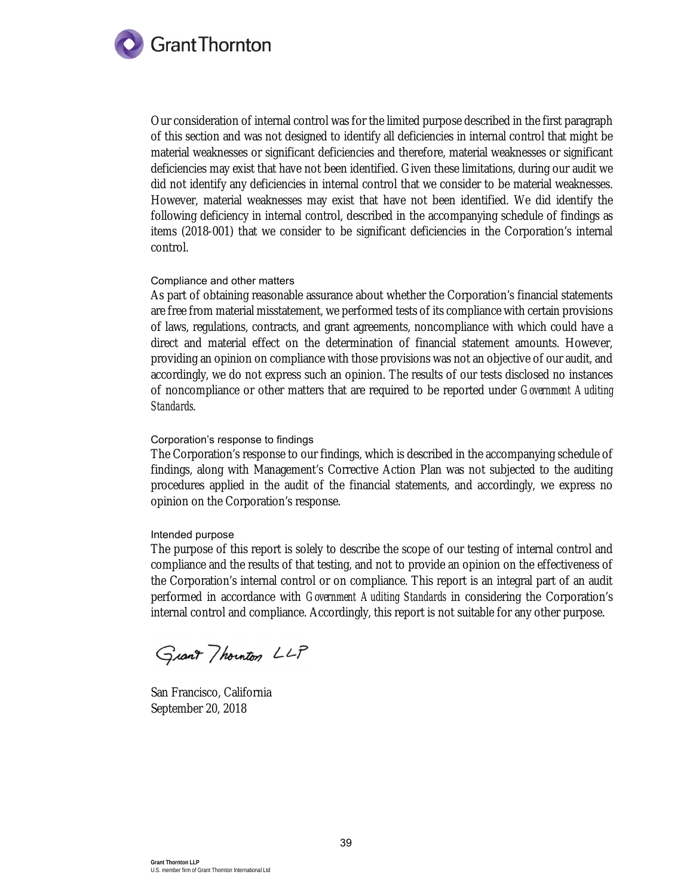Our consideration of internal control was for the limited purpose described in the first paragraph of this section and was not designed to identify all deficiencies in internal control that might be material weaknesses or significant deficiencies and therefore, material weaknesses or significant deficiencies may exist that have not been identified. Given these limitations, during our audit we did not identify any deficiencies in internal control that we consider to be material weaknesses. However, material weaknesses may exist that have not been identified. We did identify the following deficiency in internal control, described in the accompanying schedule of findings as items (2018-001) that we consider to be significant deficiencies in the Corporation's internal control.

#### Compliance and other matters

As part of obtaining reasonable assurance about whether the Corporation's financial statements are free from material misstatement, we performed tests of its compliance with certain provisions of laws, regulations, contracts, and grant agreements, noncompliance with which could have a direct and material effect on the determination of financial statement amounts. However, providing an opinion on compliance with those provisions was not an objective of our audit, and accordingly, we do not express such an opinion. The results of our tests disclosed no instances of noncompliance or other matters that are required to be reported under *Government Auditing Standards*.

#### Corporation's response to findings

The Corporation's response to our findings, which is described in the accompanying schedule of findings, along with Management's Corrective Action Plan was not subjected to the auditing procedures applied in the audit of the financial statements, and accordingly, we express no opinion on the Corporation's response.

#### Intended purpose

The purpose of this report is solely to describe the scope of our testing of internal control and compliance and the results of that testing, and not to provide an opinion on the effectiveness of the Corporation's internal control or on compliance. This report is an integral part of an audit performed in accordance with *Government Auditing Standards* in considering the Corporation's internal control and compliance. Accordingly, this report is not suitable for any other purpose.

Grant Thornton LLP

San Francisco, California
September 20, 2018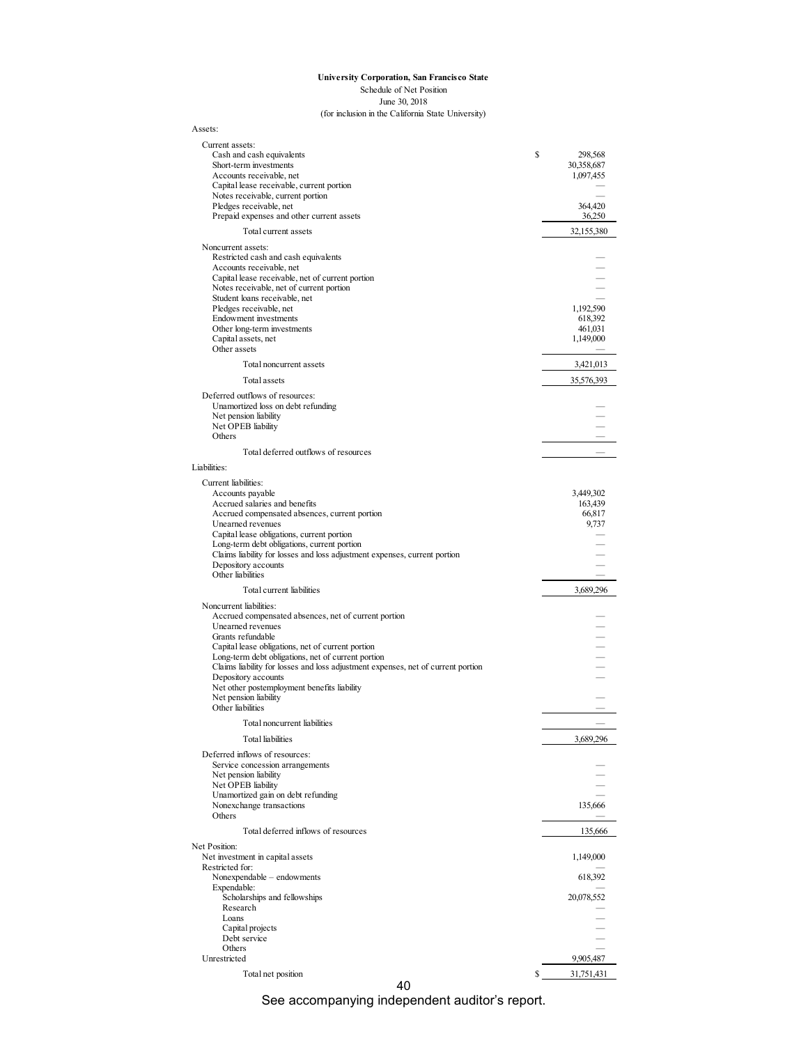**University Corporation, San Francisco State**

Schedule of Net Position

June 30, 2018

(for inclusion in the California State University)

| | |
|---|---|
| Assets: | |
| Current assets: | |
| Cash and cash equivalents | $ 298,568 |
| Short-term investments | 30,358,687 |
| Accounts receivable, net | 1,097,455 |
| Capital lease receivable, current portion | — |
| Notes receivable, current portion | — |
| Pledges receivable, net | 364,420 |
| Prepaid expenses and other current assets | 36,250 |
| Total current assets | 32,155,380 |
| Noncurrent assets: | |
| Restricted cash and cash equivalents | — |
| Accounts receivable, net | — |
| Capital lease receivable, net of current portion | — |
| Notes receivable, net of current portion | — |
| Student loans receivable, net | — |
| Pledges receivable, net | 1,192,590 |
| Endowment investments | 618,392 |
| Other long-term investments | 461,031 |
| Capital assets, net | 1,149,000 |
| Other assets | — |
| Total noncurrent assets | 3,421,013 |
| Total assets | 35,576,393 |
| Deferred outflows of resources: | |
| Unamortized loss on debt refunding | — |
| Net pension liability | — |
| Net OPEB liability | — |
| Others | — |
| Total deferred outflows of resources | — |
| Liabilities: | |
| Current liabilities: | |
| Accounts payable | 3,449,302 |
| Accrued salaries and benefits | 163,439 |
| Accrued compensated absences, current portion | 66,817 |
| Unearned revenues | 9,737 |
| Capital lease obligations, current portion | — |
| Long-term debt obligations, current portion | — |
| Claims liability for losses and loss adjustment expenses, current portion | — |
| Depository accounts | — |
| Other liabilities | — |
| Total current liabilities | 3,689,296 |
| Noncurrent liabilities: | |
| Accrued compensated absences, net of current portion | — |
| Unearned revenues | — |
| Grants refundable | — |
| Capital lease obligations, net of current portion | — |
| Long-term debt obligations, net of current portion | — |
| Claims liability for losses and loss adjustment expenses, net of current portion | — |
| Depository accounts | — |
| Net other postemployment benefits liability | |
| Net pension liability | — |
| Other liabilities | — |
| Total noncurrent liabilities | — |
| Total liabilities | 3,689,296 |
| Deferred inflows of resources: | |
| Service concession arrangements | — |
| Net pension liability | — |
| Net OPEB liability | — |
| Unamortized gain on debt refunding | — |
| Nonexchange transactions | 135,666 |
| Others | — |
| Total deferred inflows of resources | 135,666 |
| Net Position: | |
| Net investment in capital assets | 1,149,000 |
| Restricted for: | — |
| Nonexpendable – endowments | 618,392 |
| Expendable: | — |
| Scholarships and fellowships | 20,078,552 |
| Research | — |
| Loans | — |
| Capital projects | — |
| Debt service | — |
| Others | — |
| Unrestricted | 9,905,487 |
| Total net position | $ 31,751,431 |

See accompanying independent auditor's report.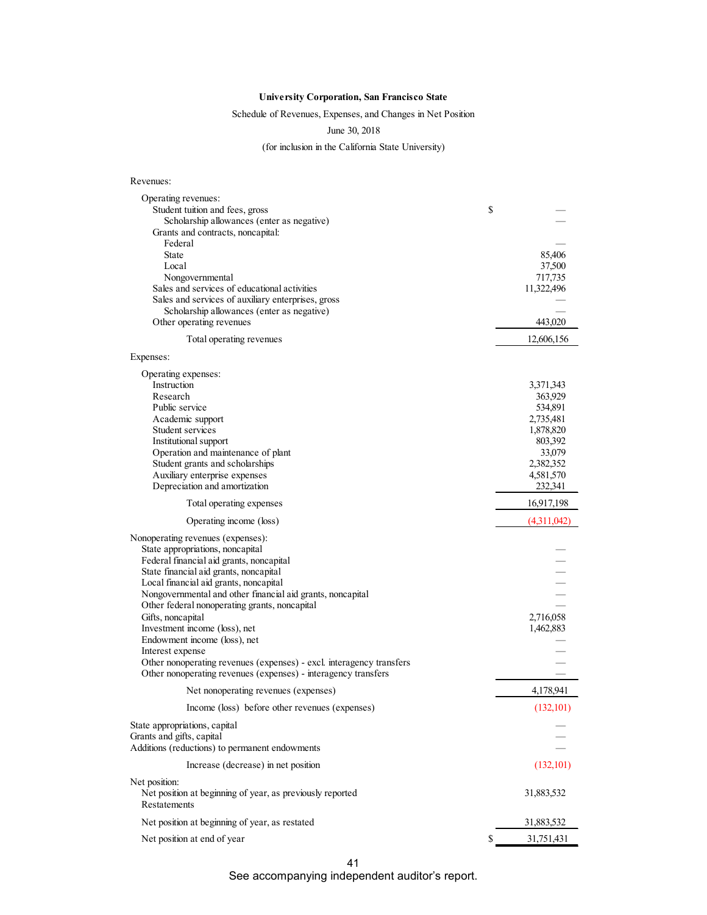**University Corporation, San Francisco State**

Schedule of Revenues, Expenses, and Changes in Net Position

June 30, 2018

(for inclusion in the California State University)

| | |
|---|---|
| Revenues: | |
| Operating revenues: | |
| Student tuition and fees, gross | $ — |
| Scholarship allowances (enter as negative) | — |
| Grants and contracts, noncapital: | |
| Federal | — |
| State | 85,406 |
| Local | 37,500 |
| Nongovernmental | 717,735 |
| Sales and services of educational activities | 11,322,496 |
| Sales and services of auxiliary enterprises, gross | — |
| Scholarship allowances (enter as negative) | — |
| Other operating revenues | 443,020 |
| Total operating revenues | 12,606,156 |
| Expenses: | |
| Operating expenses: | |
| Instruction | 3,371,343 |
| Research | 363,929 |
| Public service | 534,891 |
| Academic support | 2,735,481 |
| Student services | 1,878,820 |
| Institutional support | 803,392 |
| Operation and maintenance of plant | 33,079 |
| Student grants and scholarships | 2,382,352 |
| Auxiliary enterprise expenses | 4,581,570 |
| Depreciation and amortization | 232,341 |
| Total operating expenses | 16,917,198 |
| Operating income (loss) | (4,311,042) |
| Nonoperating revenues (expenses): | |
| State appropriations, noncapital | — |
| Federal financial aid grants, noncapital | — |
| State financial aid grants, noncapital | — |
| Local financial aid grants, noncapital | — |
| Nongovernmental and other financial aid grants, noncapital | — |
| Other federal nonoperating grants, noncapital | — |
| Gifts, noncapital | 2,716,058 |
| Investment income (loss), net | 1,462,883 |
| Endowment income (loss), net | — |
| Interest expense | — |
| Other nonoperating revenues (expenses) - excl. interagency transfers | — |
| Other nonoperating revenues (expenses) - interagency transfers | — |
| Net nonoperating revenues (expenses) | 4,178,941 |
| Income (loss) before other revenues (expenses) | (132,101) |
| State appropriations, capital | — |
| Grants and gifts, capital | — |
| Additions (reductions) to permanent endowments | — |
| Increase (decrease) in net position | (132,101) |
| Net position: | |
| Net position at beginning of year, as previously reported | 31,883,532 |
| Restatements | |
| Net position at beginning of year, as restated | 31,883,532 |
| Net position at end of year | $ 31,751,431 |

See accompanying independent auditor's report.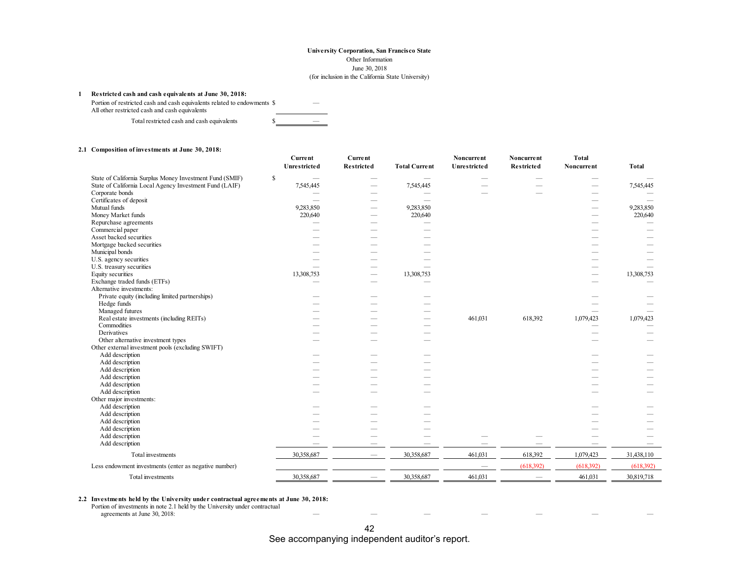University Corporation, San Francisco State
Other Information
June 30, 2018
(for inclusion in the California State University)

**1 Restricted cash and cash equivalents at June 30, 2018:**

| | |
|---|---|
| Portion of restricted cash and cash equivalents related to endowments | $ — |
| All other restricted cash and cash equivalents | |
| Total restricted cash and cash equivalents | $ — |

**2.1 Composition of investments at June 30, 2018:**

| | Current Unrestricted | Current Restricted | Total Current | Noncurrent Unrestricted | Noncurrent Restricted | Total Noncurrent | Total |
|---|---|---|---|---|---|---|---|
| State of California Surplus Money Investment Fund (SMIF) | $ — | — | — | — | — | — | — |
| State of California Local Agency Investment Fund (LAIF) | 7,545,445 | — | 7,545,445 | — | — | — | 7,545,445 |
| Corporate bonds | — | — | — | — | — | — | — |
| Certificates of deposit | — | — | — | | | — | — |
| Mutual funds | 9,283,850 | — | 9,283,850 | | | — | 9,283,850 |
| Money Market funds | 220,640 | — | 220,640 | | | — | 220,640 |
| Repurchase agreements | — | — | — | | | — | — |
| Commercial paper | — | — | — | | | — | — |
| Asset backed securities | — | — | — | | | — | — |
| Mortgage backed securities | — | — | — | | | — | — |
| Municipal bonds | — | — | — | | | — | — |
| U.S. agency securities | — | — | — | | | — | — |
| U.S. treasury securities | — | — | — | | | — | — |
| Equity securities | 13,308,753 | — | 13,308,753 | | | — | 13,308,753 |
| Exchange traded funds (ETFs) | — | — | — | | | — | — |
| Alternative investments: | | | | | | | |
| Private equity (including limited partnerships) | — | — | — | | | — | — |
| Hedge funds | — | — | — | | | — | — |
| Managed futures | — | — | — | | | — | — |
| Real estate investments (including REITs) | — | — | — | 461,031 | 618,392 | 1,079,423 | 1,079,423 |
| Commodities | — | — | — | | | — | — |
| Derivatives | — | — | — | | | — | — |
| Other alternative investment types | — | — | — | | | — | — |
| Other external investment pools (excluding SWIFT) | | | | | | | |
| Add description | — | — | — | | | — | — |
| Add description | — | — | — | | | — | — |
| Add description | — | — | — | | | — | — |
| Add description | — | — | — | | | — | — |
| Add description | — | — | — | | | — | — |
| Add description | — | — | — | | | — | — |
| Other major investments: | | | | | | | |
| Add description | — | — | — | | | — | — |
| Add description | — | — | — | | | — | — |
| Add description | — | — | — | | | — | — |
| Add description | — | — | — | | | — | — |
| Add description | — | — | — | — | — | — | — |
| Add description | — | — | — | — | — | — | — |
| Total investments | 30,358,687 | — | 30,358,687 | 461,031 | 618,392 | 1,079,423 | 31,438,110 |
| Less endowment investments (enter as negative number) | | | | — | (618,392) | (618,392) | (618,392) |
| Total investments | 30,358,687 | — | 30,358,687 | 461,031 | — | 461,031 | 30,819,718 |

**2.2 Investments held by the University under contractual agreements at June 30, 2018:**

| | | | | | | | |
|---|---|---|---|---|---|---|---|
| Portion of investments in note 2.1 held by the University under contractual agreements at June 30, 2018: | — | — | — | — | — | — | — |

See accompanying independent auditor's report.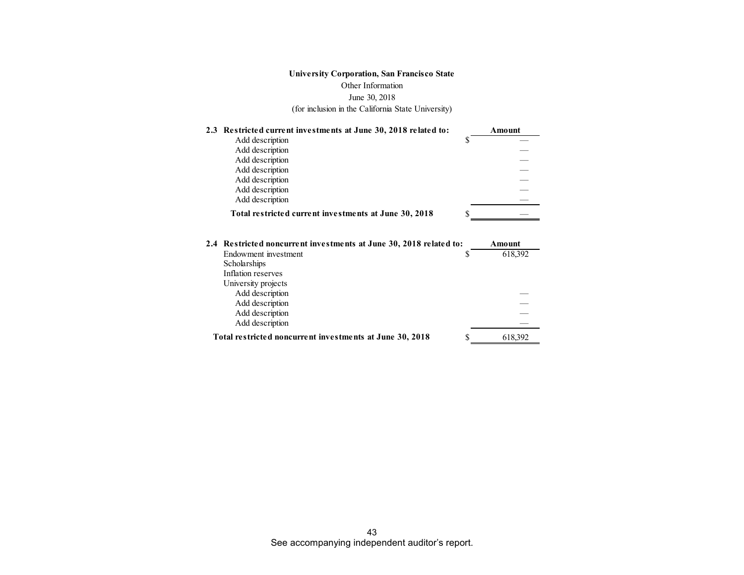**University Corporation, San Francisco State**

Other Information

June 30, 2018

(for inclusion in the California State University)

| 2.3 Restricted current investments at June 30, 2018 related to: | | Amount |
|---|---|---|
| Add description | $ | — |
| Add description | | — |
| Add description | | — |
| Add description | | — |
| Add description | | — |
| Add description | | — |
| Add description | | — |
| **Total restricted current investments at June 30, 2018** | $ | — |

| 2.4 Restricted noncurrent investments at June 30, 2018 related to: | | Amount |
|---|---|---|
| Endowment investment | $ | 618,392 |
| Scholarships | | |
| Inflation reserves | | |
| University projects | | |
| Add description | | — |
| Add description | | — |
| Add description | | — |
| Add description | | — |
| **Total restricted noncurrent investments at June 30, 2018** | $ | 618,392 |

See accompanying independent auditor's report.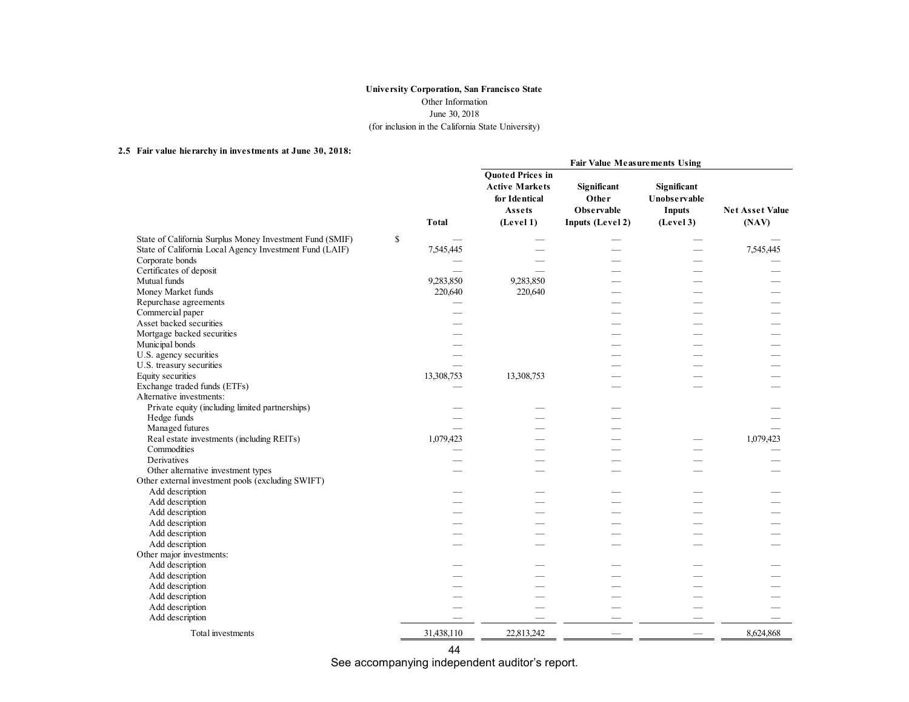**University Corporation, San Francisco State**

Other Information

June 30, 2018

(for inclusion in the California State University)

**2.5 Fair value hierarchy in investments at June 30, 2018:**

| | | Fair Value Measurements Using | | | |
|---|---|---|---|---|---|
| | **Total** | **Quoted Prices in Active Markets for Identical Assets (Level 1)** | **Significant Other Observable Inputs (Level 2)** | **Significant Unobservable Inputs (Level 3)** | **Net Asset Value (NAV)** |
| State of California Surplus Money Investment Fund (SMIF) | $ — | — | — | — | — |
| State of California Local Agency Investment Fund (LAIF) | 7,545,445 | — | — | — | 7,545,445 |
| Corporate bonds | — | — | — | — | — |
| Certificates of deposit | — | — | — | — | — |
| Mutual funds | 9,283,850 | 9,283,850 | — | — | — |
| Money Market funds | 220,640 | 220,640 | — | — | — |
| Repurchase agreements | — | — | — | — | — |
| Commercial paper | — | | — | — | — |
| Asset backed securities | — | | — | — | — |
| Mortgage backed securities | — | | — | — | — |
| Municipal bonds | — | | — | — | — |
| U.S. agency securities | — | | — | — | — |
| U.S. treasury securities | — | | — | — | — |
| Equity securities | 13,308,753 | 13,308,753 | — | — | — |
| Exchange traded funds (ETFs) | — | | — | — | — |
| Alternative investments: | | | | | |
| Private equity (including limited partnerships) | — | — | — | | — |
| Hedge funds | — | — | — | | — |
| Managed futures | — | — | — | | — |
| Real estate investments (including REITs) | 1,079,423 | — | — | — | 1,079,423 |
| Commodities | — | — | — | — | — |
| Derivatives | — | — | — | — | — |
| Other alternative investment types | — | — | — | — | — |
| Other external investment pools (excluding SWIFT) | | | | | |
| Add description | — | — | — | — | — |
| Add description | — | — | — | — | — |
| Add description | — | — | — | — | — |
| Add description | — | — | — | — | — |
| Add description | — | — | — | — | — |
| Add description | — | — | — | — | — |
| Other major investments: | | | | | |
| Add description | — | — | — | — | — |
| Add description | — | — | — | — | — |
| Add description | — | — | — | — | — |
| Add description | — | — | — | — | — |
| Add description | — | — | — | — | — |
| Add description | — | — | — | — | — |
| Total investments | 31,438,110 | 22,813,242 | — | — | 8,624,868 |

See accompanying independent auditor's report.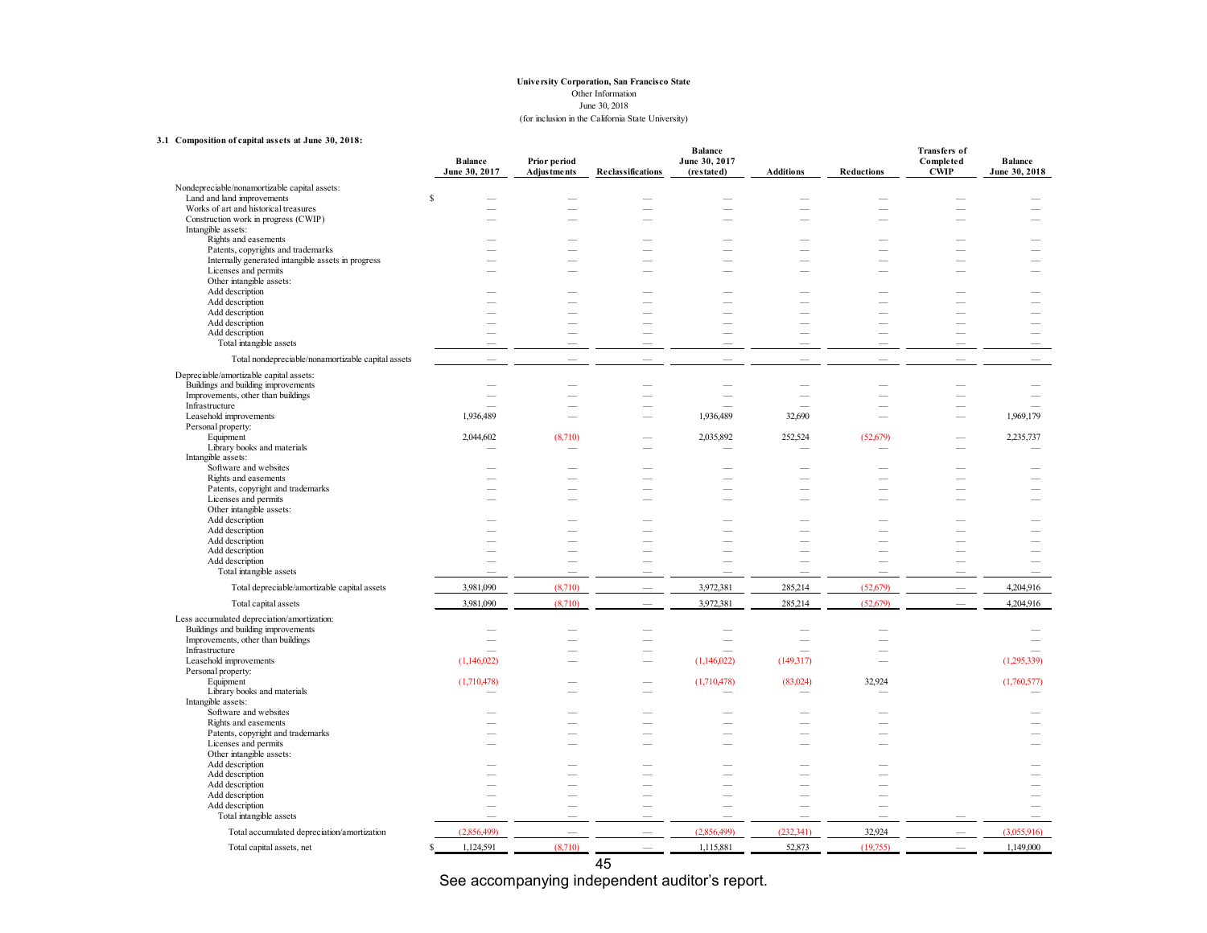**University Corporation, San Francisco State**
Other Information
June 30, 2018
(for inclusion in the California State University)

**3.1 Composition of capital assets at June 30, 2018:**

| | Balance June 30, 2017 | Prior period Adjustments | Reclassifications | Balance June 30, 2017 (restated) | Additions | Reductions | Transfers of Completed CWIP | Balance June 30, 2018 |
|---|---|---|---|---|---|---|---|---|
| Nondepreciable/nonamortizable capital assets: | | | | | | | | |
| Land and land improvements | $ — | — | — | — | — | — | — | — |
| Works of art and historical treasures | — | — | — | — | — | — | — | — |
| Construction work in progress (CWIP) | — | — | — | — | — | — | — | — |
| Intangible assets: | | | | | | | | |
| Rights and easements | — | — | — | — | — | — | — | — |
| Patents, copyrights and trademarks | — | — | — | — | — | — | — | — |
| Internally generated intangible assets in progress | — | — | — | — | — | — | — | — |
| Licenses and permits | — | — | — | — | — | — | — | — |
| Other intangible assets: | | | | | | | | |
| Add description | — | — | — | — | — | — | — | — |
| Add description | — | — | — | — | — | — | — | — |
| Add description | — | — | — | — | — | — | — | — |
| Add description | — | — | — | — | — | — | — | — |
| Add description | — | — | — | — | — | — | — | — |
| Total intangible assets | — | — | — | — | — | — | — | — |
| Total nondepreciable/nonamortizable capital assets | — | — | — | — | — | — | — | — |
| Depreciable/amortizable capital assets: | | | | | | | | |
| Buildings and building improvements | — | — | — | — | — | — | — | — |
| Improvements, other than buildings | — | — | — | — | — | — | — | — |
| Infrastructure | — | — | — | — | — | — | — | — |
| Leasehold improvements | 1,936,489 | — | — | 1,936,489 | 32,690 | — | — | 1,969,179 |
| Personal property: | | | | | | | | |
| Equipment | 2,044,602 | (8,710) | — | 2,035,892 | 252,524 | (52,679) | — | 2,235,737 |
| Library books and materials | — | — | — | — | — | — | — | — |
| Intangible assets: | | | | | | | | |
| Software and websites | — | — | — | — | — | — | — | — |
| Rights and easements | — | — | — | — | — | — | — | — |
| Patents, copyright and trademarks | — | — | — | — | — | — | — | — |
| Licenses and permits | — | — | — | — | — | — | — | — |
| Other intangible assets: | | | | | | | | |
| Add description | — | — | — | — | — | — | — | — |
| Add description | — | — | — | — | — | — | — | — |
| Add description | — | — | — | — | — | — | — | — |
| Add description | — | — | — | — | — | — | — | — |
| Add description | — | — | — | — | — | — | — | — |
| Total intangible assets | — | — | — | — | — | — | — | — |
| Total depreciable/amortizable capital assets | 3,981,090 | (8,710) | — | 3,972,381 | 285,214 | (52,679) | — | 4,204,916 |
| Total capital assets | 3,981,090 | (8,710) | — | 3,972,381 | 285,214 | (52,679) | — | 4,204,916 |
| Less accumulated depreciation/amortization: | | | | | | | | |
| Buildings and building improvements | — | — | — | — | — | — | | — |
| Improvements, other than buildings | — | — | — | — | — | — | | — |
| Infrastructure | — | — | — | — | — | — | | — |
| Leasehold improvements | (1,146,022) | — | — | (1,146,022) | (149,317) | — | | (1,295,339) |
| Personal property: | | | | | | | | |
| Equipment | (1,710,478) | — | — | (1,710,478) | (83,024) | 32,924 | | (1,760,577) |
| Library books and materials | — | — | — | — | — | — | | — |
| Intangible assets: | | | | | | | | |
| Software and websites | — | — | — | — | — | — | | — |
| Rights and easements | — | — | — | — | — | — | | — |
| Patents, copyright and trademarks | — | — | — | — | — | — | | — |
| Licenses and permits | — | — | — | — | — | — | | — |
| Other intangible assets: | | | | | | | | |
| Add description | — | — | — | — | — | — | | — |
| Add description | — | — | — | — | — | — | | — |
| Add description | — | — | — | — | — | — | | — |
| Add description | — | — | — | — | — | — | | — |
| Add description | — | — | — | — | — | — | | — |
| Total intangible assets | — | — | — | — | — | — | — | — |
| Total accumulated depreciation/amortization | (2,856,499) | — | — | (2,856,499) | (232,341) | 32,924 | — | (3,055,916) |
| Total capital assets, net | $ 1,124,591 | (8,710) | — | 1,115,881 | 52,873 | (19,755) | — | 1,149,000 |

See accompanying independent auditor's report.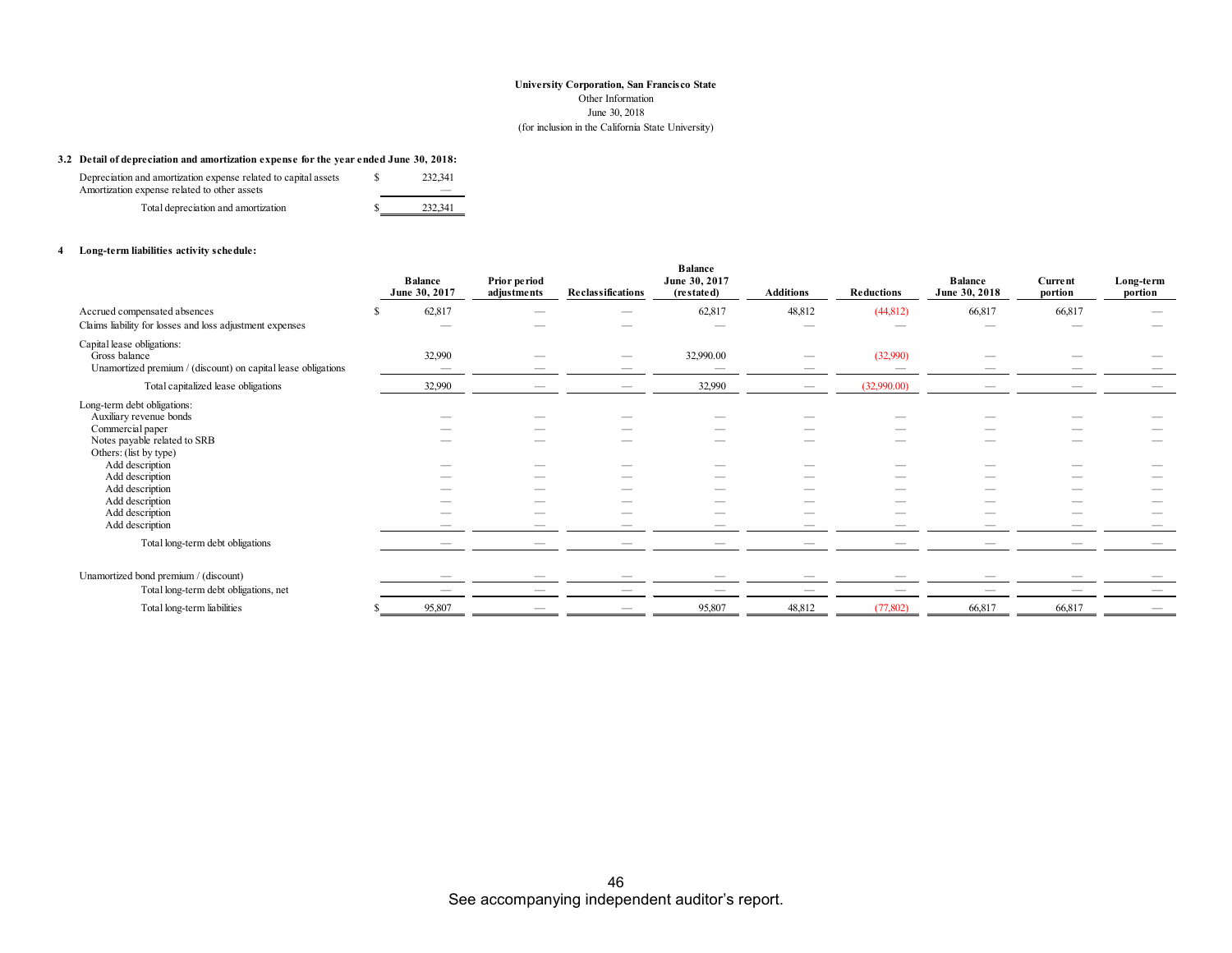**University Corporation, San Francisco State**
Other Information
June 30, 2018
(for inclusion in the California State University)

**3.2 Detail of depreciation and amortization expense for the year ended June 30, 2018:**

| | |
|---|---|
| Depreciation and amortization expense related to capital assets | $ 232,341 |
| Amortization expense related to other assets | — |
| Total depreciation and amortization | $ 232,341 |

**4 Long-term liabilities activity schedule:**

| | Balance June 30, 2017 | Prior period adjustments | Reclassifications | Balance June 30, 2017 (restated) | Additions | Reductions | Balance June 30, 2018 | Current portion | Long-term portion |
|---|---|---|---|---|---|---|---|---|---|
| Accrued compensated absences | $ 62,817 | — | — | 62,817 | 48,812 | (44,812) | 66,817 | 66,817 | — |
| Claims liability for losses and loss adjustment expenses | — | — | — | — | — | — | — | — | — |
| Capital lease obligations: | | | | | | | | | |
| Gross balance | 32,990 | — | — | 32,990.00 | — | (32,990) | — | — | — |
| Unamortized premium / (discount) on capital lease obligations | — | — | — | — | — | — | — | — | — |
| Total capitalized lease obligations | 32,990 | — | — | 32,990 | — | (32,990.00) | — | — | — |
| Long-term debt obligations: | | | | | | | | | |
| Auxiliary revenue bonds | — | — | — | — | — | — | — | — | — |
| Commercial paper | — | — | — | — | — | — | — | — | — |
| Notes payable related to SRB | — | — | — | — | — | — | — | — | — |
| Others: (list by type) | | | | | | | | | |
| Add description | — | — | — | — | — | — | — | — | — |
| Add description | — | — | — | — | — | — | — | — | — |
| Add description | — | — | — | — | — | — | — | — | — |
| Add description | — | — | — | — | — | — | — | — | — |
| Add description | — | — | — | — | — | — | — | — | — |
| Add description | — | — | — | — | — | — | — | — | — |
| Total long-term debt obligations | — | — | — | — | — | — | — | — | — |
| Unamortized bond premium / (discount) | — | — | — | — | — | — | — | — | — |
| Total long-term debt obligations, net | — | — | — | — | — | — | — | — | — |
| Total long-term liabilities | $ 95,807 | — | — | 95,807 | 48,812 | (77,802) | 66,817 | 66,817 | — |

See accompanying independent auditor's report.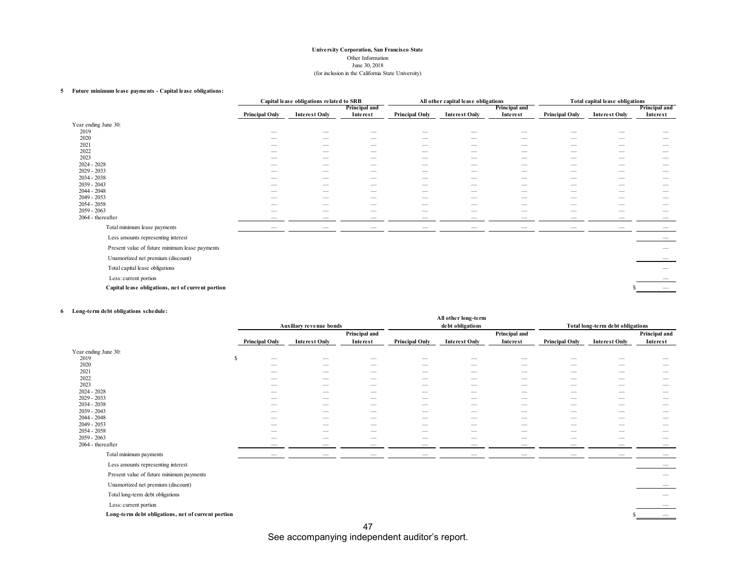**University Corporation, San Francisco State**
Other Information
June 30, 2018
(for inclusion in the California State University)

**5 Future minimum lease payments - Capital lease obligations:**

| | Capital lease obligations related to SRB | | | All other capital lease obligations | | | Total capital lease obligations | | |
|---|---|---|---|---|---|---|---|---|---|
| | **Principal Only** | **Interest Only** | **Principal and Interest** | **Principal Only** | **Interest Only** | **Principal and Interest** | **Principal Only** | **Interest Only** | **Principal and Interest** |
| Year ending June 30: | | | | | | | | | |
| 2019 | — | — | — | — | — | — | — | — | — |
| 2020 | — | — | — | — | — | — | — | — | — |
| 2021 | — | — | — | — | — | — | — | — | — |
| 2022 | — | — | — | — | — | — | — | — | — |
| 2023 | — | — | — | — | — | — | — | — | — |
| 2024 - 2028 | — | — | — | — | — | — | — | — | — |
| 2029 - 2033 | — | — | — | — | — | — | — | — | — |
| 2034 - 2038 | — | — | — | — | — | — | — | — | — |
| 2039 - 2043 | — | — | — | — | — | — | — | — | — |
| 2044 - 2048 | — | — | — | — | — | — | — | — | — |
| 2049 - 2053 | — | — | — | — | — | — | — | — | — |
| 2054 - 2058 | — | — | — | — | — | — | — | — | — |
| 2059 - 2063 | — | — | — | — | — | — | — | — | — |
| 2064 - thereafter | — | — | — | — | — | — | — | — | — |
| Total minimum lease payments | — | — | — | — | — | — | — | — | — |
| Less amounts representing interest | | | | | | | | | — |
| Present value of future minimum lease payments | | | | | | | | | — |
| Unamortized net premium (discount) | | | | | | | | | — |
| Total capital lease obligations | | | | | | | | | — |
| Less: current portion | | | | | | | | | — |
| **Capital lease obligations, net of current portion** | | | | | | | | | $ — |

**6 Long-term debt obligations schedule:**

| | Auxiliary revenue bonds | | | All other long-term debt obligations | | | Total long-term debt obligations | | |
|---|---|---|---|---|---|---|---|---|---|
| | **Principal Only** | **Interest Only** | **Principal and Interest** | **Principal Only** | **Interest Only** | **Principal and Interest** | **Principal Only** | **Interest Only** | **Principal and Interest** |
| Year ending June 30: | | | | | | | | | |
| 2019 | $ — | — | — | — | — | — | — | — | — |
| 2020 | — | — | — | — | — | — | — | — | — |
| 2021 | — | — | — | — | — | — | — | — | — |
| 2022 | — | — | — | — | — | — | — | — | — |
| 2023 | — | — | — | — | — | — | — | — | — |
| 2024 - 2028 | — | — | — | — | — | — | — | — | — |
| 2029 - 2033 | — | — | — | — | — | — | — | — | — |
| 2034 - 2038 | — | — | — | — | — | — | — | — | — |
| 2039 - 2043 | — | — | — | — | — | — | — | — | — |
| 2044 - 2048 | — | — | — | — | — | — | — | — | — |
| 2049 - 2053 | — | — | — | — | — | — | — | — | — |
| 2054 - 2058 | — | — | — | — | — | — | — | — | — |
| 2059 - 2063 | — | — | — | — | — | — | — | — | — |
| 2064 - thereafter | — | — | — | — | — | — | — | — | — |
| Total minimum payments | — | — | — | — | — | — | — | — | — |
| Less amounts representing interest | | | | | | | | | — |
| Present value of future minimum payments | | | | | | | | | — |
| Unamortized net premium (discount) | | | | | | | | | — |
| Total long-term debt obligations | | | | | | | | | — |
| Less: current portion | | | | | | | | | — |
| **Long-term debt obligations, net of current portion** | | | | | | | | | $ — |

See accompanying independent auditor's report.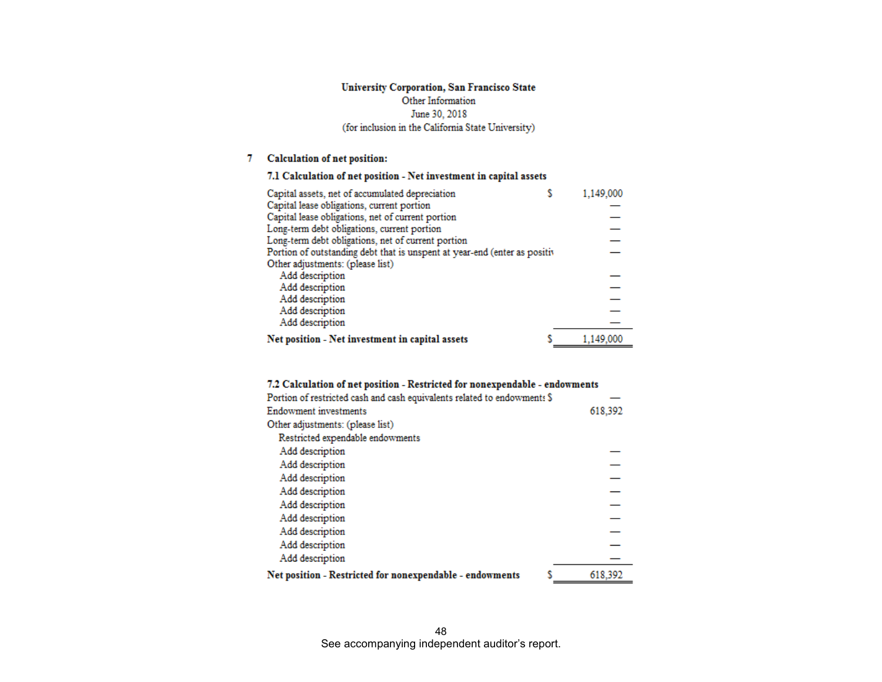**University Corporation, San Francisco State**
Other Information
June 30, 2018
(for inclusion in the California State University)

## 7 Calculation of net position:

### 7.1 Calculation of net position - Net investment in capital assets

| | | |
|---|---|---|
| Capital assets, net of accumulated depreciation | $ | 1,149,000 |
| Capital lease obligations, current portion | | — |
| Capital lease obligations, net of current portion | | — |
| Long-term debt obligations, current portion | | — |
| Long-term debt obligations, net of current portion | | — |
| Portion of outstanding debt that is unspent at year-end (enter as positiv | | — |
| Other adjustments: (please list) | | |
| Add description | | — |
| Add description | | — |
| Add description | | — |
| Add description | | — |
| Add description | | — |
| **Net position - Net investment in capital assets** | $ | 1,149,000 |

### 7.2 Calculation of net position - Restricted for nonexpendable - endowments

| | | |
|---|---|---|
| Portion of restricted cash and cash equivalents related to endowments | $ | — |
| Endowment investments | | 618,392 |
| Other adjustments: (please list) | | |
| Restricted expendable endowments | | |
| Add description | | — |
| Add description | | — |
| Add description | | — |
| Add description | | — |
| Add description | | — |
| Add description | | — |
| Add description | | — |
| Add description | | — |
| Add description | | — |
| **Net position - Restricted for nonexpendable - endowments** | $ | 618,392 |

See accompanying independent auditor's report.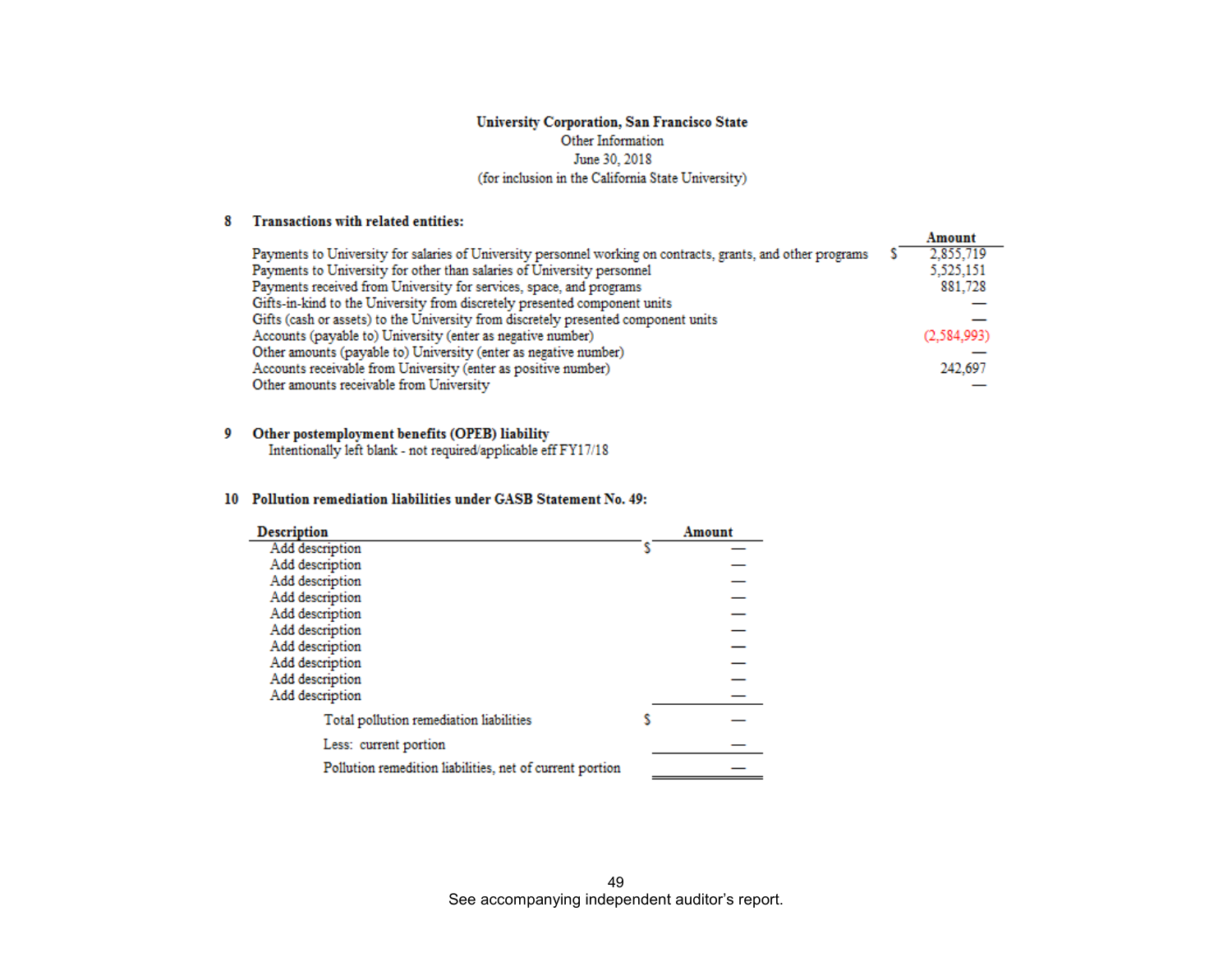**University Corporation, San Francisco State**
Other Information
June 30, 2018
(for inclusion in the California State University)

**8 Transactions with related entities:**

| | | Amount |
|---|---|---|
| Payments to University for salaries of University personnel working on contracts, grants, and other programs | $ | 2,855,719 |
| Payments to University for other than salaries of University personnel | | 5,525,151 |
| Payments received from University for services, space, and programs | | 881,728 |
| Gifts-in-kind to the University from discretely presented component units | | — |
| Gifts (cash or assets) to the University from discretely presented component units | | — |
| Accounts (payable to) University (enter as negative number) | | (2,584,993) |
| Other amounts (payable to) University (enter as negative number) | | — |
| Accounts receivable from University (enter as positive number) | | 242,697 |
| Other amounts receivable from University | | — |

**9 Other postemployment benefits (OPEB) liability**

Intentionally left blank - not required/applicable eff FY17/18

**10 Pollution remediation liabilities under GASB Statement No. 49:**

| Description | | Amount |
|---|---|---|
| Add description | $ | — |
| Add description | | — |
| Add description | | — |
| Add description | | — |
| Add description | | — |
| Add description | | — |
| Add description | | — |
| Add description | | — |
| Add description | | — |
| Add description | | — |
| Total pollution remediation liabilities | $ | — |
| Less: current portion | | — |
| Pollution remedition liabilities, net of current portion | | — |

See accompanying independent auditor's report.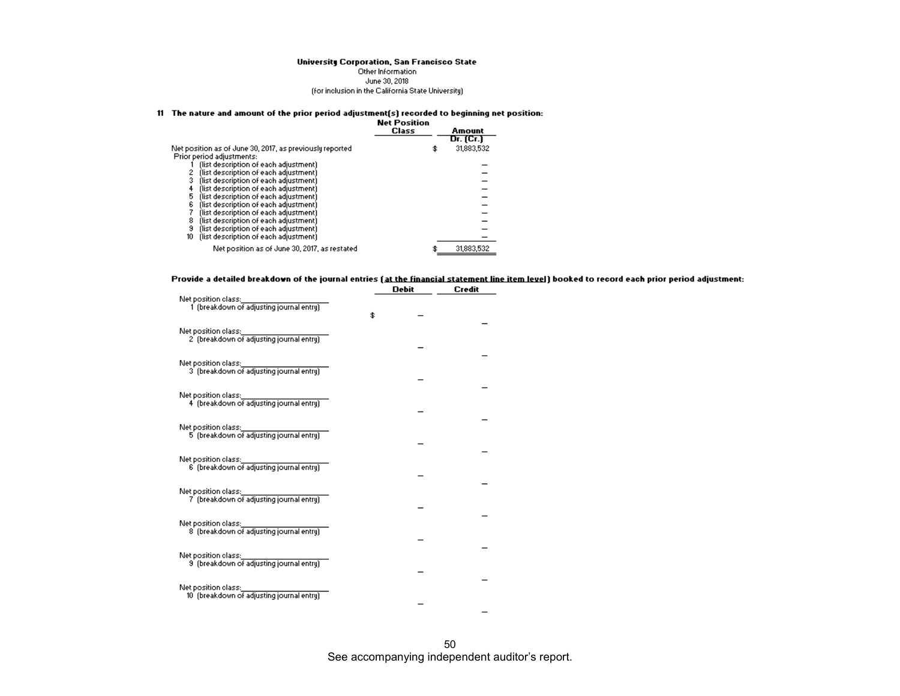**University Corporation, San Francisco State**
Other Information
June 30, 2018
(for inclusion in the California State University)

**11 The nature and amount of the prior period adjustment(s) recorded to beginning net position:**

| | Net Position Class | | Amount Dr. (Cr.) |
|---|---|---|---|
| Net position as of June 30, 2017, as previously reported | | $ | 31,883,532 |
| Prior period adjustments: | | | |
| 1 (list description of each adjustment) | | | – |
| 2 (list description of each adjustment) | | | – |
| 3 (list description of each adjustment) | | | – |
| 4 (list description of each adjustment) | | | – |
| 5 (list description of each adjustment) | | | – |
| 6 (list description of each adjustment) | | | – |
| 7 (list description of each adjustment) | | | – |
| 8 (list description of each adjustment) | | | – |
| 9 (list description of each adjustment) | | | – |
| 10 (list description of each adjustment) | | | – |
| Net position as of June 30, 2017, as restated | | $ | 31,883,532 |

**Provide a detailed breakdown of the journal entries (<u>at the financial statement line item level</u>) booked to record each prior period adjustment:**

| | Debit | Credit |
|---|---|---|
| Net position class:\_\_\_\_\_\_\_\_\_\_\_\_\_\_\_\_ | | |
| 1 (breakdown of adjusting journal entry) | | |
| | $ – | |
| | | – |
| Net position class:\_\_\_\_\_\_\_\_\_\_\_\_\_\_\_\_ | | |
| 2 (breakdown of adjusting journal entry) | | |
| | – | |
| | | – |
| Net position class:\_\_\_\_\_\_\_\_\_\_\_\_\_\_\_\_ | | |
| 3 (breakdown of adjusting journal entry) | | |
| | – | |
| | | – |
| Net position class:\_\_\_\_\_\_\_\_\_\_\_\_\_\_\_\_ | | |
| 4 (breakdown of adjusting journal entry) | | |
| | – | |
| | | – |
| Net position class:\_\_\_\_\_\_\_\_\_\_\_\_\_\_\_\_ | | |
| 5 (breakdown of adjusting journal entry) | | |
| | – | |
| | | – |
| Net position class:\_\_\_\_\_\_\_\_\_\_\_\_\_\_\_\_ | | |
| 6 (breakdown of adjusting journal entry) | | |
| | – | |
| | | – |
| Net position class:\_\_\_\_\_\_\_\_\_\_\_\_\_\_\_\_ | | |
| 7 (breakdown of adjusting journal entry) | | |
| | – | |
| | | – |
| Net position class:\_\_\_\_\_\_\_\_\_\_\_\_\_\_\_\_ | | |
| 8 (breakdown of adjusting journal entry) | | |
| | – | |
| | | – |
| Net position class:\_\_\_\_\_\_\_\_\_\_\_\_\_\_\_\_ | | |
| 9 (breakdown of adjusting journal entry) | | |
| | – | |
| | | – |
| Net position class:\_\_\_\_\_\_\_\_\_\_\_\_\_\_\_\_ | | |
| 10 (breakdown of adjusting journal entry) | | |
| | – | |
| | | – |

See accompanying independent auditor's report.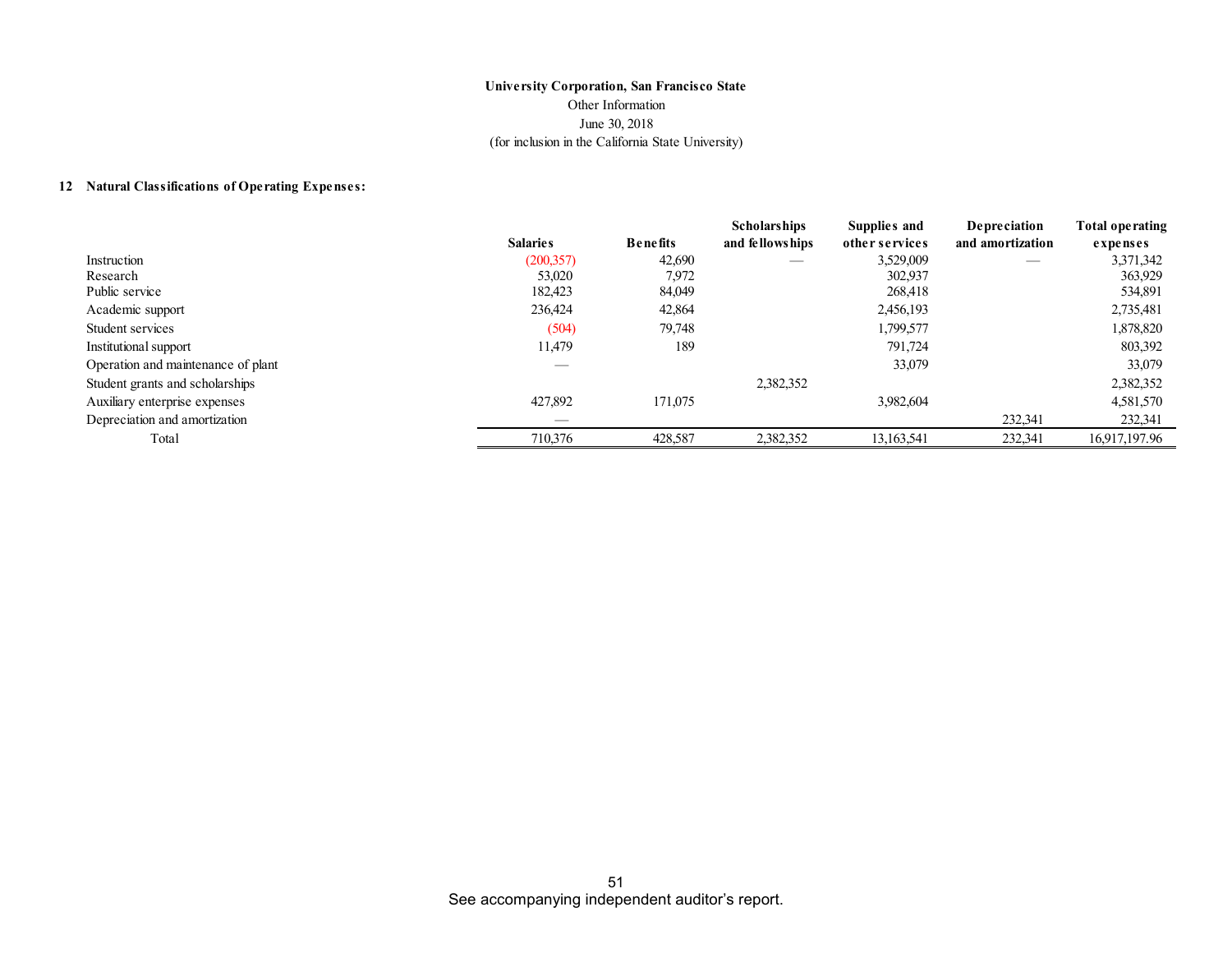**University Corporation, San Francisco State**

Other Information

June 30, 2018

(for inclusion in the California State University)

**12 Natural Classifications of Operating Expenses:**

| | Salaries | Benefits | Scholarships and fellowships | Supplies and other services | Depreciation and amortization | Total operating expenses |
|---|---|---|---|---|---|---|
| Instruction | (200,357) | 42,690 | — | 3,529,009 | — | 3,371,342 |
| Research | 53,020 | 7,972 | | 302,937 | | 363,929 |
| Public service | 182,423 | 84,049 | | 268,418 | | 534,891 |
| Academic support | 236,424 | 42,864 | | 2,456,193 | | 2,735,481 |
| Student services | (504) | 79,748 | | 1,799,577 | | 1,878,820 |
| Institutional support | 11,479 | 189 | | 791,724 | | 803,392 |
| Operation and maintenance of plant | — | | | 33,079 | | 33,079 |
| Student grants and scholarships | | | 2,382,352 | | | 2,382,352 |
| Auxiliary enterprise expenses | 427,892 | 171,075 | | 3,982,604 | | 4,581,570 |
| Depreciation and amortization | — | | | | 232,341 | 232,341 |
| Total | 710,376 | 428,587 | 2,382,352 | 13,163,541 | 232,341 | 16,917,197.96 |

See accompanying independent auditor's report.